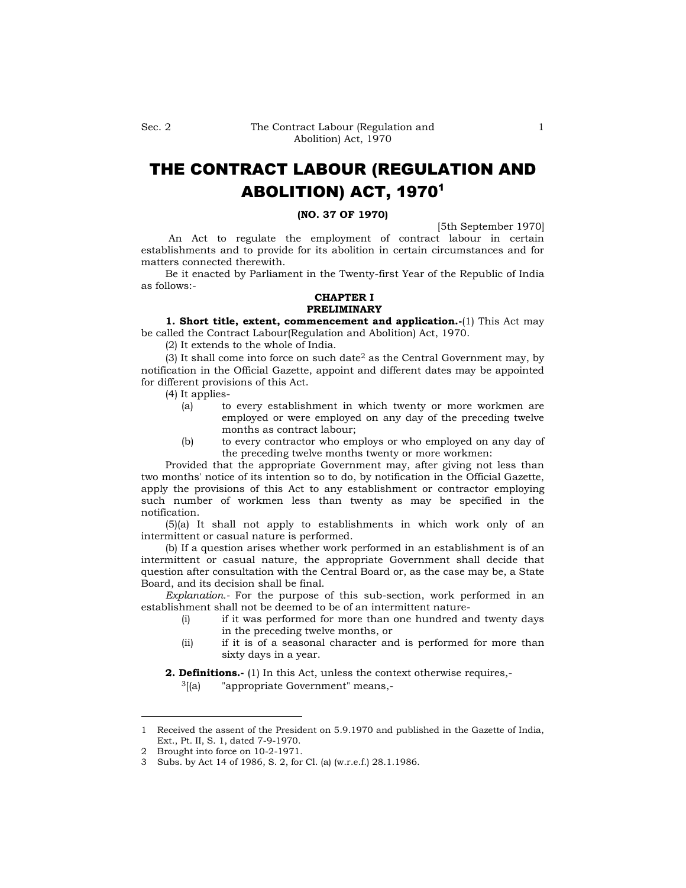# THE CONTRACT LABOUR (REGULATION AND ABOLITION) ACT, 1970[1]

**(NO. 37 OF 1970)**

[5th September 1970]

An Act to regulate the employment of contract labour in certain establishments and to provide for its abolition in certain circumstances and for matters connected therewith.

Be it enacted by Parliament in the Twenty-first Year of the Republic of India as follows:-

## CHAPTER I
## PRELIMINARY

**1. Short title, extent, commencement and application.-**(1) This Act may be called the Contract Labour(Regulation and Abolition) Act, 1970.

(2) It extends to the whole of India.

(3) It shall come into force on such date[2] as the Central Government may, by notification in the Official Gazette, appoint and different dates may be appointed for different provisions of this Act.

(4) It applies-

(a) to every establishment in which twenty or more workmen are employed or were employed on any day of the preceding twelve months as contract labour;

(b) to every contractor who employs or who employed on any day of the preceding twelve months twenty or more workmen:

Provided that the appropriate Government may, after giving not less than two months' notice of its intention so to do, by notification in the Official Gazette, apply the provisions of this Act to any establishment or contractor employing such number of workmen less than twenty as may be specified in the notification.

(5)(a) It shall not apply to establishments in which work only of an intermittent or casual nature is performed.

(b) If a question arises whether work performed in an establishment is of an intermittent or casual nature, the appropriate Government shall decide that question after consultation with the Central Board or, as the case may be, a State Board, and its decision shall be final.

*Explanation.*- For the purpose of this sub-section, work performed in an establishment shall not be deemed to be of an intermittent nature-

(i) if it was performed for more than one hundred and twenty days in the preceding twelve months, or

(ii) if it is of a seasonal character and is performed for more than sixty days in a year.

**2. Definitions.-** (1) In this Act, unless the context otherwise requires,-

[3][(a) "appropriate Government" means,-

---

1 Received the assent of the President on 5.9.1970 and published in the Gazette of India, Ext., Pt. II, S. 1, dated 7-9-1970.

2 Brought into force on 10-2-1971.

3 Subs. by Act 14 of 1986, S. 2, for Cl. (a) (w.r.e.f.) 28.1.1986.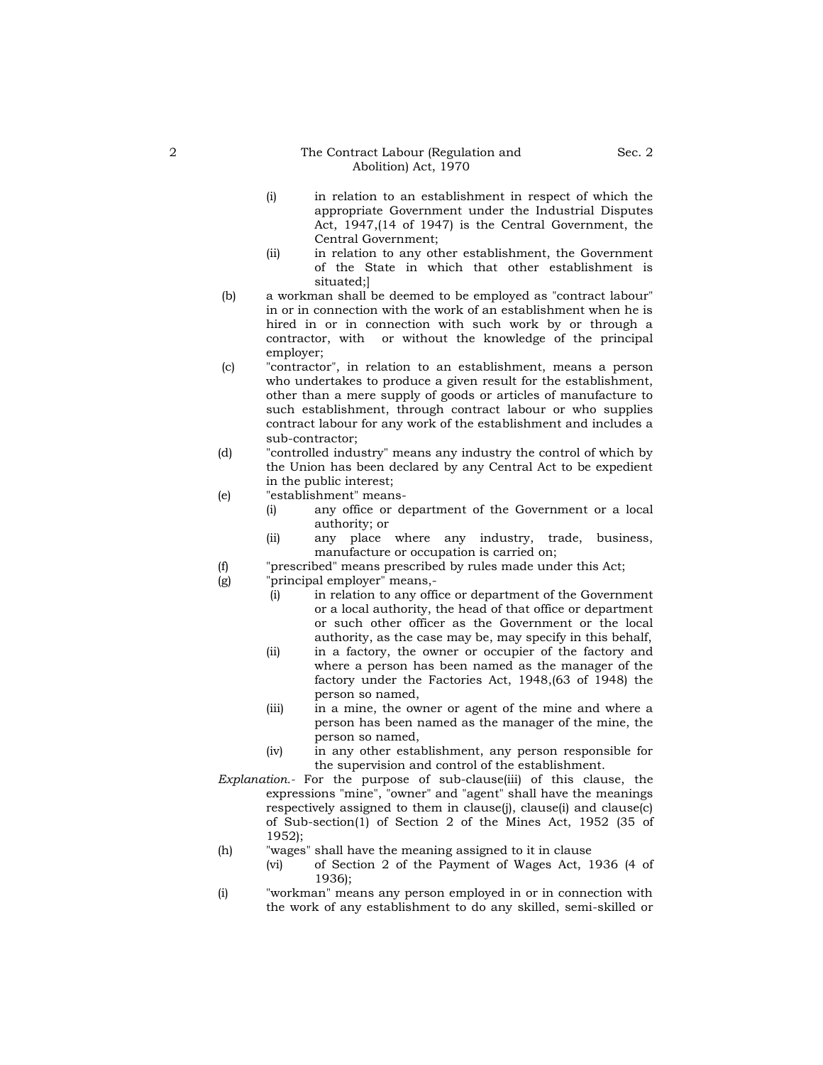(i) in relation to an establishment in respect of which the appropriate Government under the Industrial Disputes Act, 1947,(14 of 1947) is the Central Government, the Central Government;

(ii) in relation to any other establishment, the Government of the State in which that other establishment is situated;]

(b) a workman shall be deemed to be employed as "contract labour" in or in connection with the work of an establishment when he is hired in or in connection with such work by or through a contractor, with or without the knowledge of the principal employer;

(c) "contractor", in relation to an establishment, means a person who undertakes to produce a given result for the establishment, other than a mere supply of goods or articles of manufacture to such establishment, through contract labour or who supplies contract labour for any work of the establishment and includes a sub-contractor;

(d) "controlled industry" means any industry the control of which by the Union has been declared by any Central Act to be expedient in the public interest;

(e) "establishment" means-

(i) any office or department of the Government or a local authority; or

(ii) any place where any industry, trade, business, manufacture or occupation is carried on;

(f) "prescribed" means prescribed by rules made under this Act;

(g) "principal employer" means,-

(i) in relation to any office or department of the Government or a local authority, the head of that office or department or such other officer as the Government or the local authority, as the case may be, may specify in this behalf,

(ii) in a factory, the owner or occupier of the factory and where a person has been named as the manager of the factory under the Factories Act, 1948,(63 of 1948) the person so named,

(iii) in a mine, the owner or agent of the mine and where a person has been named as the manager of the mine, the person so named,

(iv) in any other establishment, any person responsible for the supervision and control of the establishment.

*Explanation.*- For the purpose of sub-clause(iii) of this clause, the expressions "mine", "owner" and "agent" shall have the meanings respectively assigned to them in clause(j), clause(i) and clause(c) of Sub-section(1) of Section 2 of the Mines Act, 1952 (35 of 1952);

(h) "wages" shall have the meaning assigned to it in clause (vi) of Section 2 of the Payment of Wages Act, 1936 (4 of 1936);

(i) "workman" means any person employed in or in connection with the work of any establishment to do any skilled, semi-skilled or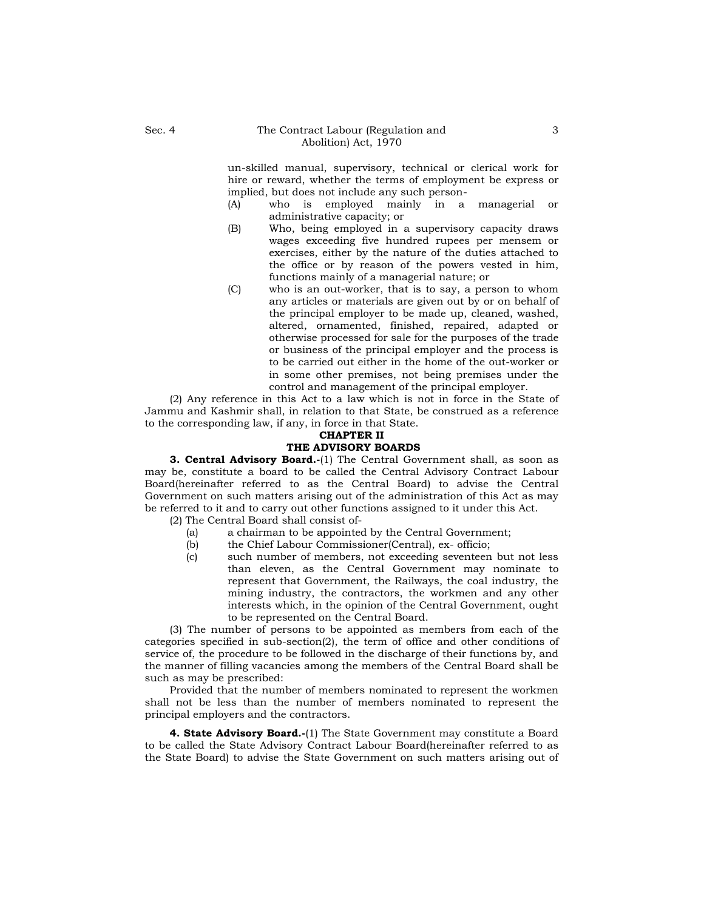un-skilled manual, supervisory, technical or clerical work for hire or reward, whether the terms of employment be express or implied, but does not include any such person-

(A) who is employed mainly in a managerial or administrative capacity; or

(B) Who, being employed in a supervisory capacity draws wages exceeding five hundred rupees per mensem or exercises, either by the nature of the duties attached to the office or by reason of the powers vested in him, functions mainly of a managerial nature; or

(C) who is an out-worker, that is to say, a person to whom any articles or materials are given out by or on behalf of the principal employer to be made up, cleaned, washed, altered, ornamented, finished, repaired, adapted or otherwise processed for sale for the purposes of the trade or business of the principal employer and the process is to be carried out either in the home of the out-worker or in some other premises, not being premises under the control and management of the principal employer.

(2) Any reference in this Act to a law which is not in force in the State of Jammu and Kashmir shall, in relation to that State, be construed as a reference to the corresponding law, if any, in force in that State.

## CHAPTER II
## THE ADVISORY BOARDS

**3. Central Advisory Board.-**(1) The Central Government shall, as soon as may be, constitute a board to be called the Central Advisory Contract Labour Board(hereinafter referred to as the Central Board) to advise the Central Government on such matters arising out of the administration of this Act as may be referred to it and to carry out other functions assigned to it under this Act.

(2) The Central Board shall consist of-

(a) a chairman to be appointed by the Central Government;

(b) the Chief Labour Commissioner(Central), ex- officio;

(c) such number of members, not exceeding seventeen but not less than eleven, as the Central Government may nominate to represent that Government, the Railways, the coal industry, the mining industry, the contractors, the workmen and any other interests which, in the opinion of the Central Government, ought to be represented on the Central Board.

(3) The number of persons to be appointed as members from each of the categories specified in sub-section(2), the term of office and other conditions of service of, the procedure to be followed in the discharge of their functions by, and the manner of filling vacancies among the members of the Central Board shall be such as may be prescribed:

Provided that the number of members nominated to represent the workmen shall not be less than the number of members nominated to represent the principal employers and the contractors.

**4. State Advisory Board.-**(1) The State Government may constitute a Board to be called the State Advisory Contract Labour Board(hereinafter referred to as the State Board) to advise the State Government on such matters arising out of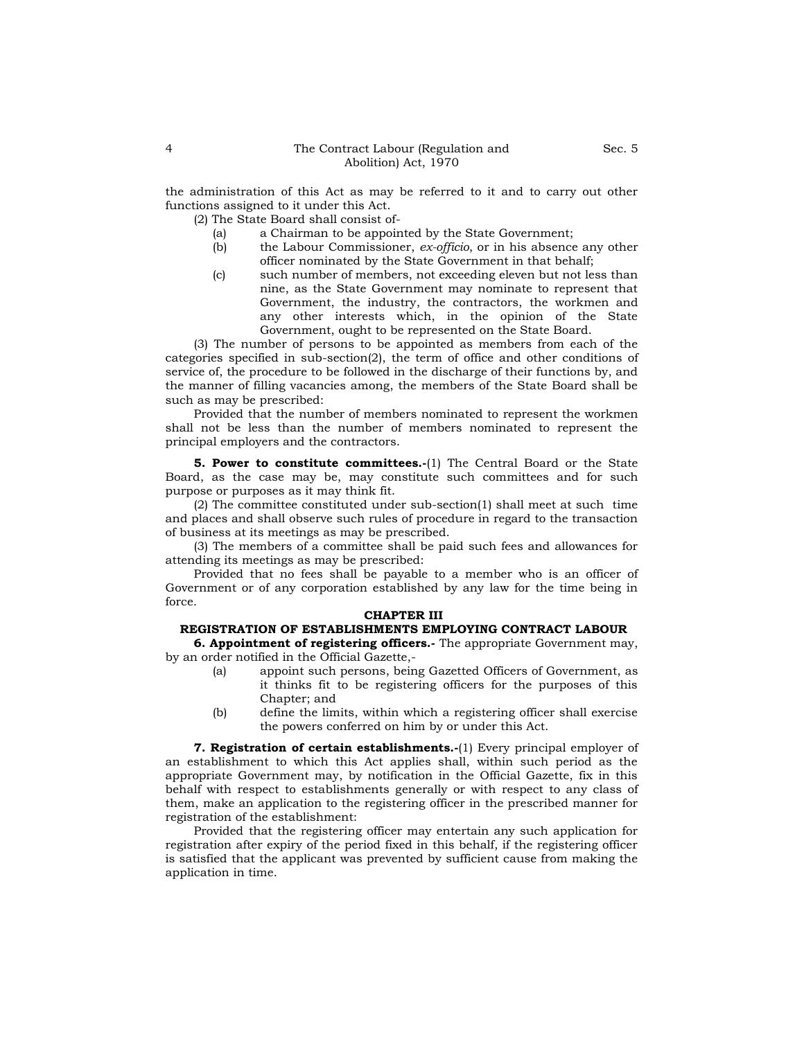the administration of this Act as may be referred to it and to carry out other functions assigned to it under this Act.

(2) The State Board shall consist of-

(a) a Chairman to be appointed by the State Government;

(b) the Labour Commissioner, *ex-officio*, or in his absence any other officer nominated by the State Government in that behalf;

(c) such number of members, not exceeding eleven but not less than nine, as the State Government may nominate to represent that Government, the industry, the contractors, the workmen and any other interests which, in the opinion of the State Government, ought to be represented on the State Board.

(3) The number of persons to be appointed as members from each of the categories specified in sub-section(2), the term of office and other conditions of service of, the procedure to be followed in the discharge of their functions by, and the manner of filling vacancies among, the members of the State Board shall be such as may be prescribed:

Provided that the number of members nominated to represent the workmen shall not be less than the number of members nominated to represent the principal employers and the contractors.

**5. Power to constitute committees.-**(1) The Central Board or the State Board, as the case may be, may constitute such committees and for such purpose or purposes as it may think fit.

(2) The committee constituted under sub-section(1) shall meet at such time and places and shall observe such rules of procedure in regard to the transaction of business at its meetings as may be prescribed.

(3) The members of a committee shall be paid such fees and allowances for attending its meetings as may be prescribed:

Provided that no fees shall be payable to a member who is an officer of Government or of any corporation established by any law for the time being in force.

## CHAPTER III

## REGISTRATION OF ESTABLISHMENTS EMPLOYING CONTRACT LABOUR

**6. Appointment of registering officers.-** The appropriate Government may, by an order notified in the Official Gazette,-

(a) appoint such persons, being Gazetted Officers of Government, as it thinks fit to be registering officers for the purposes of this Chapter; and

(b) define the limits, within which a registering officer shall exercise the powers conferred on him by or under this Act.

**7. Registration of certain establishments.-**(1) Every principal employer of an establishment to which this Act applies shall, within such period as the appropriate Government may, by notification in the Official Gazette, fix in this behalf with respect to establishments generally or with respect to any class of them, make an application to the registering officer in the prescribed manner for registration of the establishment:

Provided that the registering officer may entertain any such application for registration after expiry of the period fixed in this behalf, if the registering officer is satisfied that the applicant was prevented by sufficient cause from making the application in time.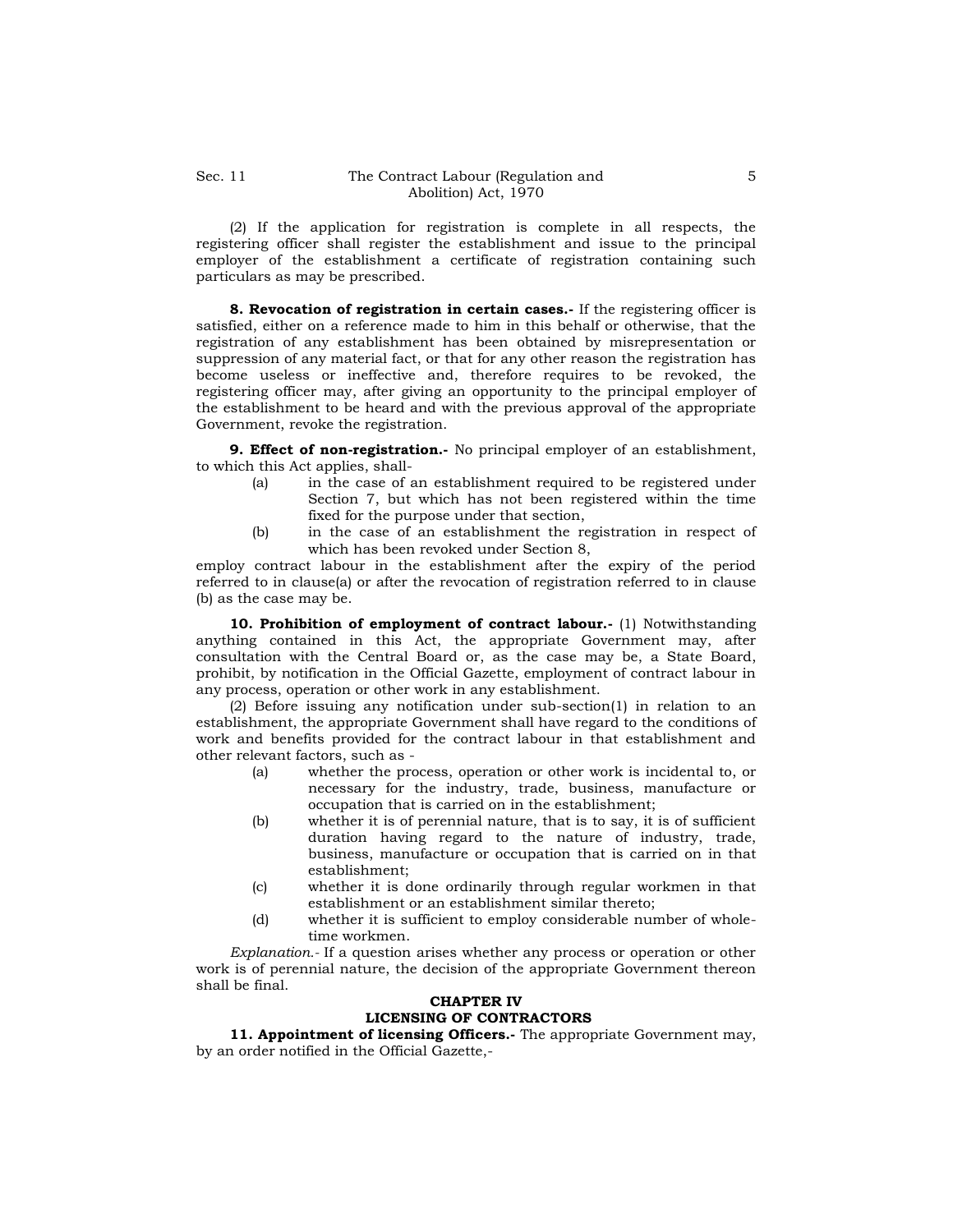(2) If the application for registration is complete in all respects, the registering officer shall register the establishment and issue to the principal employer of the establishment a certificate of registration containing such particulars as may be prescribed.

**8. Revocation of registration in certain cases.-** If the registering officer is satisfied, either on a reference made to him in this behalf or otherwise, that the registration of any establishment has been obtained by misrepresentation or suppression of any material fact, or that for any other reason the registration has become useless or ineffective and, therefore requires to be revoked, the registering officer may, after giving an opportunity to the principal employer of the establishment to be heard and with the previous approval of the appropriate Government, revoke the registration.

**9. Effect of non-registration.-** No principal employer of an establishment, to which this Act applies, shall-

(a) in the case of an establishment required to be registered under Section 7, but which has not been registered within the time fixed for the purpose under that section,

(b) in the case of an establishment the registration in respect of which has been revoked under Section 8,

employ contract labour in the establishment after the expiry of the period referred to in clause(a) or after the revocation of registration referred to in clause (b) as the case may be.

**10. Prohibition of employment of contract labour.-** (1) Notwithstanding anything contained in this Act, the appropriate Government may, after consultation with the Central Board or, as the case may be, a State Board, prohibit, by notification in the Official Gazette, employment of contract labour in any process, operation or other work in any establishment.

(2) Before issuing any notification under sub-section(1) in relation to an establishment, the appropriate Government shall have regard to the conditions of work and benefits provided for the contract labour in that establishment and other relevant factors, such as -

(a) whether the process, operation or other work is incidental to, or necessary for the industry, trade, business, manufacture or occupation that is carried on in the establishment;

(b) whether it is of perennial nature, that is to say, it is of sufficient duration having regard to the nature of industry, trade, business, manufacture or occupation that is carried on in that establishment;

(c) whether it is done ordinarily through regular workmen in that establishment or an establishment similar thereto;

(d) whether it is sufficient to employ considerable number of whole-time workmen.

*Explanation.-* If a question arises whether any process or operation or other work is of perennial nature, the decision of the appropriate Government thereon shall be final.

## CHAPTER IV
## LICENSING OF CONTRACTORS

**11. Appointment of licensing Officers.-** The appropriate Government may, by an order notified in the Official Gazette,-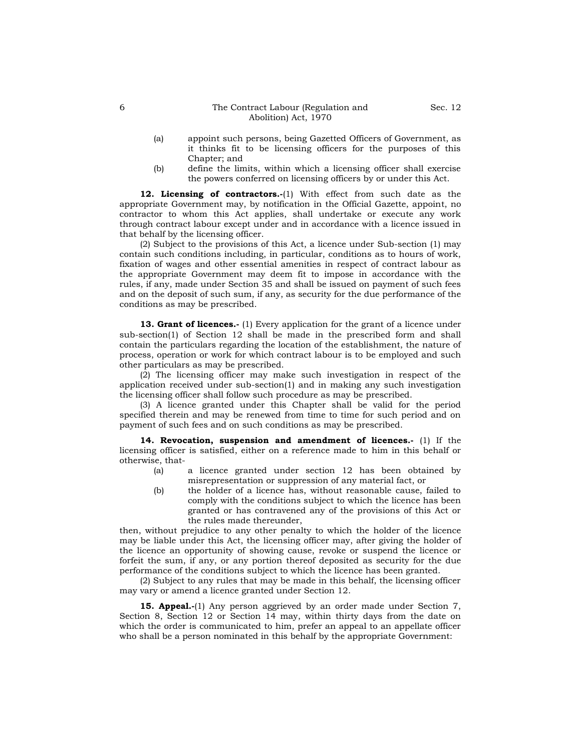(a) appoint such persons, being Gazetted Officers of Government, as it thinks fit to be licensing officers for the purposes of this Chapter; and

(b) define the limits, within which a licensing officer shall exercise the powers conferred on licensing officers by or under this Act.

**12. Licensing of contractors.-**(1) With effect from such date as the appropriate Government may, by notification in the Official Gazette, appoint, no contractor to whom this Act applies, shall undertake or execute any work through contract labour except under and in accordance with a licence issued in that behalf by the licensing officer.

(2) Subject to the provisions of this Act, a licence under Sub-section (1) may contain such conditions including, in particular, conditions as to hours of work, fixation of wages and other essential amenities in respect of contract labour as the appropriate Government may deem fit to impose in accordance with the rules, if any, made under Section 35 and shall be issued on payment of such fees and on the deposit of such sum, if any, as security for the due performance of the conditions as may be prescribed.

**13. Grant of licences.-** (1) Every application for the grant of a licence under sub-section(1) of Section 12 shall be made in the prescribed form and shall contain the particulars regarding the location of the establishment, the nature of process, operation or work for which contract labour is to be employed and such other particulars as may be prescribed.

(2) The licensing officer may make such investigation in respect of the application received under sub-section(1) and in making any such investigation the licensing officer shall follow such procedure as may be prescribed.

(3) A licence granted under this Chapter shall be valid for the period specified therein and may be renewed from time to time for such period and on payment of such fees and on such conditions as may be prescribed.

**14. Revocation, suspension and amendment of licences.-** (1) If the licensing officer is satisfied, either on a reference made to him in this behalf or otherwise, that-

(a) a licence granted under section 12 has been obtained by misrepresentation or suppression of any material fact, or

(b) the holder of a licence has, without reasonable cause, failed to comply with the conditions subject to which the licence has been granted or has contravened any of the provisions of this Act or the rules made thereunder,

then, without prejudice to any other penalty to which the holder of the licence may be liable under this Act, the licensing officer may, after giving the holder of the licence an opportunity of showing cause, revoke or suspend the licence or forfeit the sum, if any, or any portion thereof deposited as security for the due performance of the conditions subject to which the licence has been granted.

(2) Subject to any rules that may be made in this behalf, the licensing officer may vary or amend a licence granted under Section 12.

**15. Appeal.-**(1) Any person aggrieved by an order made under Section 7, Section 8, Section 12 or Section 14 may, within thirty days from the date on which the order is communicated to him, prefer an appeal to an appellate officer who shall be a person nominated in this behalf by the appropriate Government: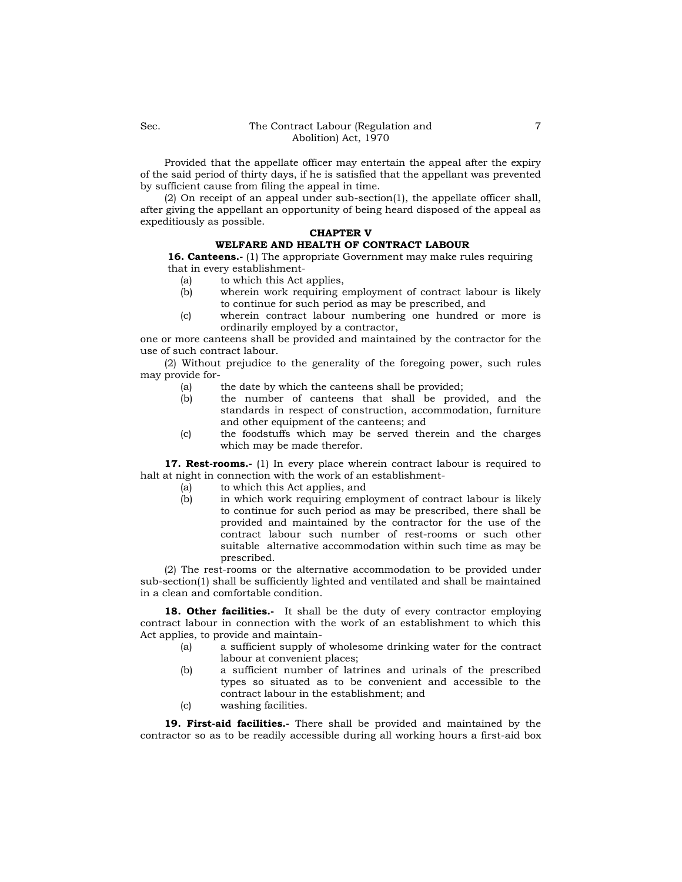Provided that the appellate officer may entertain the appeal after the expiry of the said period of thirty days, if he is satisfied that the appellant was prevented by sufficient cause from filing the appeal in time.

(2) On receipt of an appeal under sub-section(1), the appellate officer shall, after giving the appellant an opportunity of being heard disposed of the appeal as expeditiously as possible.

## CHAPTER V

## WELFARE AND HEALTH OF CONTRACT LABOUR

**16. Canteens.-** (1) The appropriate Government may make rules requiring that in every establishment-

(a) to which this Act applies,

(b) wherein work requiring employment of contract labour is likely to continue for such period as may be prescribed, and

(c) wherein contract labour numbering one hundred or more is ordinarily employed by a contractor,

one or more canteens shall be provided and maintained by the contractor for the use of such contract labour.

(2) Without prejudice to the generality of the foregoing power, such rules may provide for-

(a) the date by which the canteens shall be provided;

(b) the number of canteens that shall be provided, and the standards in respect of construction, accommodation, furniture and other equipment of the canteens; and

(c) the foodstuffs which may be served therein and the charges which may be made therefor.

**17. Rest-rooms.-** (1) In every place wherein contract labour is required to halt at night in connection with the work of an establishment-

(a) to which this Act applies, and

(b) in which work requiring employment of contract labour is likely to continue for such period as may be prescribed, there shall be provided and maintained by the contractor for the use of the contract labour such number of rest-rooms or such other suitable alternative accommodation within such time as may be prescribed.

(2) The rest-rooms or the alternative accommodation to be provided under sub-section(1) shall be sufficiently lighted and ventilated and shall be maintained in a clean and comfortable condition.

**18. Other facilities.-** It shall be the duty of every contractor employing contract labour in connection with the work of an establishment to which this Act applies, to provide and maintain-

(a) a sufficient supply of wholesome drinking water for the contract labour at convenient places;

(b) a sufficient number of latrines and urinals of the prescribed types so situated as to be convenient and accessible to the contract labour in the establishment; and

(c) washing facilities.

**19. First-aid facilities.-** There shall be provided and maintained by the contractor so as to be readily accessible during all working hours a first-aid box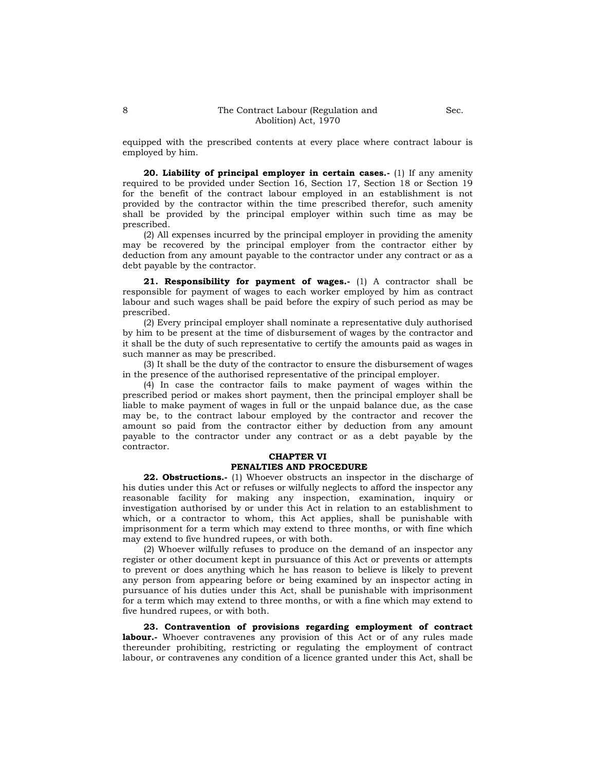equipped with the prescribed contents at every place where contract labour is employed by him.

**20. Liability of principal employer in certain cases.-** (1) If any amenity required to be provided under Section 16, Section 17, Section 18 or Section 19 for the benefit of the contract labour employed in an establishment is not provided by the contractor within the time prescribed therefor, such amenity shall be provided by the principal employer within such time as may be prescribed.

(2) All expenses incurred by the principal employer in providing the amenity may be recovered by the principal employer from the contractor either by deduction from any amount payable to the contractor under any contract or as a debt payable by the contractor.

**21. Responsibility for payment of wages.-** (1) A contractor shall be responsible for payment of wages to each worker employed by him as contract labour and such wages shall be paid before the expiry of such period as may be prescribed.

(2) Every principal employer shall nominate a representative duly authorised by him to be present at the time of disbursement of wages by the contractor and it shall be the duty of such representative to certify the amounts paid as wages in such manner as may be prescribed.

(3) It shall be the duty of the contractor to ensure the disbursement of wages in the presence of the authorised representative of the principal employer.

(4) In case the contractor fails to make payment of wages within the prescribed period or makes short payment, then the principal employer shall be liable to make payment of wages in full or the unpaid balance due, as the case may be, to the contract labour employed by the contractor and recover the amount so paid from the contractor either by deduction from any amount payable to the contractor under any contract or as a debt payable by the contractor.

## CHAPTER VI
## PENALTIES AND PROCEDURE

**22. Obstructions.-** (1) Whoever obstructs an inspector in the discharge of his duties under this Act or refuses or wilfully neglects to afford the inspector any reasonable facility for making any inspection, examination, inquiry or investigation authorised by or under this Act in relation to an establishment to which, or a contractor to whom, this Act applies, shall be punishable with imprisonment for a term which may extend to three months, or with fine which may extend to five hundred rupees, or with both.

(2) Whoever wilfully refuses to produce on the demand of an inspector any register or other document kept in pursuance of this Act or prevents or attempts to prevent or does anything which he has reason to believe is likely to prevent any person from appearing before or being examined by an inspector acting in pursuance of his duties under this Act, shall be punishable with imprisonment for a term which may extend to three months, or with a fine which may extend to five hundred rupees, or with both.

**23. Contravention of provisions regarding employment of contract labour.-** Whoever contravenes any provision of this Act or of any rules made thereunder prohibiting, restricting or regulating the employment of contract labour, or contravenes any condition of a licence granted under this Act, shall be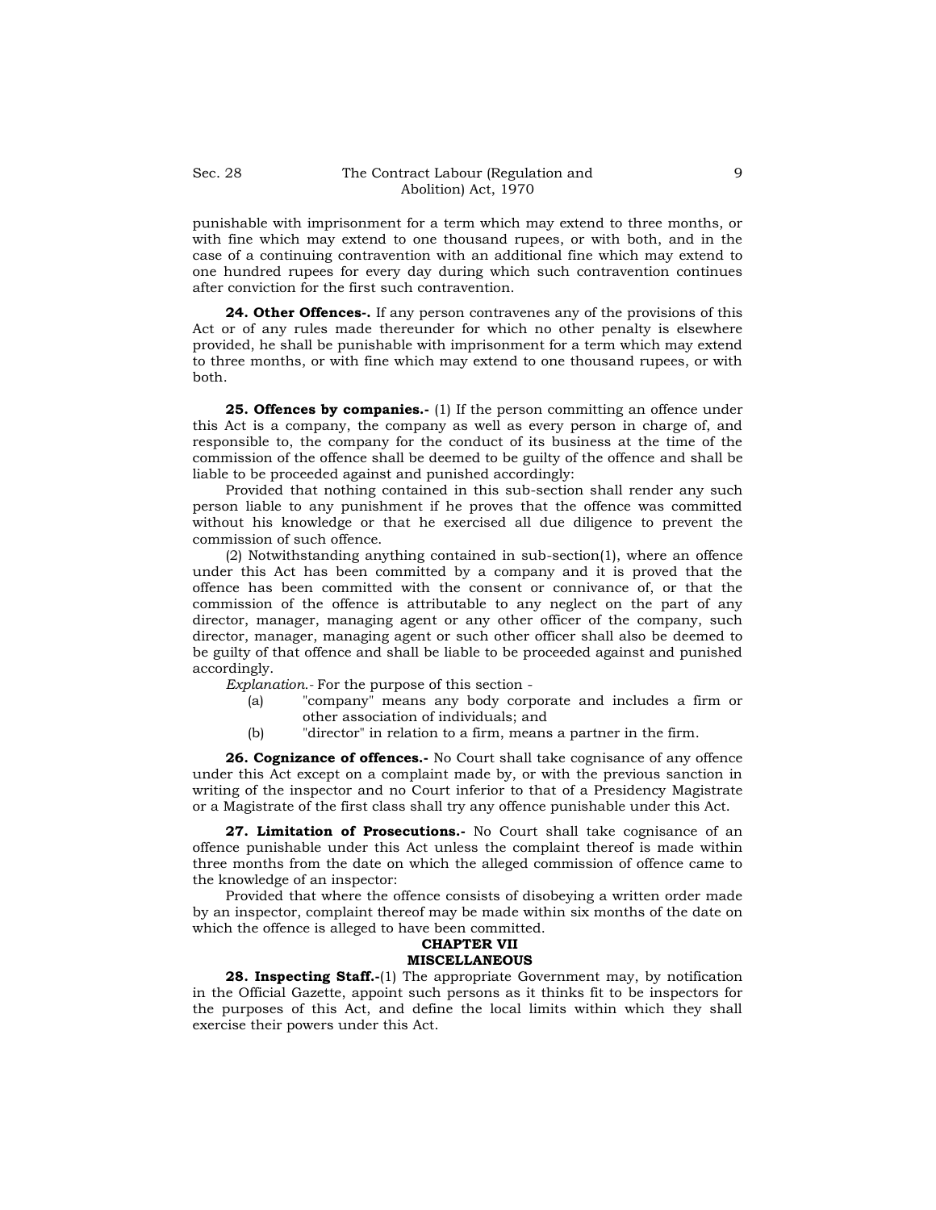punishable with imprisonment for a term which may extend to three months, or with fine which may extend to one thousand rupees, or with both, and in the case of a continuing contravention with an additional fine which may extend to one hundred rupees for every day during which such contravention continues after conviction for the first such contravention.

**24. Other Offences-.** If any person contravenes any of the provisions of this Act or of any rules made thereunder for which no other penalty is elsewhere provided, he shall be punishable with imprisonment for a term which may extend to three months, or with fine which may extend to one thousand rupees, or with both.

**25. Offences by companies.-** (1) If the person committing an offence under this Act is a company, the company as well as every person in charge of, and responsible to, the company for the conduct of its business at the time of the commission of the offence shall be deemed to be guilty of the offence and shall be liable to be proceeded against and punished accordingly:

Provided that nothing contained in this sub-section shall render any such person liable to any punishment if he proves that the offence was committed without his knowledge or that he exercised all due diligence to prevent the commission of such offence.

(2) Notwithstanding anything contained in sub-section(1), where an offence under this Act has been committed by a company and it is proved that the offence has been committed with the consent or connivance of, or that the commission of the offence is attributable to any neglect on the part of any director, manager, managing agent or any other officer of the company, such director, manager, managing agent or such other officer shall also be deemed to be guilty of that offence and shall be liable to be proceeded against and punished accordingly.

*Explanation.-* For the purpose of this section -

(a) "company" means any body corporate and includes a firm or other association of individuals; and

(b) "director" in relation to a firm, means a partner in the firm.

**26. Cognizance of offences.-** No Court shall take cognisance of any offence under this Act except on a complaint made by, or with the previous sanction in writing of the inspector and no Court inferior to that of a Presidency Magistrate or a Magistrate of the first class shall try any offence punishable under this Act.

**27. Limitation of Prosecutions.-** No Court shall take cognisance of an offence punishable under this Act unless the complaint thereof is made within three months from the date on which the alleged commission of offence came to the knowledge of an inspector:

Provided that where the offence consists of disobeying a written order made by an inspector, complaint thereof may be made within six months of the date on which the offence is alleged to have been committed.

## CHAPTER VII
## MISCELLANEOUS

**28. Inspecting Staff.-**(1) The appropriate Government may, by notification in the Official Gazette, appoint such persons as it thinks fit to be inspectors for the purposes of this Act, and define the local limits within which they shall exercise their powers under this Act.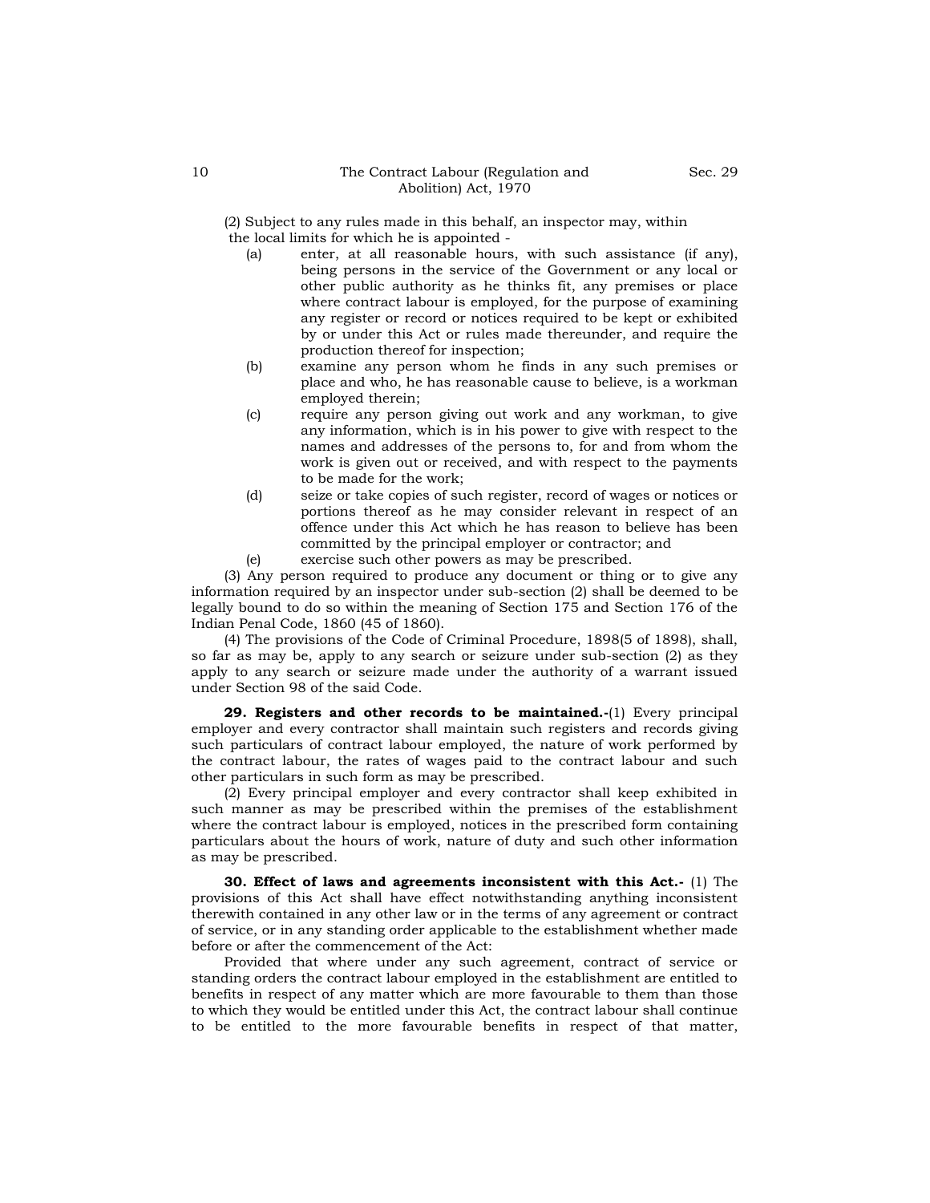(2) Subject to any rules made in this behalf, an inspector may, within the local limits for which he is appointed -

(a) enter, at all reasonable hours, with such assistance (if any), being persons in the service of the Government or any local or other public authority as he thinks fit, any premises or place where contract labour is employed, for the purpose of examining any register or record or notices required to be kept or exhibited by or under this Act or rules made thereunder, and require the production thereof for inspection;

(b) examine any person whom he finds in any such premises or place and who, he has reasonable cause to believe, is a workman employed therein;

(c) require any person giving out work and any workman, to give any information, which is in his power to give with respect to the names and addresses of the persons to, for and from whom the work is given out or received, and with respect to the payments to be made for the work;

(d) seize or take copies of such register, record of wages or notices or portions thereof as he may consider relevant in respect of an offence under this Act which he has reason to believe has been committed by the principal employer or contractor; and

(e) exercise such other powers as may be prescribed.

(3) Any person required to produce any document or thing or to give any information required by an inspector under sub-section (2) shall be deemed to be legally bound to do so within the meaning of Section 175 and Section 176 of the Indian Penal Code, 1860 (45 of 1860).

(4) The provisions of the Code of Criminal Procedure, 1898(5 of 1898), shall, so far as may be, apply to any search or seizure under sub-section (2) as they apply to any search or seizure made under the authority of a warrant issued under Section 98 of the said Code.

**29. Registers and other records to be maintained.-**(1) Every principal employer and every contractor shall maintain such registers and records giving such particulars of contract labour employed, the nature of work performed by the contract labour, the rates of wages paid to the contract labour and such other particulars in such form as may be prescribed.

(2) Every principal employer and every contractor shall keep exhibited in such manner as may be prescribed within the premises of the establishment where the contract labour is employed, notices in the prescribed form containing particulars about the hours of work, nature of duty and such other information as may be prescribed.

**30. Effect of laws and agreements inconsistent with this Act.-** (1) The provisions of this Act shall have effect notwithstanding anything inconsistent therewith contained in any other law or in the terms of any agreement or contract of service, or in any standing order applicable to the establishment whether made before or after the commencement of the Act:

Provided that where under any such agreement, contract of service or standing orders the contract labour employed in the establishment are entitled to benefits in respect of any matter which are more favourable to them than those to which they would be entitled under this Act, the contract labour shall continue to be entitled to the more favourable benefits in respect of that matter,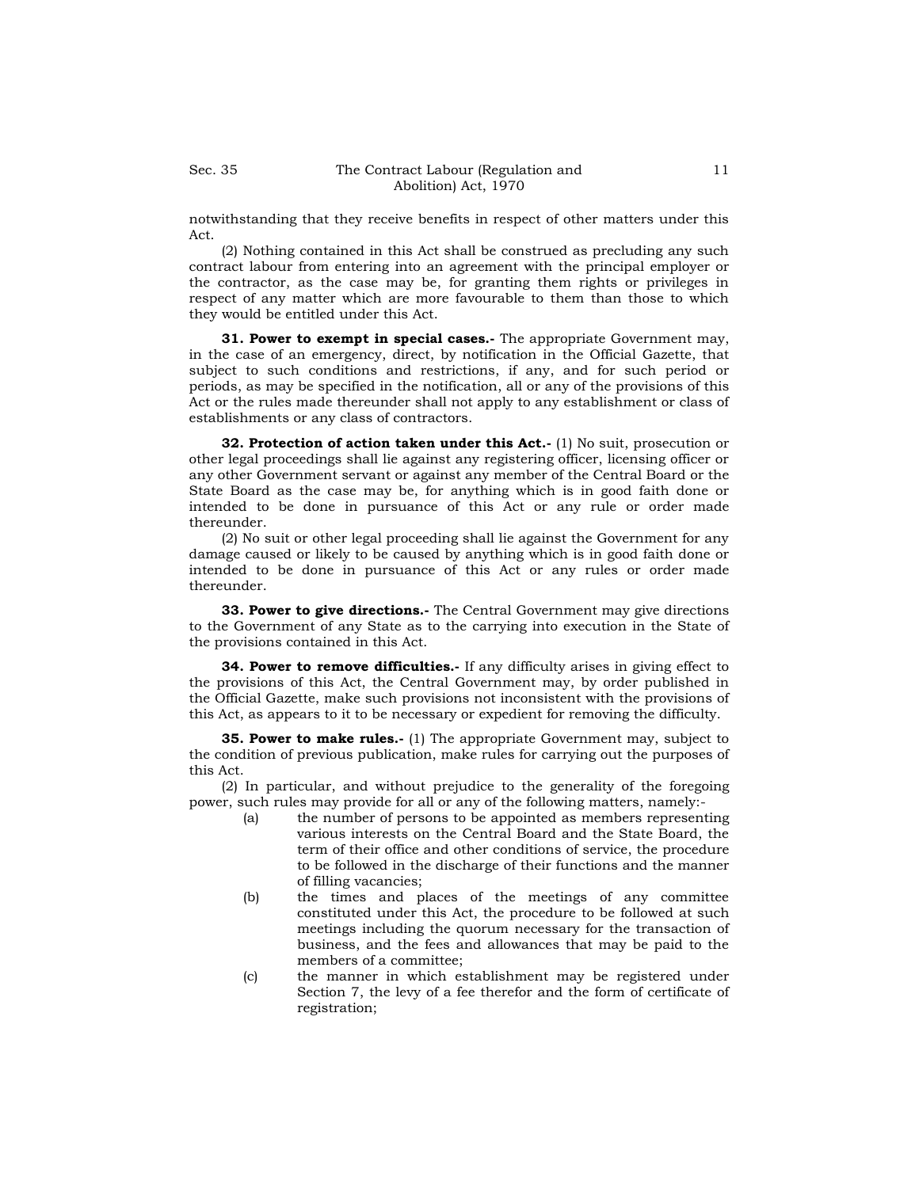notwithstanding that they receive benefits in respect of other matters under this Act.

(2) Nothing contained in this Act shall be construed as precluding any such contract labour from entering into an agreement with the principal employer or the contractor, as the case may be, for granting them rights or privileges in respect of any matter which are more favourable to them than those to which they would be entitled under this Act.

**31. Power to exempt in special cases.-** The appropriate Government may, in the case of an emergency, direct, by notification in the Official Gazette, that subject to such conditions and restrictions, if any, and for such period or periods, as may be specified in the notification, all or any of the provisions of this Act or the rules made thereunder shall not apply to any establishment or class of establishments or any class of contractors.

**32. Protection of action taken under this Act.-** (1) No suit, prosecution or other legal proceedings shall lie against any registering officer, licensing officer or any other Government servant or against any member of the Central Board or the State Board as the case may be, for anything which is in good faith done or intended to be done in pursuance of this Act or any rule or order made thereunder.

(2) No suit or other legal proceeding shall lie against the Government for any damage caused or likely to be caused by anything which is in good faith done or intended to be done in pursuance of this Act or any rules or order made thereunder.

**33. Power to give directions.-** The Central Government may give directions to the Government of any State as to the carrying into execution in the State of the provisions contained in this Act.

**34. Power to remove difficulties.-** If any difficulty arises in giving effect to the provisions of this Act, the Central Government may, by order published in the Official Gazette, make such provisions not inconsistent with the provisions of this Act, as appears to it to be necessary or expedient for removing the difficulty.

**35. Power to make rules.-** (1) The appropriate Government may, subject to the condition of previous publication, make rules for carrying out the purposes of this Act.

(2) In particular, and without prejudice to the generality of the foregoing power, such rules may provide for all or any of the following matters, namely:-

(a) the number of persons to be appointed as members representing various interests on the Central Board and the State Board, the term of their office and other conditions of service, the procedure to be followed in the discharge of their functions and the manner of filling vacancies;

(b) the times and places of the meetings of any committee constituted under this Act, the procedure to be followed at such meetings including the quorum necessary for the transaction of business, and the fees and allowances that may be paid to the members of a committee;

(c) the manner in which establishment may be registered under Section 7, the levy of a fee therefor and the form of certificate of registration;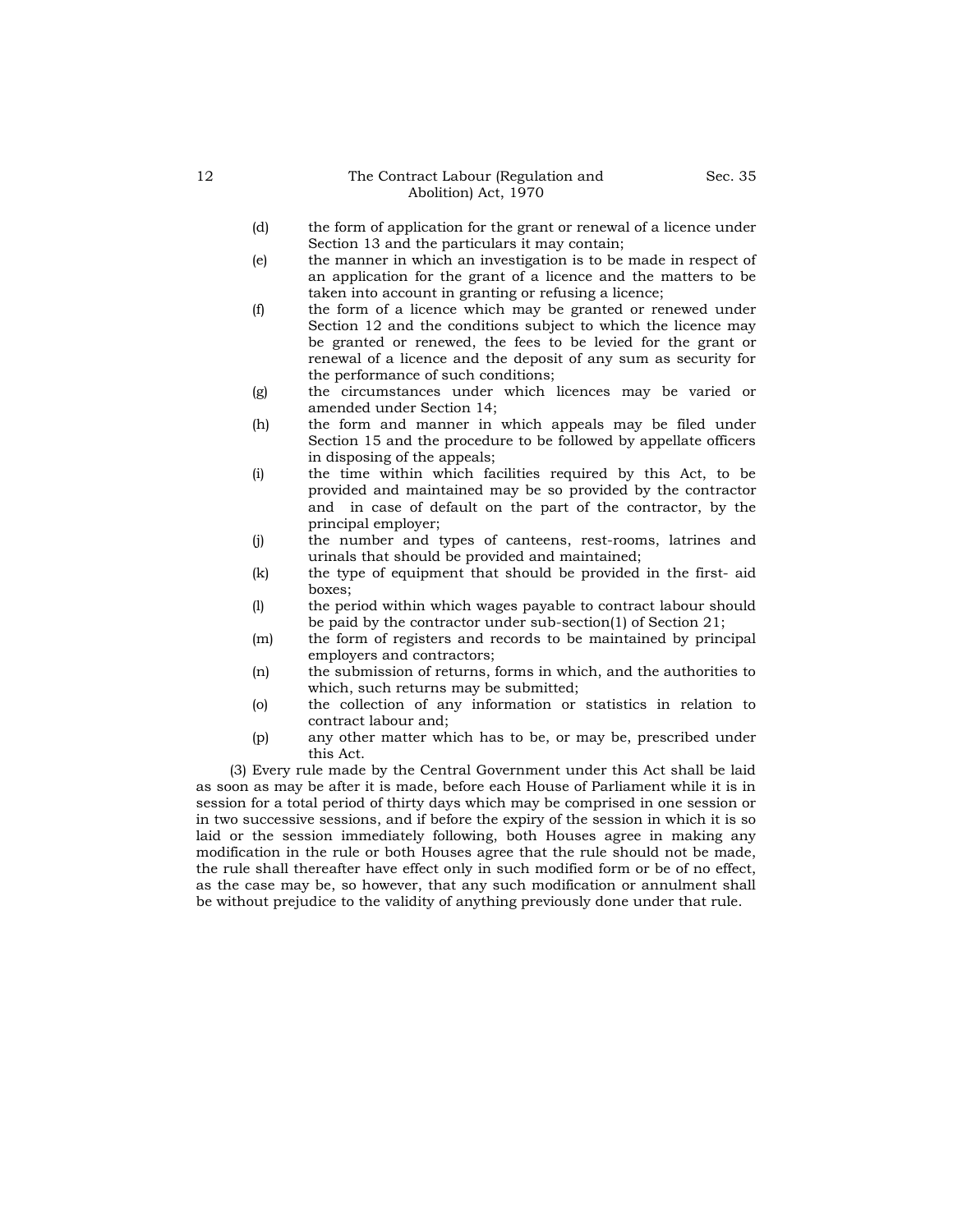(d) the form of application for the grant or renewal of a licence under Section 13 and the particulars it may contain;

(e) the manner in which an investigation is to be made in respect of an application for the grant of a licence and the matters to be taken into account in granting or refusing a licence;

(f) the form of a licence which may be granted or renewed under Section 12 and the conditions subject to which the licence may be granted or renewed, the fees to be levied for the grant or renewal of a licence and the deposit of any sum as security for the performance of such conditions;

(g) the circumstances under which licences may be varied or amended under Section 14;

(h) the form and manner in which appeals may be filed under Section 15 and the procedure to be followed by appellate officers in disposing of the appeals;

(i) the time within which facilities required by this Act, to be provided and maintained may be so provided by the contractor and in case of default on the part of the contractor, by the principal employer;

(j) the number and types of canteens, rest-rooms, latrines and urinals that should be provided and maintained;

(k) the type of equipment that should be provided in the first- aid boxes;

(l) the period within which wages payable to contract labour should be paid by the contractor under sub-section(1) of Section 21;

(m) the form of registers and records to be maintained by principal employers and contractors;

(n) the submission of returns, forms in which, and the authorities to which, such returns may be submitted;

(o) the collection of any information or statistics in relation to contract labour and;

(p) any other matter which has to be, or may be, prescribed under this Act.

(3) Every rule made by the Central Government under this Act shall be laid as soon as may be after it is made, before each House of Parliament while it is in session for a total period of thirty days which may be comprised in one session or in two successive sessions, and if before the expiry of the session in which it is so laid or the session immediately following, both Houses agree in making any modification in the rule or both Houses agree that the rule should not be made, the rule shall thereafter have effect only in such modified form or be of no effect, as the case may be, so however, that any such modification or annulment shall be without prejudice to the validity of anything previously done under that rule.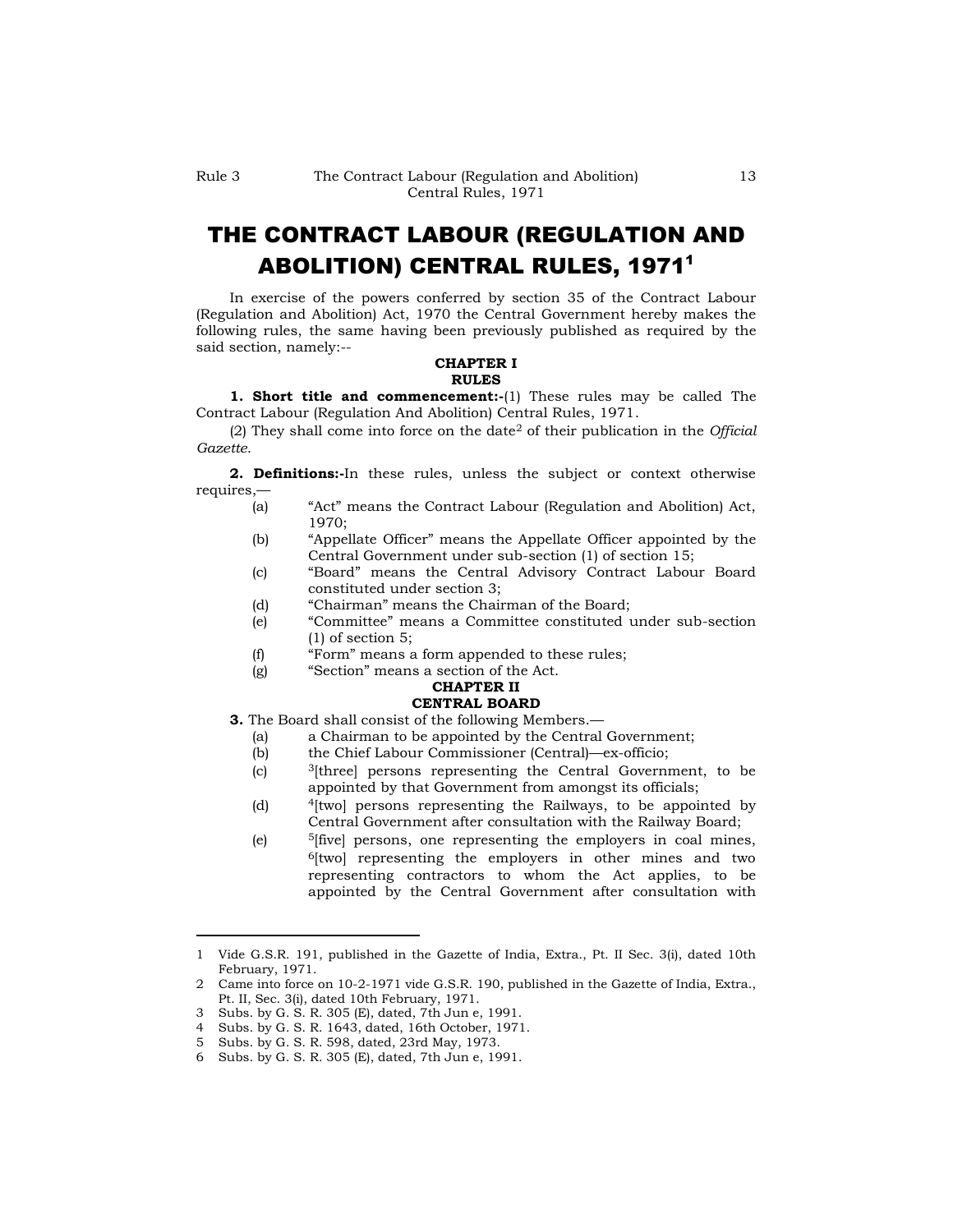# THE CONTRACT LABOUR (REGULATION AND ABOLITION) CENTRAL RULES, 1971[1]

In exercise of the powers conferred by section 35 of the Contract Labour (Regulation and Abolition) Act, 1970 the Central Government hereby makes the following rules, the same having been previously published as required by the said section, namely:--

## CHAPTER I
## RULES

**1. Short title and commencement:-**(1) These rules may be called The Contract Labour (Regulation And Abolition) Central Rules, 1971.

(2) They shall come into force on the date[2] of their publication in the *Official Gazette*.

**2. Definitions:-**In these rules, unless the subject or context otherwise requires,—

(a) "Act" means the Contract Labour (Regulation and Abolition) Act, 1970;

(b) "Appellate Officer" means the Appellate Officer appointed by the Central Government under sub-section (1) of section 15;

(c) "Board" means the Central Advisory Contract Labour Board constituted under section 3;

(d) "Chairman" means the Chairman of the Board;

(e) "Committee" means a Committee constituted under sub-section (1) of section 5;

(f) "Form" means a form appended to these rules;

(g) "Section" means a section of the Act.

## CHAPTER II
## CENTRAL BOARD

**3.** The Board shall consist of the following Members.—

(a) a Chairman to be appointed by the Central Government;

(b) the Chief Labour Commissioner (Central)—ex-officio;

(c) [3][three] persons representing the Central Government, to be appointed by that Government from amongst its officials;

(d) [4][two] persons representing the Railways, to be appointed by Central Government after consultation with the Railway Board;

(e) [5][five] persons, one representing the employers in coal mines, [6][two] representing the employers in other mines and two representing contractors to whom the Act applies, to be appointed by the Central Government after consultation with

---

1 Vide G.S.R. 191, published in the Gazette of India, Extra., Pt. II Sec. 3(i), dated 10th February, 1971.

2 Came into force on 10-2-1971 vide G.S.R. 190, published in the Gazette of India, Extra., Pt. II, Sec. 3(i), dated 10th February, 1971.

3 Subs. by G. S. R. 305 (E), dated, 7th Jun e, 1991.

4 Subs. by G. S. R. 1643, dated, 16th October, 1971.

5 Subs. by G. S. R. 598, dated, 23rd May, 1973.

6 Subs. by G. S. R. 305 (E), dated, 7th Jun e, 1991.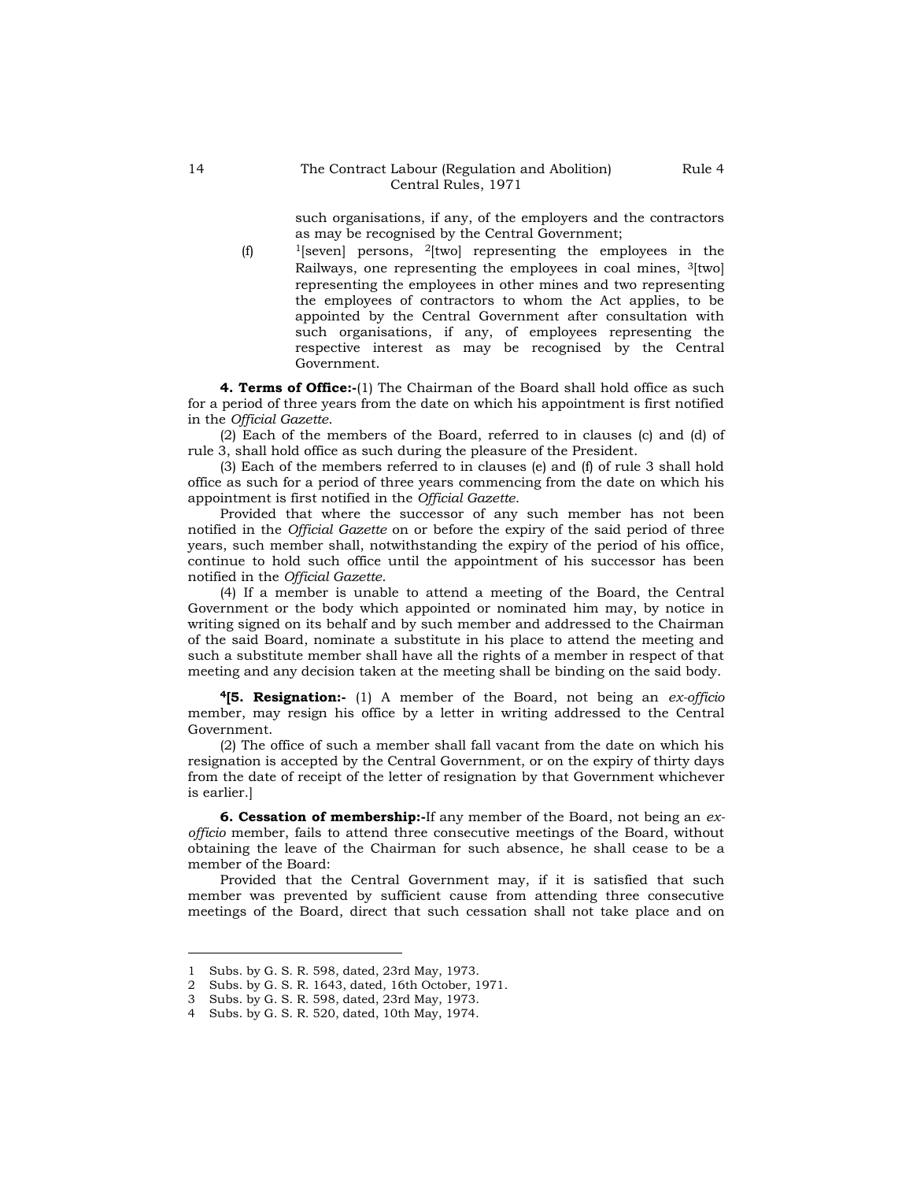such organisations, if any, of the employers and the contractors as may be recognised by the Central Government;

(f) [1][seven] persons, [2][two] representing the employees in the Railways, one representing the employees in coal mines, [3][two] representing the employees in other mines and two representing the employees of contractors to whom the Act applies, to be appointed by the Central Government after consultation with such organisations, if any, of employees representing the respective interest as may be recognised by the Central Government.

**4. Terms of Office:-**(1) The Chairman of the Board shall hold office as such for a period of three years from the date on which his appointment is first notified in the *Official Gazette*.

(2) Each of the members of the Board, referred to in clauses (c) and (d) of rule 3, shall hold office as such during the pleasure of the President.

(3) Each of the members referred to in clauses (e) and (f) of rule 3 shall hold office as such for a period of three years commencing from the date on which his appointment is first notified in the *Official Gazette*.

Provided that where the successor of any such member has not been notified in the *Official Gazette* on or before the expiry of the said period of three years, such member shall, notwithstanding the expiry of the period of his office, continue to hold such office until the appointment of his successor has been notified in the *Official Gazette*.

(4) If a member is unable to attend a meeting of the Board, the Central Government or the body which appointed or nominated him may, by notice in writing signed on its behalf and by such member and addressed to the Chairman of the said Board, nominate a substitute in his place to attend the meeting and such a substitute member shall have all the rights of a member in respect of that meeting and any decision taken at the meeting shall be binding on the said body.

[4]**[5. Resignation:-** (1) A member of the Board, not being an *ex-officio* member, may resign his office by a letter in writing addressed to the Central Government.

(2) The office of such a member shall fall vacant from the date on which his resignation is accepted by the Central Government, or on the expiry of thirty days from the date of receipt of the letter of resignation by that Government whichever is earlier.]

**6. Cessation of membership:-**If any member of the Board, not being an *ex-officio* member, fails to attend three consecutive meetings of the Board, without obtaining the leave of the Chairman for such absence, he shall cease to be a member of the Board:

Provided that the Central Government may, if it is satisfied that such member was prevented by sufficient cause from attending three consecutive meetings of the Board, direct that such cessation shall not take place and on

---

1 Subs. by G. S. R. 598, dated, 23rd May, 1973.
2 Subs. by G. S. R. 1643, dated, 16th October, 1971.
3 Subs. by G. S. R. 598, dated, 23rd May, 1973.
4 Subs. by G. S. R. 520, dated, 10th May, 1974.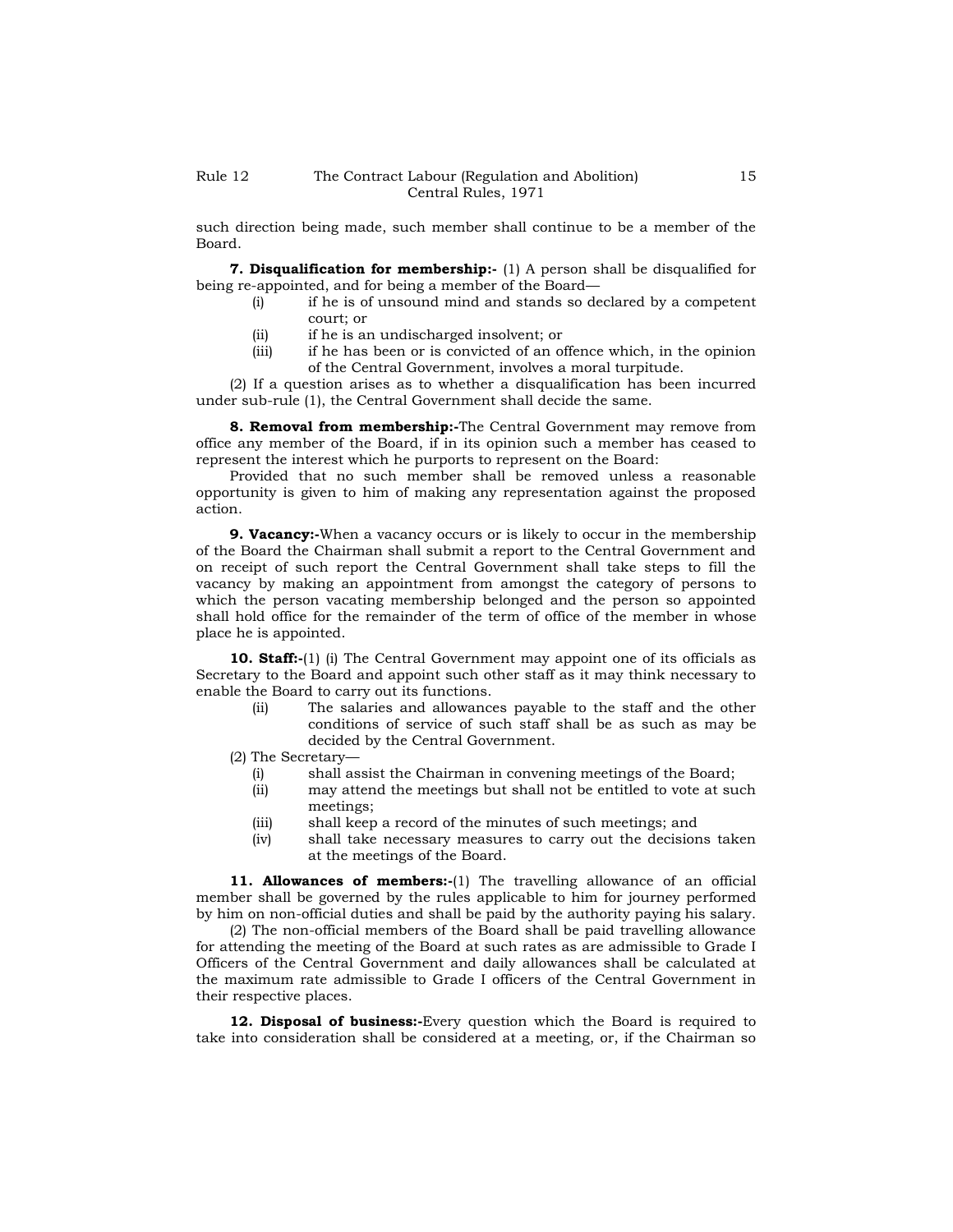such direction being made, such member shall continue to be a member of the Board.

**7. Disqualification for membership:-** (1) A person shall be disqualified for being re-appointed, and for being a member of the Board—

(i) if he is of unsound mind and stands so declared by a competent court; or

(ii) if he is an undischarged insolvent; or

(iii) if he has been or is convicted of an offence which, in the opinion of the Central Government, involves a moral turpitude.

(2) If a question arises as to whether a disqualification has been incurred under sub-rule (1), the Central Government shall decide the same.

**8. Removal from membership:-**The Central Government may remove from office any member of the Board, if in its opinion such a member has ceased to represent the interest which he purports to represent on the Board:

Provided that no such member shall be removed unless a reasonable opportunity is given to him of making any representation against the proposed action.

**9. Vacancy:-**When a vacancy occurs or is likely to occur in the membership of the Board the Chairman shall submit a report to the Central Government and on receipt of such report the Central Government shall take steps to fill the vacancy by making an appointment from amongst the category of persons to which the person vacating membership belonged and the person so appointed shall hold office for the remainder of the term of office of the member in whose place he is appointed.

**10. Staff:-**(1) (i) The Central Government may appoint one of its officials as Secretary to the Board and appoint such other staff as it may think necessary to enable the Board to carry out its functions.

(ii) The salaries and allowances payable to the staff and the other conditions of service of such staff shall be as such as may be decided by the Central Government.

(2) The Secretary—

(i) shall assist the Chairman in convening meetings of the Board;

(ii) may attend the meetings but shall not be entitled to vote at such meetings;

(iii) shall keep a record of the minutes of such meetings; and

(iv) shall take necessary measures to carry out the decisions taken at the meetings of the Board.

**11. Allowances of members:-**(1) The travelling allowance of an official member shall be governed by the rules applicable to him for journey performed by him on non-official duties and shall be paid by the authority paying his salary.

(2) The non-official members of the Board shall be paid travelling allowance for attending the meeting of the Board at such rates as are admissible to Grade I Officers of the Central Government and daily allowances shall be calculated at the maximum rate admissible to Grade I officers of the Central Government in their respective places.

**12. Disposal of business:-**Every question which the Board is required to take into consideration shall be considered at a meeting, or, if the Chairman so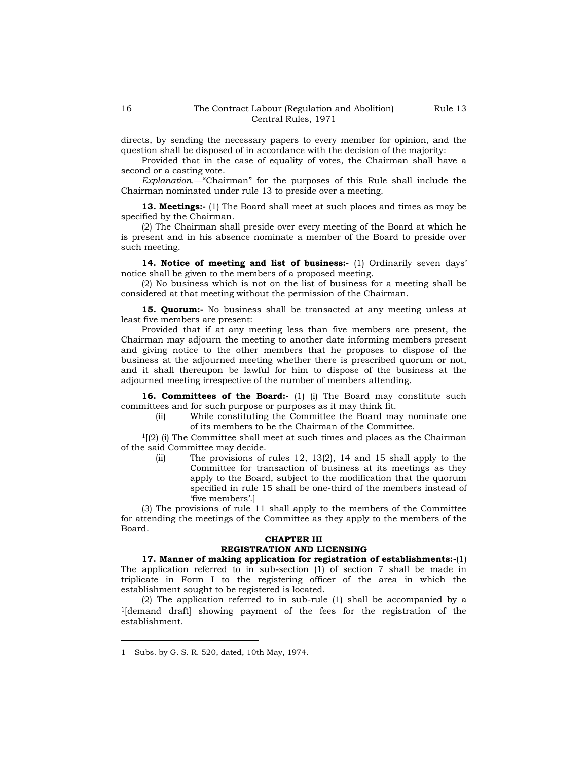directs, by sending the necessary papers to every member for opinion, and the question shall be disposed of in accordance with the decision of the majority:

Provided that in the case of equality of votes, the Chairman shall have a second or a casting vote.

*Explanation.*—"Chairman" for the purposes of this Rule shall include the Chairman nominated under rule 13 to preside over a meeting.

**13. Meetings:-** (1) The Board shall meet at such places and times as may be specified by the Chairman.

(2) The Chairman shall preside over every meeting of the Board at which he is present and in his absence nominate a member of the Board to preside over such meeting.

**14. Notice of meeting and list of business:-** (1) Ordinarily seven days' notice shall be given to the members of a proposed meeting.

(2) No business which is not on the list of business for a meeting shall be considered at that meeting without the permission of the Chairman.

**15. Quorum:-** No business shall be transacted at any meeting unless at least five members are present:

Provided that if at any meeting less than five members are present, the Chairman may adjourn the meeting to another date informing members present and giving notice to the other members that he proposes to dispose of the business at the adjourned meeting whether there is prescribed quorum or not, and it shall thereupon be lawful for him to dispose of the business at the adjourned meeting irrespective of the number of members attending.

**16. Committees of the Board:-** (1) (i) The Board may constitute such committees and for such purpose or purposes as it may think fit.

(ii) While constituting the Committee the Board may nominate one of its members to be the Chairman of the Committee.

[1][(2) (i) The Committee shall meet at such times and places as the Chairman of the said Committee may decide.

(ii) The provisions of rules 12, 13(2), 14 and 15 shall apply to the Committee for transaction of business at its meetings as they apply to the Board, subject to the modification that the quorum specified in rule 15 shall be one-third of the members instead of 'five members'.]

(3) The provisions of rule 11 shall apply to the members of the Committee for attending the meetings of the Committee as they apply to the members of the Board.

## CHAPTER III
## REGISTRATION AND LICENSING

**17. Manner of making application for registration of establishments:-**(1) The application referred to in sub-section (1) of section 7 shall be made in triplicate in Form I to the registering officer of the area in which the establishment sought to be registered is located.

(2) The application referred to in sub-rule (1) shall be accompanied by a [1][demand draft] showing payment of the fees for the registration of the establishment.

---

1 Subs. by G. S. R. 520, dated, 10th May, 1974.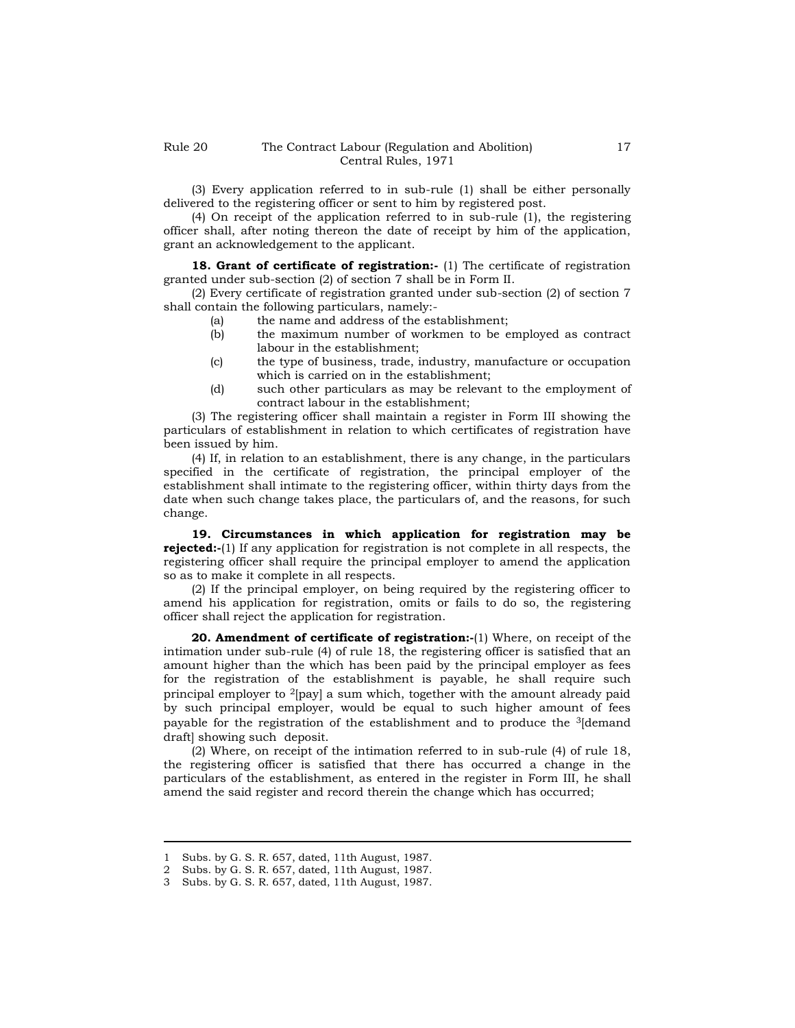(3) Every application referred to in sub-rule (1) shall be either personally delivered to the registering officer or sent to him by registered post.

(4) On receipt of the application referred to in sub-rule (1), the registering officer shall, after noting thereon the date of receipt by him of the application, grant an acknowledgement to the applicant.

**18. Grant of certificate of registration:-** (1) The certificate of registration granted under sub-section (2) of section 7 shall be in Form II.

(2) Every certificate of registration granted under sub-section (2) of section 7 shall contain the following particulars, namely:-

(a) the name and address of the establishment;

(b) the maximum number of workmen to be employed as contract labour in the establishment;

(c) the type of business, trade, industry, manufacture or occupation which is carried on in the establishment;

(d) such other particulars as may be relevant to the employment of contract labour in the establishment;

(3) The registering officer shall maintain a register in Form III showing the particulars of establishment in relation to which certificates of registration have been issued by him.

(4) If, in relation to an establishment, there is any change, in the particulars specified in the certificate of registration, the principal employer of the establishment shall intimate to the registering officer, within thirty days from the date when such change takes place, the particulars of, and the reasons, for such change.

**19. Circumstances in which application for registration may be rejected:-**(1) If any application for registration is not complete in all respects, the registering officer shall require the principal employer to amend the application so as to make it complete in all respects.

(2) If the principal employer, on being required by the registering officer to amend his application for registration, omits or fails to do so, the registering officer shall reject the application for registration.

**20. Amendment of certificate of registration:-**(1) Where, on receipt of the intimation under sub-rule (4) of rule 18, the registering officer is satisfied that an amount higher than the which has been paid by the principal employer as fees for the registration of the establishment is payable, he shall require such principal employer to [2][pay] a sum which, together with the amount already paid by such principal employer, would be equal to such higher amount of fees payable for the registration of the establishment and to produce the [3][demand draft] showing such deposit.

(2) Where, on receipt of the intimation referred to in sub-rule (4) of rule 18, the registering officer is satisfied that there has occurred a change in the particulars of the establishment, as entered in the register in Form III, he shall amend the said register and record therein the change which has occurred;

---

1 Subs. by G. S. R. 657, dated, 11th August, 1987.

2 Subs. by G. S. R. 657, dated, 11th August, 1987.

3 Subs. by G. S. R. 657, dated, 11th August, 1987.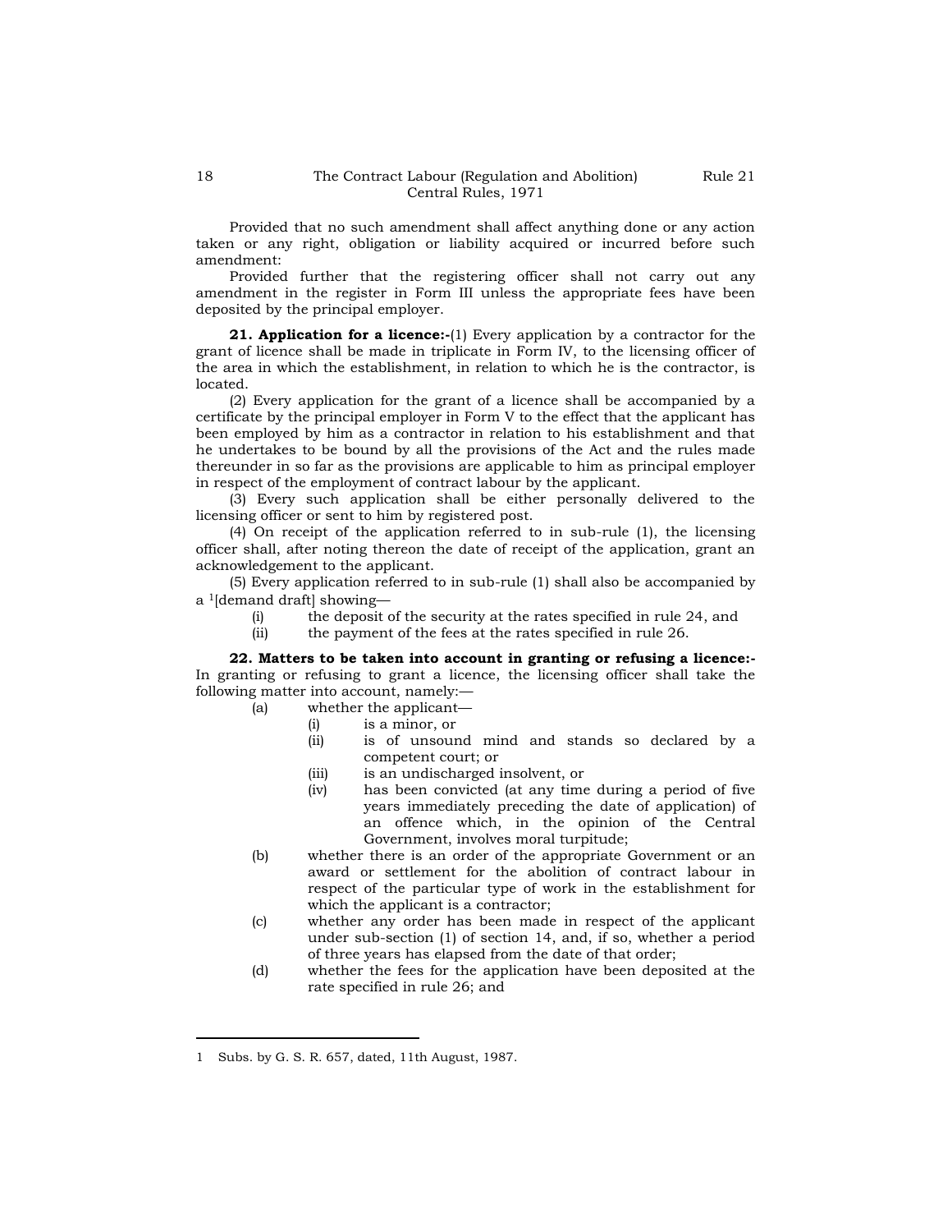Provided that no such amendment shall affect anything done or any action taken or any right, obligation or liability acquired or incurred before such amendment:

Provided further that the registering officer shall not carry out any amendment in the register in Form III unless the appropriate fees have been deposited by the principal employer.

**21. Application for a licence:-**(1) Every application by a contractor for the grant of licence shall be made in triplicate in Form IV, to the licensing officer of the area in which the establishment, in relation to which he is the contractor, is located.

(2) Every application for the grant of a licence shall be accompanied by a certificate by the principal employer in Form V to the effect that the applicant has been employed by him as a contractor in relation to his establishment and that he undertakes to be bound by all the provisions of the Act and the rules made thereunder in so far as the provisions are applicable to him as principal employer in respect of the employment of contract labour by the applicant.

(3) Every such application shall be either personally delivered to the licensing officer or sent to him by registered post.

(4) On receipt of the application referred to in sub-rule (1), the licensing officer shall, after noting thereon the date of receipt of the application, grant an acknowledgement to the applicant.

(5) Every application referred to in sub-rule (1) shall also be accompanied by a [1][demand draft] showing—

(i) the deposit of the security at the rates specified in rule 24, and

(ii) the payment of the fees at the rates specified in rule 26.

**22. Matters to be taken into account in granting or refusing a licence:-** In granting or refusing to grant a licence, the licensing officer shall take the following matter into account, namely:—

(a) whether the applicant—

(i) is a minor, or

(ii) is of unsound mind and stands so declared by a competent court; or

(iii) is an undischarged insolvent, or

(iv) has been convicted (at any time during a period of five years immediately preceding the date of application) of an offence which, in the opinion of the Central Government, involves moral turpitude;

(b) whether there is an order of the appropriate Government or an award or settlement for the abolition of contract labour in respect of the particular type of work in the establishment for which the applicant is a contractor;

(c) whether any order has been made in respect of the applicant under sub-section (1) of section 14, and, if so, whether a period of three years has elapsed from the date of that order;

(d) whether the fees for the application have been deposited at the rate specified in rule 26; and

---

1 Subs. by G. S. R. 657, dated, 11th August, 1987.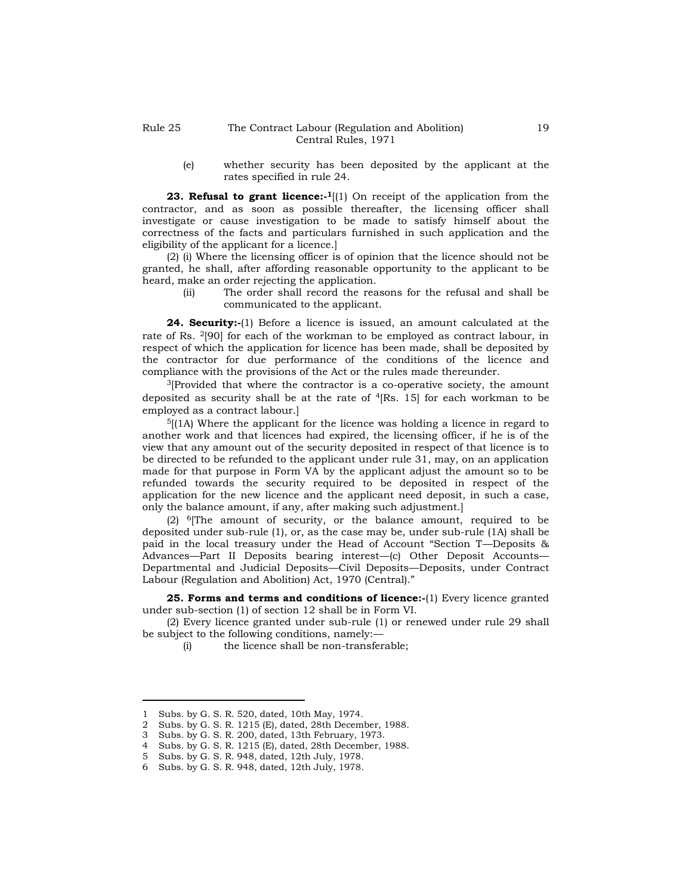(e) whether security has been deposited by the applicant at the rates specified in rule 24.

**23. Refusal to grant licence:-**[1][(1) On receipt of the application from the contractor, and as soon as possible thereafter, the licensing officer shall investigate or cause investigation to be made to satisfy himself about the correctness of the facts and particulars furnished in such application and the eligibility of the applicant for a licence.]

(2) (i) Where the licensing officer is of opinion that the licence should not be granted, he shall, after affording reasonable opportunity to the applicant to be heard, make an order rejecting the application.

(ii) The order shall record the reasons for the refusal and shall be communicated to the applicant.

**24. Security:-**(1) Before a licence is issued, an amount calculated at the rate of Rs. [2][90] for each of the workman to be employed as contract labour, in respect of which the application for licence has been made, shall be deposited by the contractor for due performance of the conditions of the licence and compliance with the provisions of the Act or the rules made thereunder.

[3][Provided that where the contractor is a co-operative society, the amount deposited as security shall be at the rate of [4][Rs. 15] for each workman to be employed as a contract labour.]

[5][(1A) Where the applicant for the licence was holding a licence in regard to another work and that licences had expired, the licensing officer, if he is of the view that any amount out of the security deposited in respect of that licence is to be directed to be refunded to the applicant under rule 31, may, on an application made for that purpose in Form VA by the applicant adjust the amount so to be refunded towards the security required to be deposited in respect of the application for the new licence and the applicant need deposit, in such a case, only the balance amount, if any, after making such adjustment.]

(2) [6][The amount of security, or the balance amount, required to be deposited under sub-rule (1), or, as the case may be, under sub-rule (1A) shall be paid in the local treasury under the Head of Account "Section T—Deposits & Advances—Part II Deposits bearing interest—(c) Other Deposit Accounts—Departmental and Judicial Deposits—Civil Deposits—Deposits, under Contract Labour (Regulation and Abolition) Act, 1970 (Central)."

**25. Forms and terms and conditions of licence:-**(1) Every licence granted under sub-section (1) of section 12 shall be in Form VI.

(2) Every licence granted under sub-rule (1) or renewed under rule 29 shall be subject to the following conditions, namely:—

(i) the licence shall be non-transferable;

---

1 Subs. by G. S. R. 520, dated, 10th May, 1974.
2 Subs. by G. S. R. 1215 (E), dated, 28th December, 1988.
3 Subs. by G. S. R. 200, dated, 13th February, 1973.
4 Subs. by G. S. R. 1215 (E), dated, 28th December, 1988.
5 Subs. by G. S. R. 948, dated, 12th July, 1978.
6 Subs. by G. S. R. 948, dated, 12th July, 1978.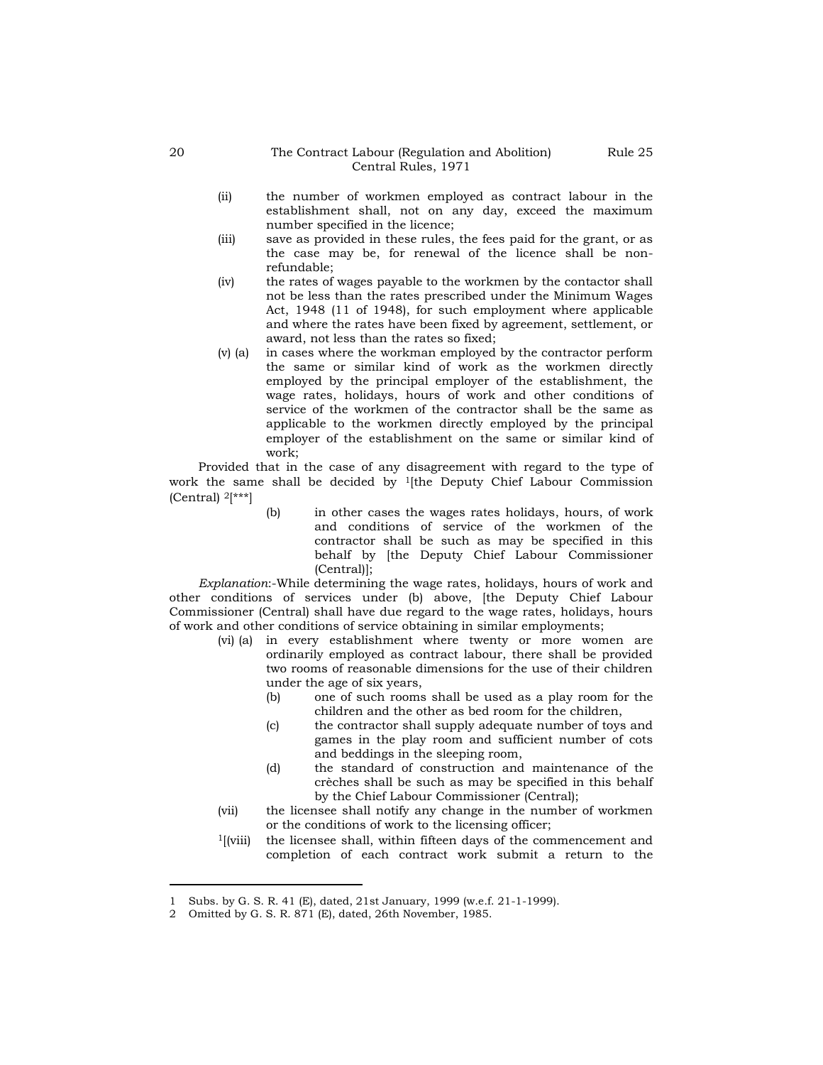(ii) the number of workmen employed as contract labour in the establishment shall, not on any day, exceed the maximum number specified in the licence;

(iii) save as provided in these rules, the fees paid for the grant, or as the case may be, for renewal of the licence shall be non-refundable;

(iv) the rates of wages payable to the workmen by the contactor shall not be less than the rates prescribed under the Minimum Wages Act, 1948 (11 of 1948), for such employment where applicable and where the rates have been fixed by agreement, settlement, or award, not less than the rates so fixed;

(v) (a) in cases where the workman employed by the contractor perform the same or similar kind of work as the workmen directly employed by the principal employer of the establishment, the wage rates, holidays, hours of work and other conditions of service of the workmen of the contractor shall be the same as applicable to the workmen directly employed by the principal employer of the establishment on the same or similar kind of work;

Provided that in the case of any disagreement with regard to the type of work the same shall be decided by [1][the Deputy Chief Labour Commission (Central) [2][***]

(b) in other cases the wages rates holidays, hours, of work and conditions of service of the workmen of the contractor shall be such as may be specified in this behalf by [the Deputy Chief Labour Commissioner (Central)];

*Explanation*:-While determining the wage rates, holidays, hours of work and other conditions of services under (b) above, [the Deputy Chief Labour Commissioner (Central) shall have due regard to the wage rates, holidays, hours of work and other conditions of service obtaining in similar employments;

(vi) (a) in every establishment where twenty or more women are ordinarily employed as contract labour, there shall be provided two rooms of reasonable dimensions for the use of their children under the age of six years,

(b) one of such rooms shall be used as a play room for the children and the other as bed room for the children,

(c) the contractor shall supply adequate number of toys and games in the play room and sufficient number of cots and beddings in the sleeping room,

(d) the standard of construction and maintenance of the crèches shall be such as may be specified in this behalf by the Chief Labour Commissioner (Central);

(vii) the licensee shall notify any change in the number of workmen or the conditions of work to the licensing officer;

[1][(viii) the licensee shall, within fifteen days of the commencement and completion of each contract work submit a return to the

---

1 Subs. by G. S. R. 41 (E), dated, 21st January, 1999 (w.e.f. 21-1-1999).

2 Omitted by G. S. R. 871 (E), dated, 26th November, 1985.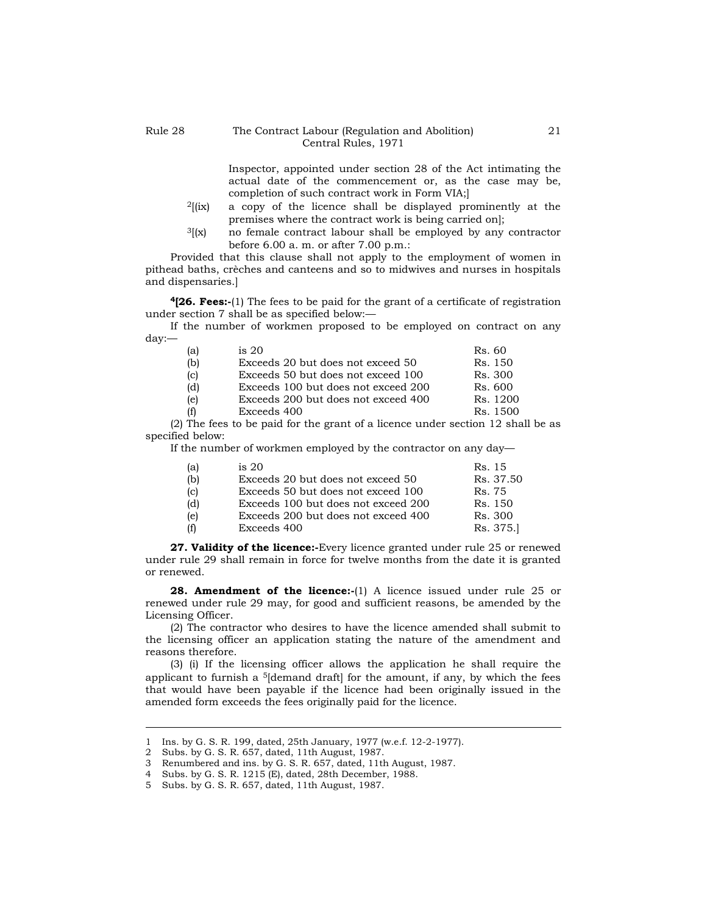Inspector, appointed under section 28 of the Act intimating the actual date of the commencement or, as the case may be, completion of such contract work in Form VIA;]

[2][(ix) a copy of the licence shall be displayed prominently at the premises where the contract work is being carried on];

[3][(x) no female contract labour shall be employed by any contractor before 6.00 a. m. or after 7.00 p.m.:

Provided that this clause shall not apply to the employment of women in pithead baths, crèches and canteens and so to midwives and nurses in hospitals and dispensaries.]

[4][**26. Fees:-**(1) The fees to be paid for the grant of a certificate of registration under section 7 shall be as specified below:—

If the number of workmen proposed to be employed on contract on any day:—

| | | |
|---|---|---|
| (a) | is 20 | Rs. 60 |
| (b) | Exceeds 20 but does not exceed 50 | Rs. 150 |
| (c) | Exceeds 50 but does not exceed 100 | Rs. 300 |
| (d) | Exceeds 100 but does not exceed 200 | Rs. 600 |
| (e) | Exceeds 200 but does not exceed 400 | Rs. 1200 |
| (f) | Exceeds 400 | Rs. 1500 |

(2) The fees to be paid for the grant of a licence under section 12 shall be as specified below:

If the number of workmen employed by the contractor on any day—

| | | |
|---|---|---|
| (a) | is 20 | Rs. 15 |
| (b) | Exceeds 20 but does not exceed 50 | Rs. 37.50 |
| (c) | Exceeds 50 but does not exceed 100 | Rs. 75 |
| (d) | Exceeds 100 but does not exceed 200 | Rs. 150 |
| (e) | Exceeds 200 but does not exceed 400 | Rs. 300 |
| (f) | Exceeds 400 | Rs. 375.] |

**27. Validity of the licence:-**Every licence granted under rule 25 or renewed under rule 29 shall remain in force for twelve months from the date it is granted or renewed.

**28. Amendment of the licence:-**(1) A licence issued under rule 25 or renewed under rule 29 may, for good and sufficient reasons, be amended by the Licensing Officer.

(2) The contractor who desires to have the licence amended shall submit to the licensing officer an application stating the nature of the amendment and reasons therefore.

(3) (i) If the licensing officer allows the application he shall require the applicant to furnish a [5][demand draft] for the amount, if any, by which the fees that would have been payable if the licence had been originally issued in the amended form exceeds the fees originally paid for the licence.

---

1 Ins. by G. S. R. 199, dated, 25th January, 1977 (w.e.f. 12-2-1977).
2 Subs. by G. S. R. 657, dated, 11th August, 1987.
3 Renumbered and ins. by G. S. R. 657, dated, 11th August, 1987.
4 Subs. by G. S. R. 1215 (E), dated, 28th December, 1988.
5 Subs. by G. S. R. 657, dated, 11th August, 1987.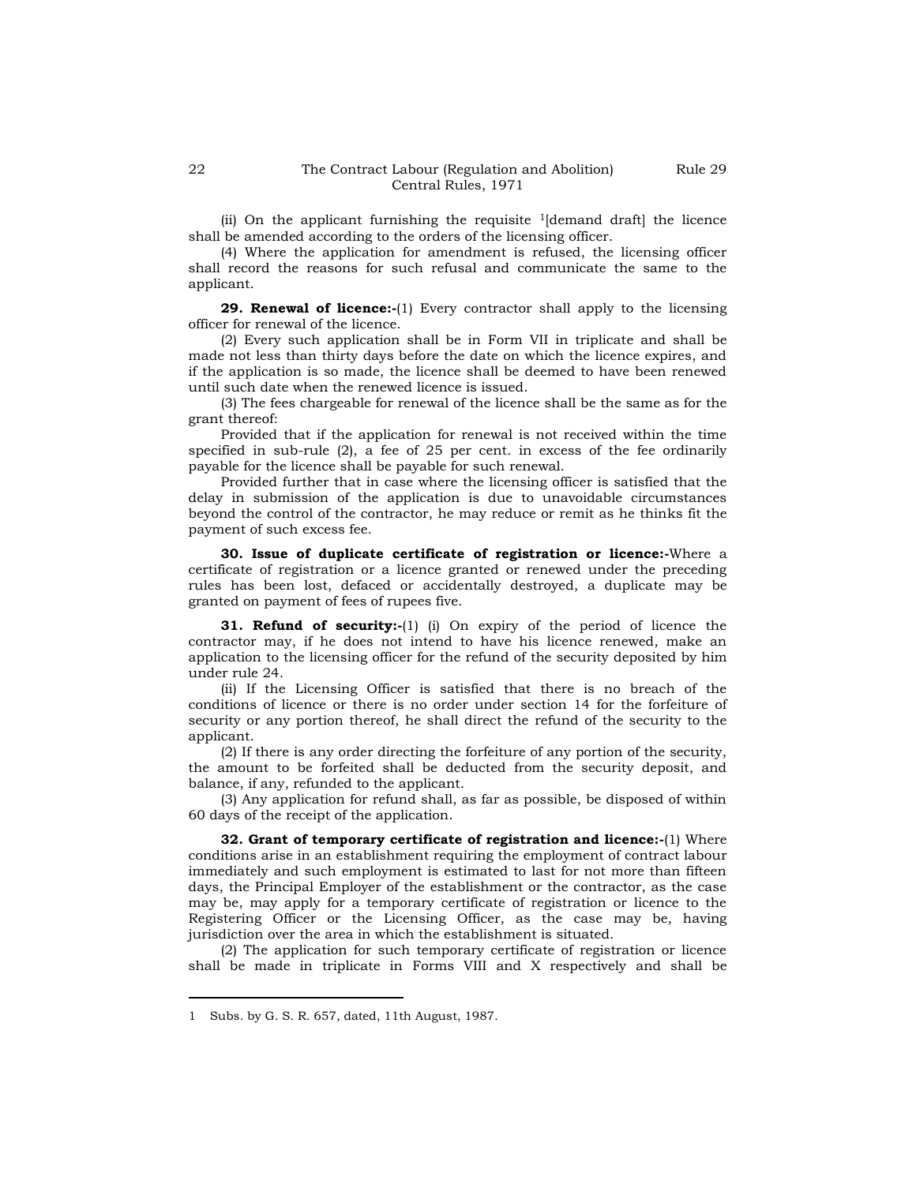(ii) On the applicant furnishing the requisite [1][demand draft] the licence shall be amended according to the orders of the licensing officer.

(4) Where the application for amendment is refused, the licensing officer shall record the reasons for such refusal and communicate the same to the applicant.

**29. Renewal of licence:-**(1) Every contractor shall apply to the licensing officer for renewal of the licence.

(2) Every such application shall be in Form VII in triplicate and shall be made not less than thirty days before the date on which the licence expires, and if the application is so made, the licence shall be deemed to have been renewed until such date when the renewed licence is issued.

(3) The fees chargeable for renewal of the licence shall be the same as for the grant thereof:

Provided that if the application for renewal is not received within the time specified in sub-rule (2), a fee of 25 per cent. in excess of the fee ordinarily payable for the licence shall be payable for such renewal.

Provided further that in case where the licensing officer is satisfied that the delay in submission of the application is due to unavoidable circumstances beyond the control of the contractor, he may reduce or remit as he thinks fit the payment of such excess fee.

**30. Issue of duplicate certificate of registration or licence:-**Where a certificate of registration or a licence granted or renewed under the preceding rules has been lost, defaced or accidentally destroyed, a duplicate may be granted on payment of fees of rupees five.

**31. Refund of security:-**(1) (i) On expiry of the period of licence the contractor may, if he does not intend to have his licence renewed, make an application to the licensing officer for the refund of the security deposited by him under rule 24.

(ii) If the Licensing Officer is satisfied that there is no breach of the conditions of licence or there is no order under section 14 for the forfeiture of security or any portion thereof, he shall direct the refund of the security to the applicant.

(2) If there is any order directing the forfeiture of any portion of the security, the amount to be forfeited shall be deducted from the security deposit, and balance, if any, refunded to the applicant.

(3) Any application for refund shall, as far as possible, be disposed of within 60 days of the receipt of the application.

**32. Grant of temporary certificate of registration and licence:-**(1) Where conditions arise in an establishment requiring the employment of contract labour immediately and such employment is estimated to last for not more than fifteen days, the Principal Employer of the establishment or the contractor, as the case may be, may apply for a temporary certificate of registration or licence to the Registering Officer or the Licensing Officer, as the case may be, having jurisdiction over the area in which the establishment is situated.

(2) The application for such temporary certificate of registration or licence shall be made in triplicate in Forms VIII and X respectively and shall be

---

1 Subs. by G. S. R. 657, dated, 11th August, 1987.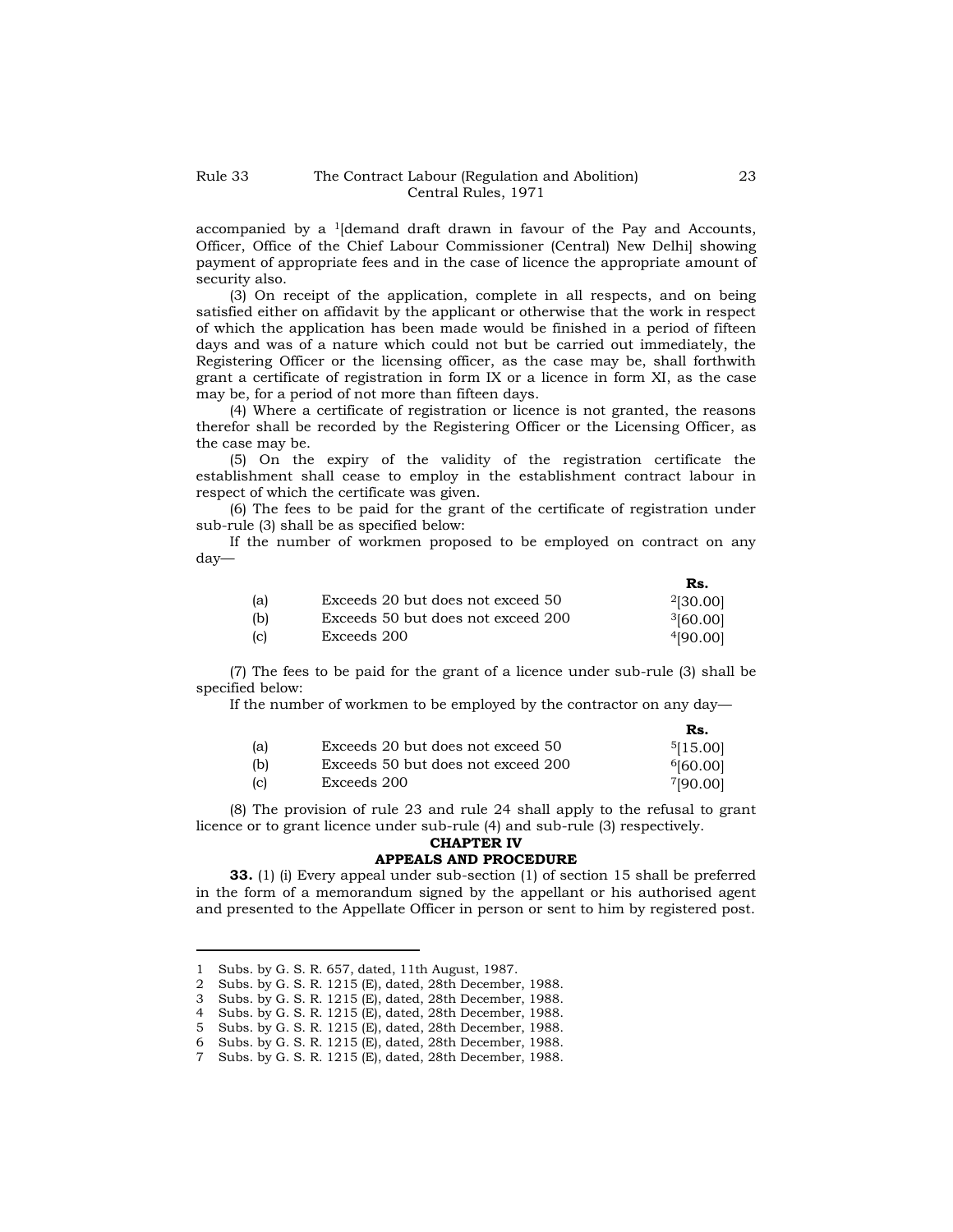accompanied by a [1][demand draft drawn in favour of the Pay and Accounts, Officer, Office of the Chief Labour Commissioner (Central) New Delhi] showing payment of appropriate fees and in the case of licence the appropriate amount of security also.

(3) On receipt of the application, complete in all respects, and on being satisfied either on affidavit by the applicant or otherwise that the work in respect of which the application has been made would be finished in a period of fifteen days and was of a nature which could not but be carried out immediately, the Registering Officer or the licensing officer, as the case may be, shall forthwith grant a certificate of registration in form IX or a licence in form XI, as the case may be, for a period of not more than fifteen days.

(4) Where a certificate of registration or licence is not granted, the reasons therefor shall be recorded by the Registering Officer or the Licensing Officer, as the case may be.

(5) On the expiry of the validity of the registration certificate the establishment shall cease to employ in the establishment contract labour in respect of which the certificate was given.

(6) The fees to be paid for the grant of the certificate of registration under sub-rule (3) shall be as specified below:

If the number of workmen proposed to be employed on contract on any day—

| | | **Rs.** |
|---|---|---|
| (a) | Exceeds 20 but does not exceed 50 | [2][30.00] |
| (b) | Exceeds 50 but does not exceed 200 | [3][60.00] |
| (c) | Exceeds 200 | [4][90.00] |

(7) The fees to be paid for the grant of a licence under sub-rule (3) shall be specified below:

If the number of workmen to be employed by the contractor on any day—

| | | **Rs.** |
|---|---|---|
| (a) | Exceeds 20 but does not exceed 50 | [5][15.00] |
| (b) | Exceeds 50 but does not exceed 200 | [6][60.00] |
| (c) | Exceeds 200 | [7][90.00] |

(8) The provision of rule 23 and rule 24 shall apply to the refusal to grant licence or to grant licence under sub-rule (4) and sub-rule (3) respectively.

## CHAPTER IV

## APPEALS AND PROCEDURE

**33.** (1) (i) Every appeal under sub-section (1) of section 15 shall be preferred in the form of a memorandum signed by the appellant or his authorised agent and presented to the Appellate Officer in person or sent to him by registered post.

---

1 Subs. by G. S. R. 657, dated, 11th August, 1987.
2 Subs. by G. S. R. 1215 (E), dated, 28th December, 1988.
3 Subs. by G. S. R. 1215 (E), dated, 28th December, 1988.
4 Subs. by G. S. R. 1215 (E), dated, 28th December, 1988.
5 Subs. by G. S. R. 1215 (E), dated, 28th December, 1988.
6 Subs. by G. S. R. 1215 (E), dated, 28th December, 1988.
7 Subs. by G. S. R. 1215 (E), dated, 28th December, 1988.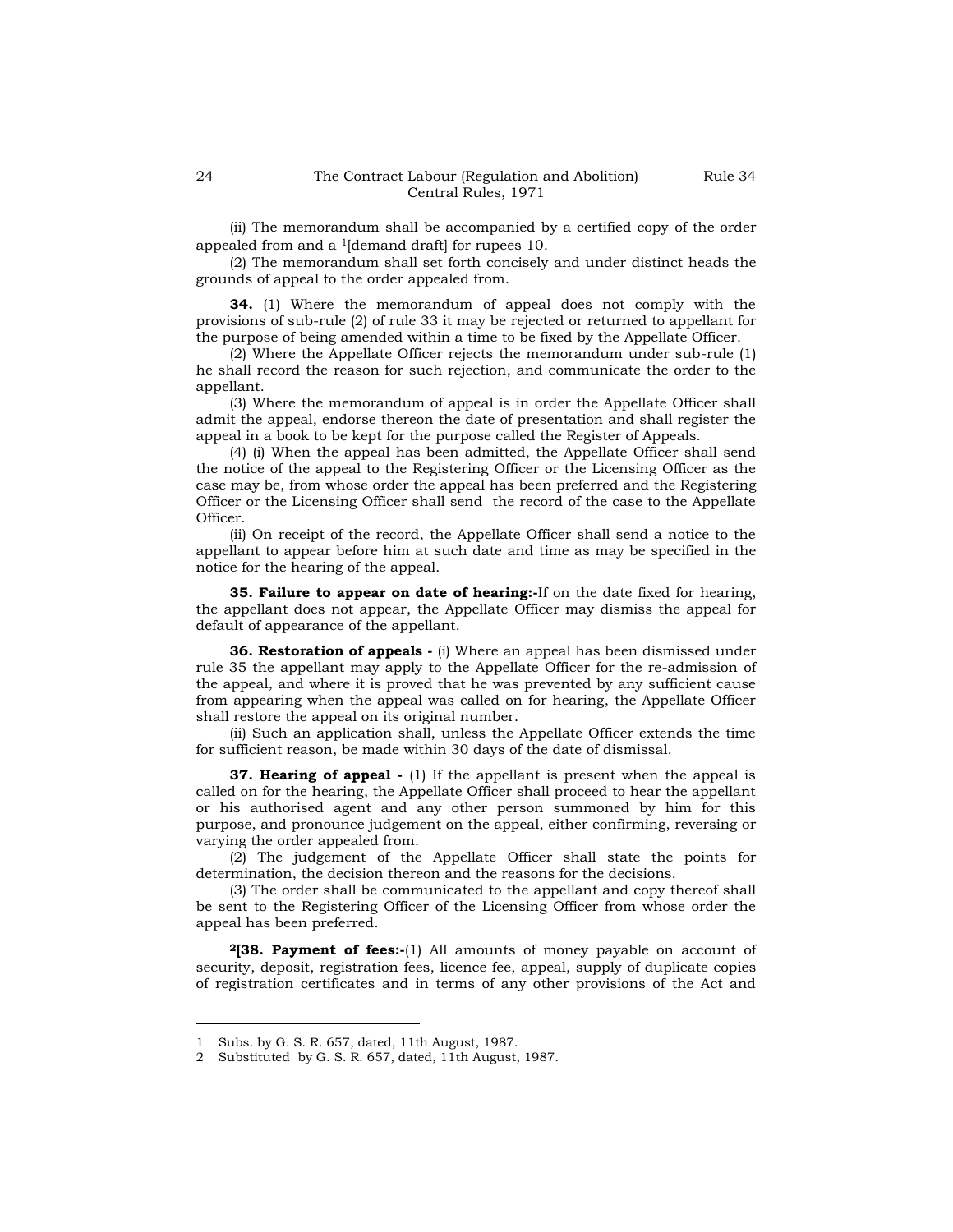(ii) The memorandum shall be accompanied by a certified copy of the order appealed from and a [1][demand draft] for rupees 10.

(2) The memorandum shall set forth concisely and under distinct heads the grounds of appeal to the order appealed from.

**34.** (1) Where the memorandum of appeal does not comply with the provisions of sub-rule (2) of rule 33 it may be rejected or returned to appellant for the purpose of being amended within a time to be fixed by the Appellate Officer.

(2) Where the Appellate Officer rejects the memorandum under sub-rule (1) he shall record the reason for such rejection, and communicate the order to the appellant.

(3) Where the memorandum of appeal is in order the Appellate Officer shall admit the appeal, endorse thereon the date of presentation and shall register the appeal in a book to be kept for the purpose called the Register of Appeals.

(4) (i) When the appeal has been admitted, the Appellate Officer shall send the notice of the appeal to the Registering Officer or the Licensing Officer as the case may be, from whose order the appeal has been preferred and the Registering Officer or the Licensing Officer shall send the record of the case to the Appellate Officer.

(ii) On receipt of the record, the Appellate Officer shall send a notice to the appellant to appear before him at such date and time as may be specified in the notice for the hearing of the appeal.

**35. Failure to appear on date of hearing:-**If on the date fixed for hearing, the appellant does not appear, the Appellate Officer may dismiss the appeal for default of appearance of the appellant.

**36. Restoration of appeals -** (i) Where an appeal has been dismissed under rule 35 the appellant may apply to the Appellate Officer for the re-admission of the appeal, and where it is proved that he was prevented by any sufficient cause from appearing when the appeal was called on for hearing, the Appellate Officer shall restore the appeal on its original number.

(ii) Such an application shall, unless the Appellate Officer extends the time for sufficient reason, be made within 30 days of the date of dismissal.

**37. Hearing of appeal -** (1) If the appellant is present when the appeal is called on for the hearing, the Appellate Officer shall proceed to hear the appellant or his authorised agent and any other person summoned by him for this purpose, and pronounce judgement on the appeal, either confirming, reversing or varying the order appealed from.

(2) The judgement of the Appellate Officer shall state the points for determination, the decision thereon and the reasons for the decisions.

(3) The order shall be communicated to the appellant and copy thereof shall be sent to the Registering Officer of the Licensing Officer from whose order the appeal has been preferred.

[2]**[38. Payment of fees:-**(1) All amounts of money payable on account of security, deposit, registration fees, licence fee, appeal, supply of duplicate copies of registration certificates and in terms of any other provisions of the Act and

---

1 Subs. by G. S. R. 657, dated, 11th August, 1987.

2 Substituted by G. S. R. 657, dated, 11th August, 1987.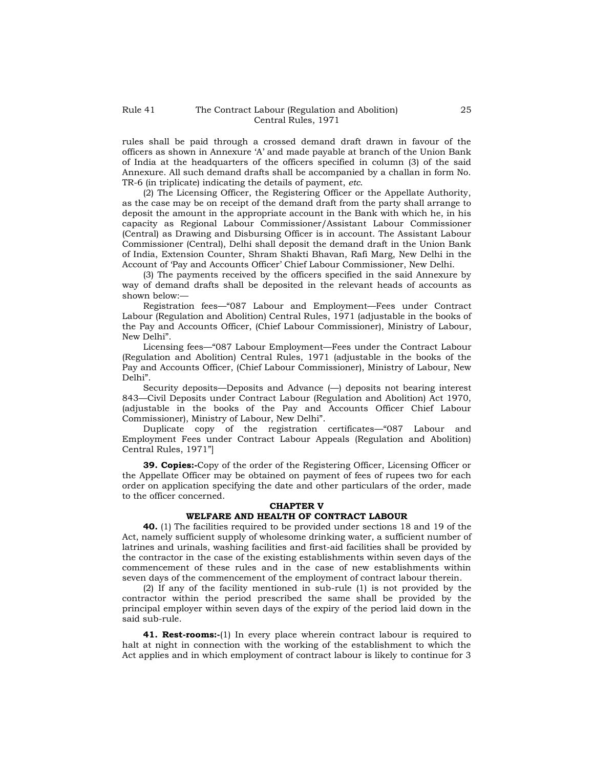rules shall be paid through a crossed demand draft drawn in favour of the officers as shown in Annexure 'A' and made payable at branch of the Union Bank of India at the headquarters of the officers specified in column (3) of the said Annexure. All such demand drafts shall be accompanied by a challan in form No. TR-6 (in triplicate) indicating the details of payment, *etc*.

(2) The Licensing Officer, the Registering Officer or the Appellate Authority, as the case may be on receipt of the demand draft from the party shall arrange to deposit the amount in the appropriate account in the Bank with which he, in his capacity as Regional Labour Commissioner/Assistant Labour Commissioner (Central) as Drawing and Disbursing Officer is in account. The Assistant Labour Commissioner (Central), Delhi shall deposit the demand draft in the Union Bank of India, Extension Counter, Shram Shakti Bhavan, Rafi Marg, New Delhi in the Account of 'Pay and Accounts Officer' Chief Labour Commissioner, New Delhi.

(3) The payments received by the officers specified in the said Annexure by way of demand drafts shall be deposited in the relevant heads of accounts as shown below:—

Registration fees—"087 Labour and Employment—Fees under Contract Labour (Regulation and Abolition) Central Rules, 1971 (adjustable in the books of the Pay and Accounts Officer, (Chief Labour Commissioner), Ministry of Labour, New Delhi".

Licensing fees—"087 Labour Employment—Fees under the Contract Labour (Regulation and Abolition) Central Rules, 1971 (adjustable in the books of the Pay and Accounts Officer, (Chief Labour Commissioner), Ministry of Labour, New Delhi".

Security deposits—Deposits and Advance (—) deposits not bearing interest 843—Civil Deposits under Contract Labour (Regulation and Abolition) Act 1970, (adjustable in the books of the Pay and Accounts Officer Chief Labour Commissioner), Ministry of Labour, New Delhi".

Duplicate copy of the registration certificates—"087 Labour and Employment Fees under Contract Labour Appeals (Regulation and Abolition) Central Rules, 1971"]

**39. Copies:-**Copy of the order of the Registering Officer, Licensing Officer or the Appellate Officer may be obtained on payment of fees of rupees two for each order on application specifying the date and other particulars of the order, made to the officer concerned.

## CHAPTER V

## WELFARE AND HEALTH OF CONTRACT LABOUR

**40.** (1) The facilities required to be provided under sections 18 and 19 of the Act, namely sufficient supply of wholesome drinking water, a sufficient number of latrines and urinals, washing facilities and first-aid facilities shall be provided by the contractor in the case of the existing establishments within seven days of the commencement of these rules and in the case of new establishments within seven days of the commencement of the employment of contract labour therein.

(2) If any of the facility mentioned in sub-rule (1) is not provided by the contractor within the period prescribed the same shall be provided by the principal employer within seven days of the expiry of the period laid down in the said sub-rule.

**41. Rest-rooms:-**(1) In every place wherein contract labour is required to halt at night in connection with the working of the establishment to which the Act applies and in which employment of contract labour is likely to continue for 3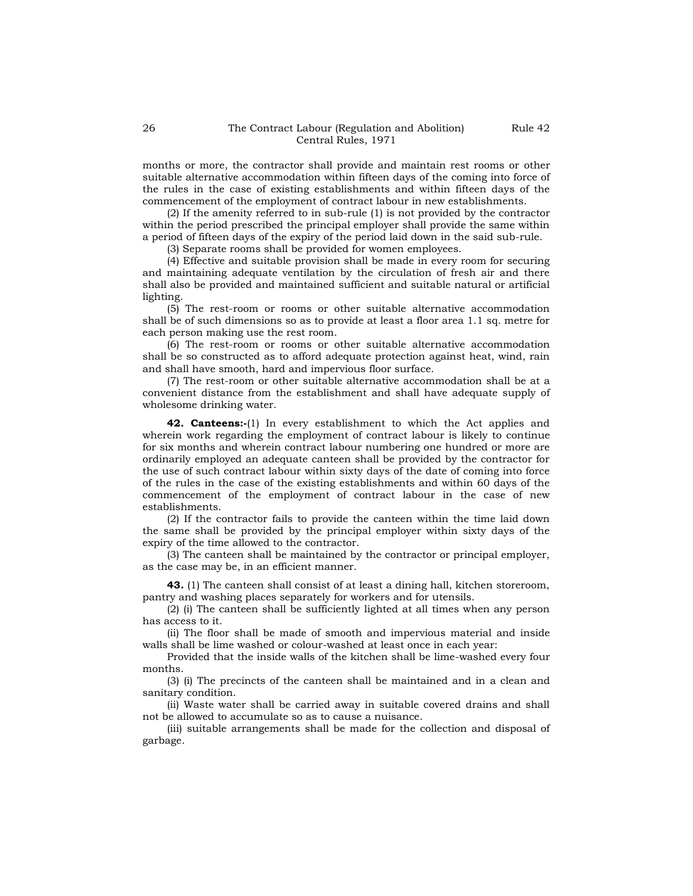months or more, the contractor shall provide and maintain rest rooms or other suitable alternative accommodation within fifteen days of the coming into force of the rules in the case of existing establishments and within fifteen days of the commencement of the employment of contract labour in new establishments.

(2) If the amenity referred to in sub-rule (1) is not provided by the contractor within the period prescribed the principal employer shall provide the same within a period of fifteen days of the expiry of the period laid down in the said sub-rule.

(3) Separate rooms shall be provided for women employees.

(4) Effective and suitable provision shall be made in every room for securing and maintaining adequate ventilation by the circulation of fresh air and there shall also be provided and maintained sufficient and suitable natural or artificial lighting.

(5) The rest-room or rooms or other suitable alternative accommodation shall be of such dimensions so as to provide at least a floor area 1.1 sq. metre for each person making use the rest room.

(6) The rest-room or rooms or other suitable alternative accommodation shall be so constructed as to afford adequate protection against heat, wind, rain and shall have smooth, hard and impervious floor surface.

(7) The rest-room or other suitable alternative accommodation shall be at a convenient distance from the establishment and shall have adequate supply of wholesome drinking water.

**42. Canteens:-**(1) In every establishment to which the Act applies and wherein work regarding the employment of contract labour is likely to continue for six months and wherein contract labour numbering one hundred or more are ordinarily employed an adequate canteen shall be provided by the contractor for the use of such contract labour within sixty days of the date of coming into force of the rules in the case of the existing establishments and within 60 days of the commencement of the employment of contract labour in the case of new establishments.

(2) If the contractor fails to provide the canteen within the time laid down the same shall be provided by the principal employer within sixty days of the expiry of the time allowed to the contractor.

(3) The canteen shall be maintained by the contractor or principal employer, as the case may be, in an efficient manner.

**43.** (1) The canteen shall consist of at least a dining hall, kitchen storeroom, pantry and washing places separately for workers and for utensils.

(2) (i) The canteen shall be sufficiently lighted at all times when any person has access to it.

(ii) The floor shall be made of smooth and impervious material and inside walls shall be lime washed or colour-washed at least once in each year:

Provided that the inside walls of the kitchen shall be lime-washed every four months.

(3) (i) The precincts of the canteen shall be maintained and in a clean and sanitary condition.

(ii) Waste water shall be carried away in suitable covered drains and shall not be allowed to accumulate so as to cause a nuisance.

(iii) suitable arrangements shall be made for the collection and disposal of garbage.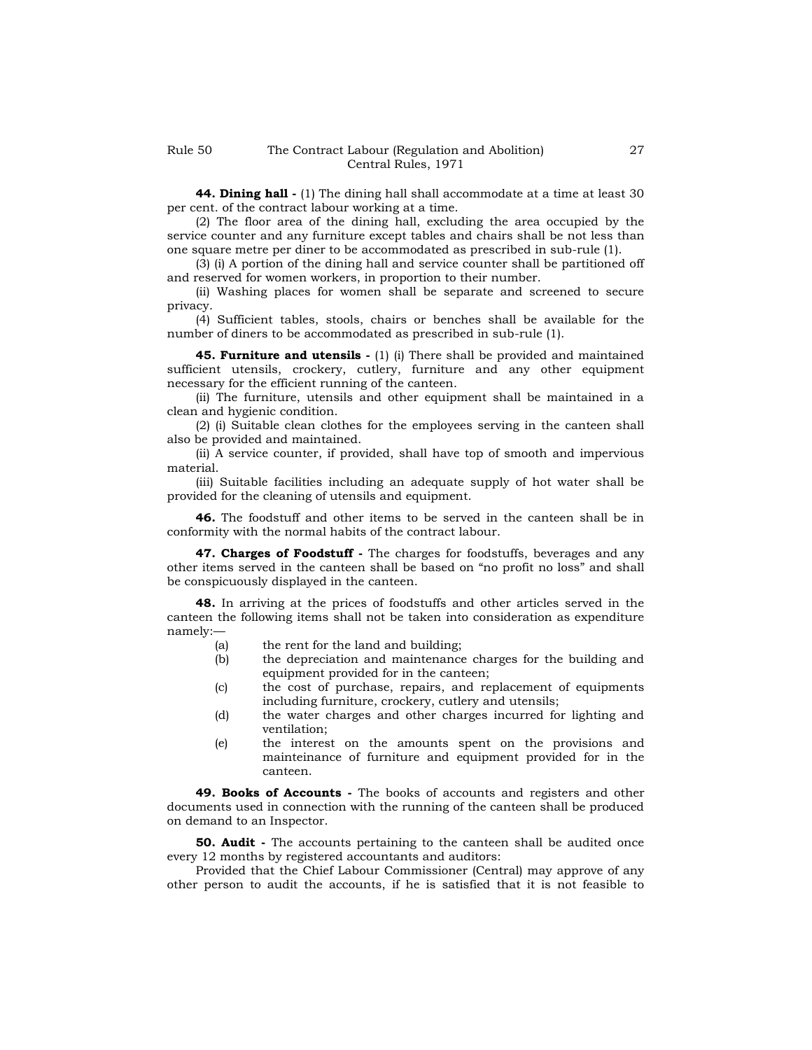**44. Dining hall -** (1) The dining hall shall accommodate at a time at least 30 per cent. of the contract labour working at a time.

(2) The floor area of the dining hall, excluding the area occupied by the service counter and any furniture except tables and chairs shall be not less than one square metre per diner to be accommodated as prescribed in sub-rule (1).

(3) (i) A portion of the dining hall and service counter shall be partitioned off and reserved for women workers, in proportion to their number.

(ii) Washing places for women shall be separate and screened to secure privacy.

(4) Sufficient tables, stools, chairs or benches shall be available for the number of diners to be accommodated as prescribed in sub-rule (1).

**45. Furniture and utensils -** (1) (i) There shall be provided and maintained sufficient utensils, crockery, cutlery, furniture and any other equipment necessary for the efficient running of the canteen.

(ii) The furniture, utensils and other equipment shall be maintained in a clean and hygienic condition.

(2) (i) Suitable clean clothes for the employees serving in the canteen shall also be provided and maintained.

(ii) A service counter, if provided, shall have top of smooth and impervious material.

(iii) Suitable facilities including an adequate supply of hot water shall be provided for the cleaning of utensils and equipment.

**46.** The foodstuff and other items to be served in the canteen shall be in conformity with the normal habits of the contract labour.

**47. Charges of Foodstuff -** The charges for foodstuffs, beverages and any other items served in the canteen shall be based on "no profit no loss" and shall be conspicuously displayed in the canteen.

**48.** In arriving at the prices of foodstuffs and other articles served in the canteen the following items shall not be taken into consideration as expenditure namely:—

- (a) the rent for the land and building;
- (b) the depreciation and maintenance charges for the building and equipment provided for in the canteen;
- (c) the cost of purchase, repairs, and replacement of equipments including furniture, crockery, cutlery and utensils;
- (d) the water charges and other charges incurred for lighting and ventilation;
- (e) the interest on the amounts spent on the provisions and mainteinance of furniture and equipment provided for in the canteen.

**49. Books of Accounts -** The books of accounts and registers and other documents used in connection with the running of the canteen shall be produced on demand to an Inspector.

**50. Audit -** The accounts pertaining to the canteen shall be audited once every 12 months by registered accountants and auditors:

Provided that the Chief Labour Commissioner (Central) may approve of any other person to audit the accounts, if he is satisfied that it is not feasible to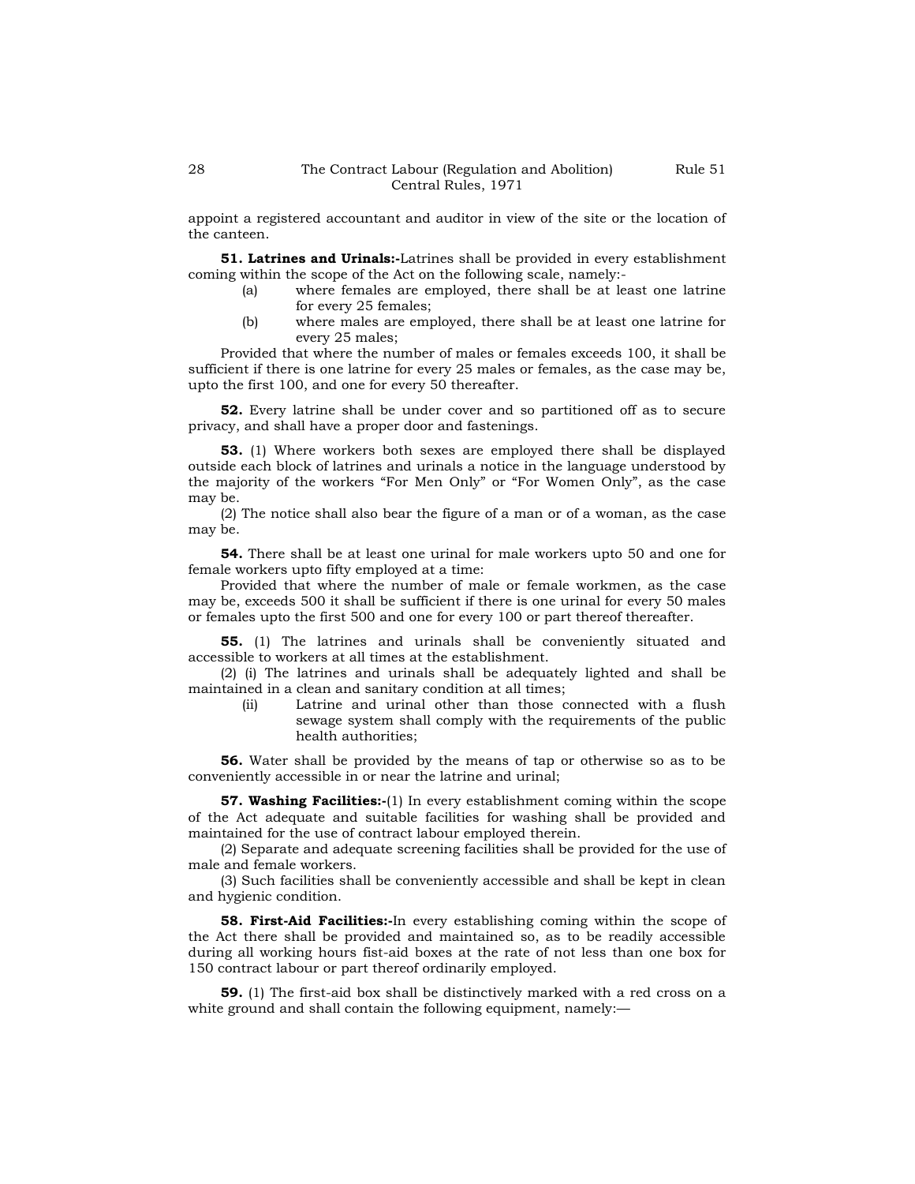appoint a registered accountant and auditor in view of the site or the location of the canteen.

**51. Latrines and Urinals:-**Latrines shall be provided in every establishment coming within the scope of the Act on the following scale, namely:-

(a) where females are employed, there shall be at least one latrine for every 25 females;

(b) where males are employed, there shall be at least one latrine for every 25 males;

Provided that where the number of males or females exceeds 100, it shall be sufficient if there is one latrine for every 25 males or females, as the case may be, upto the first 100, and one for every 50 thereafter.

**52.** Every latrine shall be under cover and so partitioned off as to secure privacy, and shall have a proper door and fastenings.

**53.** (1) Where workers both sexes are employed there shall be displayed outside each block of latrines and urinals a notice in the language understood by the majority of the workers "For Men Only" or "For Women Only", as the case may be.

(2) The notice shall also bear the figure of a man or of a woman, as the case may be.

**54.** There shall be at least one urinal for male workers upto 50 and one for female workers upto fifty employed at a time:

Provided that where the number of male or female workmen, as the case may be, exceeds 500 it shall be sufficient if there is one urinal for every 50 males or females upto the first 500 and one for every 100 or part thereof thereafter.

**55.** (1) The latrines and urinals shall be conveniently situated and accessible to workers at all times at the establishment.

(2) (i) The latrines and urinals shall be adequately lighted and shall be maintained in a clean and sanitary condition at all times;

(ii) Latrine and urinal other than those connected with a flush sewage system shall comply with the requirements of the public health authorities;

**56.** Water shall be provided by the means of tap or otherwise so as to be conveniently accessible in or near the latrine and urinal;

**57. Washing Facilities:-**(1) In every establishment coming within the scope of the Act adequate and suitable facilities for washing shall be provided and maintained for the use of contract labour employed therein.

(2) Separate and adequate screening facilities shall be provided for the use of male and female workers.

(3) Such facilities shall be conveniently accessible and shall be kept in clean and hygienic condition.

**58. First-Aid Facilities:-**In every establishing coming within the scope of the Act there shall be provided and maintained so, as to be readily accessible during all working hours fist-aid boxes at the rate of not less than one box for 150 contract labour or part thereof ordinarily employed.

**59.** (1) The first-aid box shall be distinctively marked with a red cross on a white ground and shall contain the following equipment, namely:—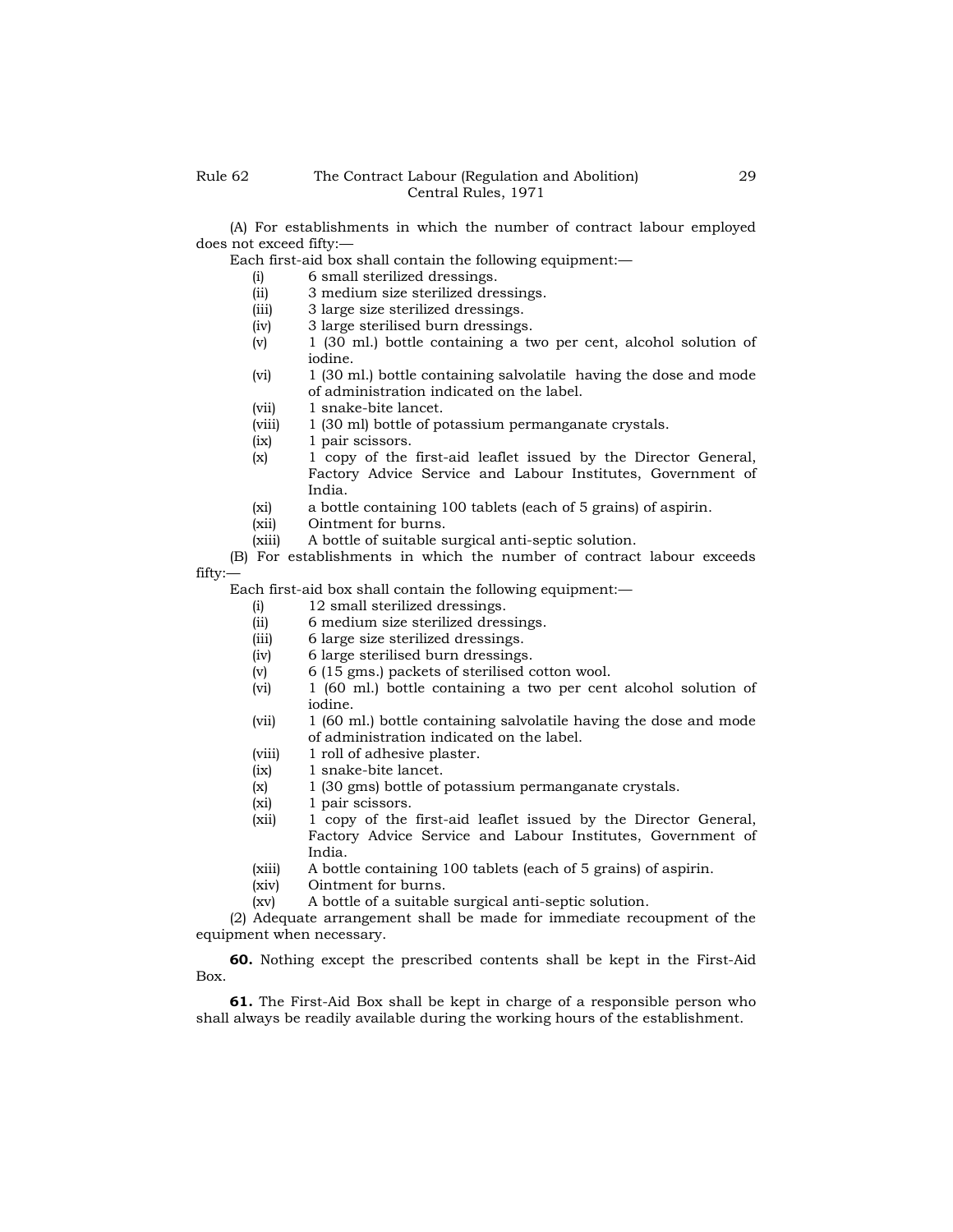(A) For establishments in which the number of contract labour employed does not exceed fifty:—

Each first-aid box shall contain the following equipment:—

(i) 6 small sterilized dressings.

(ii) 3 medium size sterilized dressings.

(iii) 3 large size sterilized dressings.

(iv) 3 large sterilised burn dressings.

(v) 1 (30 ml.) bottle containing a two per cent, alcohol solution of iodine.

(vi) 1 (30 ml.) bottle containing salvolatile having the dose and mode of administration indicated on the label.

(vii) 1 snake-bite lancet.

(viii) 1 (30 ml) bottle of potassium permanganate crystals.

(ix) 1 pair scissors.

(x) 1 copy of the first-aid leaflet issued by the Director General, Factory Advice Service and Labour Institutes, Government of India.

(xi) a bottle containing 100 tablets (each of 5 grains) of aspirin.

(xii) Ointment for burns.

(xiii) A bottle of suitable surgical anti-septic solution.

(B) For establishments in which the number of contract labour exceeds fifty:—

Each first-aid box shall contain the following equipment:—

(i) 12 small sterilized dressings.

(ii) 6 medium size sterilized dressings.

(iii) 6 large size sterilized dressings.

(iv) 6 large sterilised burn dressings.

(v) 6 (15 gms.) packets of sterilised cotton wool.

(vi) 1 (60 ml.) bottle containing a two per cent alcohol solution of iodine.

(vii) 1 (60 ml.) bottle containing salvolatile having the dose and mode of administration indicated on the label.

(viii) 1 roll of adhesive plaster.

(ix) 1 snake-bite lancet.

(x) 1 (30 gms) bottle of potassium permanganate crystals.

(xi) 1 pair scissors.

(xii) 1 copy of the first-aid leaflet issued by the Director General, Factory Advice Service and Labour Institutes, Government of India.

(xiii) A bottle containing 100 tablets (each of 5 grains) of aspirin.

(xiv) Ointment for burns.

(xv) A bottle of a suitable surgical anti-septic solution.

(2) Adequate arrangement shall be made for immediate recoupment of the equipment when necessary.

**60.** Nothing except the prescribed contents shall be kept in the First-Aid Box.

**61.** The First-Aid Box shall be kept in charge of a responsible person who shall always be readily available during the working hours of the establishment.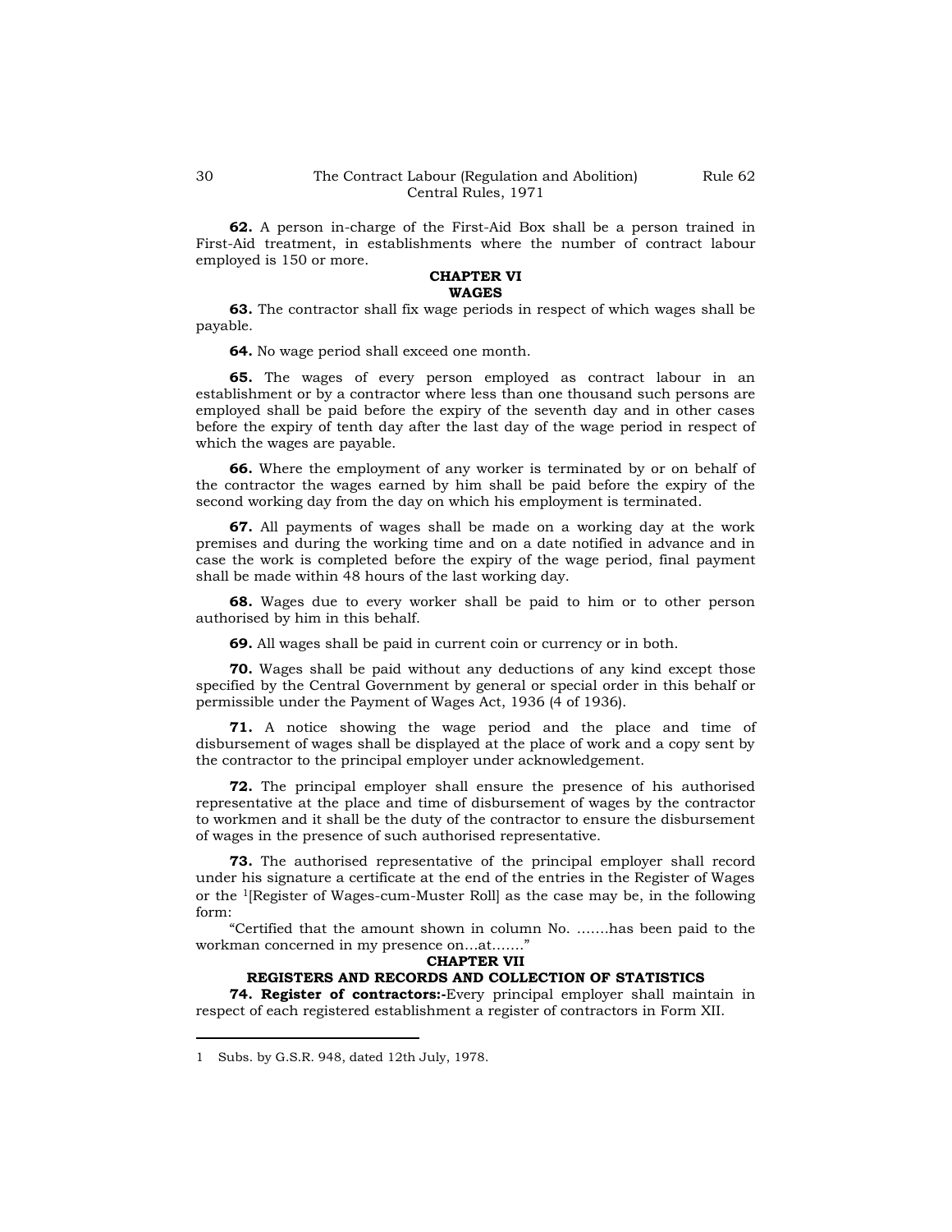**62.** A person in-charge of the First-Aid Box shall be a person trained in First-Aid treatment, in establishments where the number of contract labour employed is 150 or more.

## CHAPTER VI
## WAGES

**63.** The contractor shall fix wage periods in respect of which wages shall be payable.

**64.** No wage period shall exceed one month.

**65.** The wages of every person employed as contract labour in an establishment or by a contractor where less than one thousand such persons are employed shall be paid before the expiry of the seventh day and in other cases before the expiry of tenth day after the last day of the wage period in respect of which the wages are payable.

**66.** Where the employment of any worker is terminated by or on behalf of the contractor the wages earned by him shall be paid before the expiry of the second working day from the day on which his employment is terminated.

**67.** All payments of wages shall be made on a working day at the work premises and during the working time and on a date notified in advance and in case the work is completed before the expiry of the wage period, final payment shall be made within 48 hours of the last working day.

**68.** Wages due to every worker shall be paid to him or to other person authorised by him in this behalf.

**69.** All wages shall be paid in current coin or currency or in both.

**70.** Wages shall be paid without any deductions of any kind except those specified by the Central Government by general or special order in this behalf or permissible under the Payment of Wages Act, 1936 (4 of 1936).

**71.** A notice showing the wage period and the place and time of disbursement of wages shall be displayed at the place of work and a copy sent by the contractor to the principal employer under acknowledgement.

**72.** The principal employer shall ensure the presence of his authorised representative at the place and time of disbursement of wages by the contractor to workmen and it shall be the duty of the contractor to ensure the disbursement of wages in the presence of such authorised representative.

**73.** The authorised representative of the principal employer shall record under his signature a certificate at the end of the entries in the Register of Wages or the [1][Register of Wages-cum-Muster Roll] as the case may be, in the following form:

"Certified that the amount shown in column No. …….has been paid to the workman concerned in my presence on…at……."

## CHAPTER VII
## REGISTERS AND RECORDS AND COLLECTION OF STATISTICS

**74. Register of contractors:-**Every principal employer shall maintain in respect of each registered establishment a register of contractors in Form XII.

---

1 Subs. by G.S.R. 948, dated 12th July, 1978.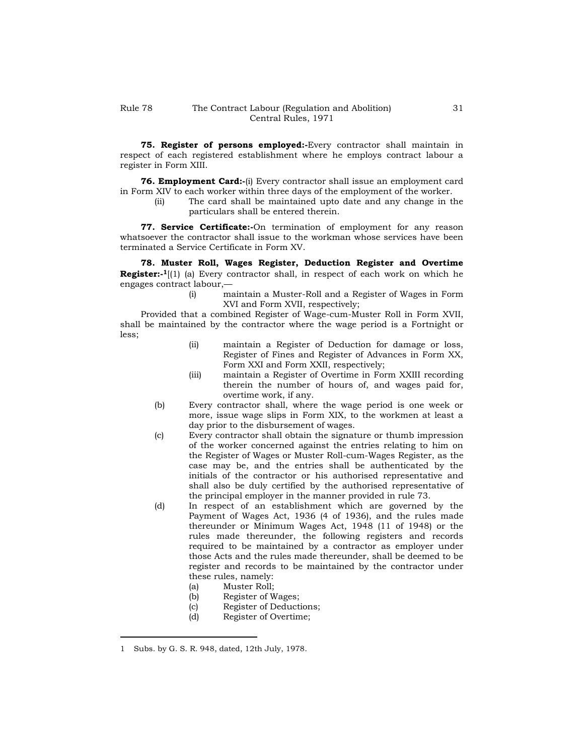**75. Register of persons employed:-**Every contractor shall maintain in respect of each registered establishment where he employs contract labour a register in Form XIII.

**76. Employment Card:-**(i) Every contractor shall issue an employment card in Form XIV to each worker within three days of the employment of the worker.

(ii) The card shall be maintained upto date and any change in the particulars shall be entered therein.

**77. Service Certificate:-**On termination of employment for any reason whatsoever the contractor shall issue to the workman whose services have been terminated a Service Certificate in Form XV.

**78. Muster Roll, Wages Register, Deduction Register and Overtime Register:-**[1][(1) (a) Every contractor shall, in respect of each work on which he engages contract labour,—

(i) maintain a Muster-Roll and a Register of Wages in Form XVI and Form XVII, respectively;

Provided that a combined Register of Wage-cum-Muster Roll in Form XVII, shall be maintained by the contractor where the wage period is a Fortnight or less;

(ii) maintain a Register of Deduction for damage or loss, Register of Fines and Register of Advances in Form XX, Form XXI and Form XXII, respectively;

(iii) maintain a Register of Overtime in Form XXIII recording therein the number of hours of, and wages paid for, overtime work, if any.

(b) Every contractor shall, where the wage period is one week or more, issue wage slips in Form XIX, to the workmen at least a day prior to the disbursement of wages.

(c) Every contractor shall obtain the signature or thumb impression of the worker concerned against the entries relating to him on the Register of Wages or Muster Roll-cum-Wages Register, as the case may be, and the entries shall be authenticated by the initials of the contractor or his authorised representative and shall also be duly certified by the authorised representative of the principal employer in the manner provided in rule 73.

(d) In respect of an establishment which are governed by the Payment of Wages Act, 1936 (4 of 1936), and the rules made thereunder or Minimum Wages Act, 1948 (11 of 1948) or the rules made thereunder, the following registers and records required to be maintained by a contractor as employer under those Acts and the rules made thereunder, shall be deemed to be register and records to be maintained by the contractor under these rules, namely:

(a) Muster Roll;

(b) Register of Wages;

(c) Register of Deductions;

(d) Register of Overtime;

---

1 Subs. by G. S. R. 948, dated, 12th July, 1978.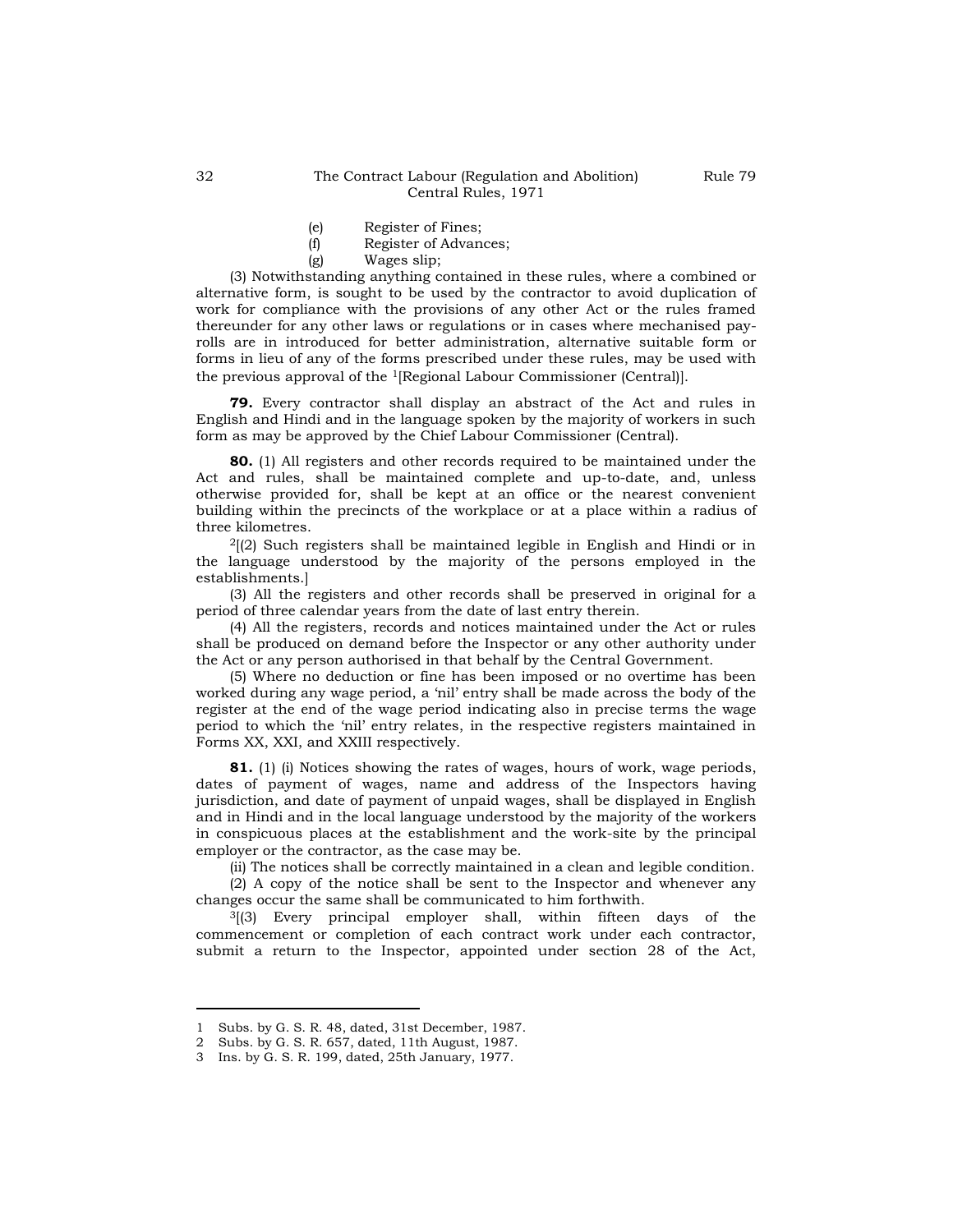(e) Register of Fines;

(f) Register of Advances;

(g) Wages slip;

(3) Notwithstanding anything contained in these rules, where a combined or alternative form, is sought to be used by the contractor to avoid duplication of work for compliance with the provisions of any other Act or the rules framed thereunder for any other laws or regulations or in cases where mechanised pay-rolls are in introduced for better administration, alternative suitable form or forms in lieu of any of the forms prescribed under these rules, may be used with the previous approval of the [1][Regional Labour Commissioner (Central)].

**79.** Every contractor shall display an abstract of the Act and rules in English and Hindi and in the language spoken by the majority of workers in such form as may be approved by the Chief Labour Commissioner (Central).

**80.** (1) All registers and other records required to be maintained under the Act and rules, shall be maintained complete and up-to-date, and, unless otherwise provided for, shall be kept at an office or the nearest convenient building within the precincts of the workplace or at a place within a radius of three kilometres.

[2][(2) Such registers shall be maintained legible in English and Hindi or in the language understood by the majority of the persons employed in the establishments.]

(3) All the registers and other records shall be preserved in original for a period of three calendar years from the date of last entry therein.

(4) All the registers, records and notices maintained under the Act or rules shall be produced on demand before the Inspector or any other authority under the Act or any person authorised in that behalf by the Central Government.

(5) Where no deduction or fine has been imposed or no overtime has been worked during any wage period, a 'nil' entry shall be made across the body of the register at the end of the wage period indicating also in precise terms the wage period to which the 'nil' entry relates, in the respective registers maintained in Forms XX, XXI, and XXIII respectively.

**81.** (1) (i) Notices showing the rates of wages, hours of work, wage periods, dates of payment of wages, name and address of the Inspectors having jurisdiction, and date of payment of unpaid wages, shall be displayed in English and in Hindi and in the local language understood by the majority of the workers in conspicuous places at the establishment and the work-site by the principal employer or the contractor, as the case may be.

(ii) The notices shall be correctly maintained in a clean and legible condition.

(2) A copy of the notice shall be sent to the Inspector and whenever any changes occur the same shall be communicated to him forthwith.

[3][(3) Every principal employer shall, within fifteen days of the commencement or completion of each contract work under each contractor, submit a return to the Inspector, appointed under section 28 of the Act,

---

1 Subs. by G. S. R. 48, dated, 31st December, 1987.

2 Subs. by G. S. R. 657, dated, 11th August, 1987.

3 Ins. by G. S. R. 199, dated, 25th January, 1977.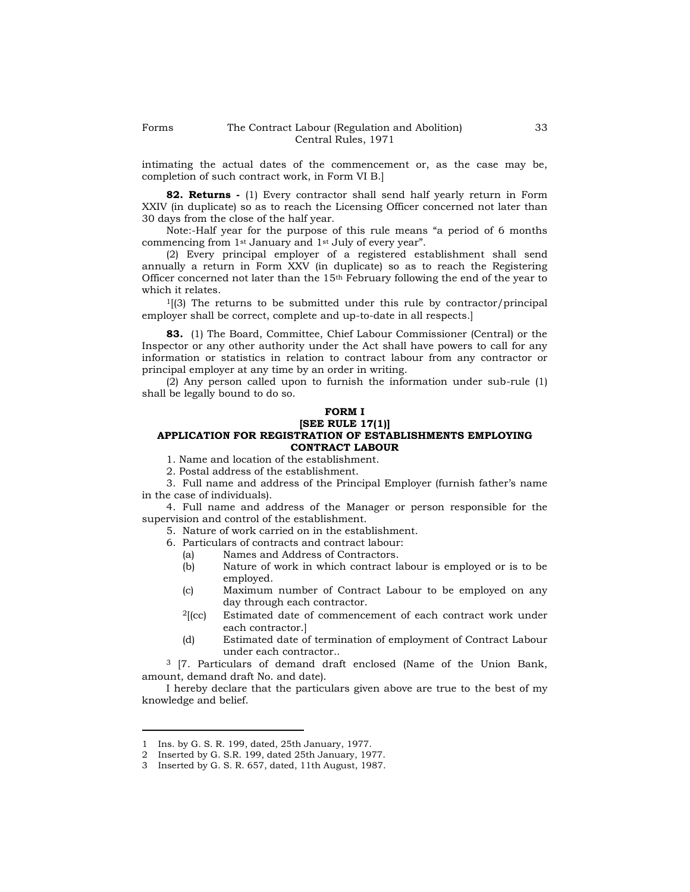intimating the actual dates of the commencement or, as the case may be, completion of such contract work, in Form VI B.]

**82. Returns -** (1) Every contractor shall send half yearly return in Form XXIV (in duplicate) so as to reach the Licensing Officer concerned not later than 30 days from the close of the half year.

Note:-Half year for the purpose of this rule means "a period of 6 months commencing from 1st January and 1st July of every year".

(2) Every principal employer of a registered establishment shall send annually a return in Form XXV (in duplicate) so as to reach the Registering Officer concerned not later than the 15th February following the end of the year to which it relates.

[1][(3) The returns to be submitted under this rule by contractor/principal employer shall be correct, complete and up-to-date in all respects.]

**83.** (1) The Board, Committee, Chief Labour Commissioner (Central) or the Inspector or any other authority under the Act shall have powers to call for any information or statistics in relation to contract labour from any contractor or principal employer at any time by an order in writing.

(2) Any person called upon to furnish the information under sub-rule (1) shall be legally bound to do so.

**FORM I**
**[SEE RULE 17(1)]**
**APPLICATION FOR REGISTRATION OF ESTABLISHMENTS EMPLOYING CONTRACT LABOUR**

1. Name and location of the establishment.
2. Postal address of the establishment.
3. Full name and address of the Principal Employer (furnish father's name in the case of individuals).
4. Full name and address of the Manager or person responsible for the supervision and control of the establishment.
5. Nature of work carried on in the establishment.
6. Particulars of contracts and contract labour:
   - (a) Names and Address of Contractors.
   - (b) Nature of work in which contract labour is employed or is to be employed.
   - (c) Maximum number of Contract Labour to be employed on any day through each contractor.
   - [2][(cc) Estimated date of commencement of each contract work under each contractor.]
   - (d) Estimated date of termination of employment of Contract Labour under each contractor..

[3] [7. Particulars of demand draft enclosed (Name of the Union Bank, amount, demand draft No. and date).

I hereby declare that the particulars given above are true to the best of my knowledge and belief.

---

1 Ins. by G. S. R. 199, dated, 25th January, 1977.
2 Inserted by G. S.R. 199, dated 25th January, 1977.
3 Inserted by G. S. R. 657, dated, 11th August, 1987.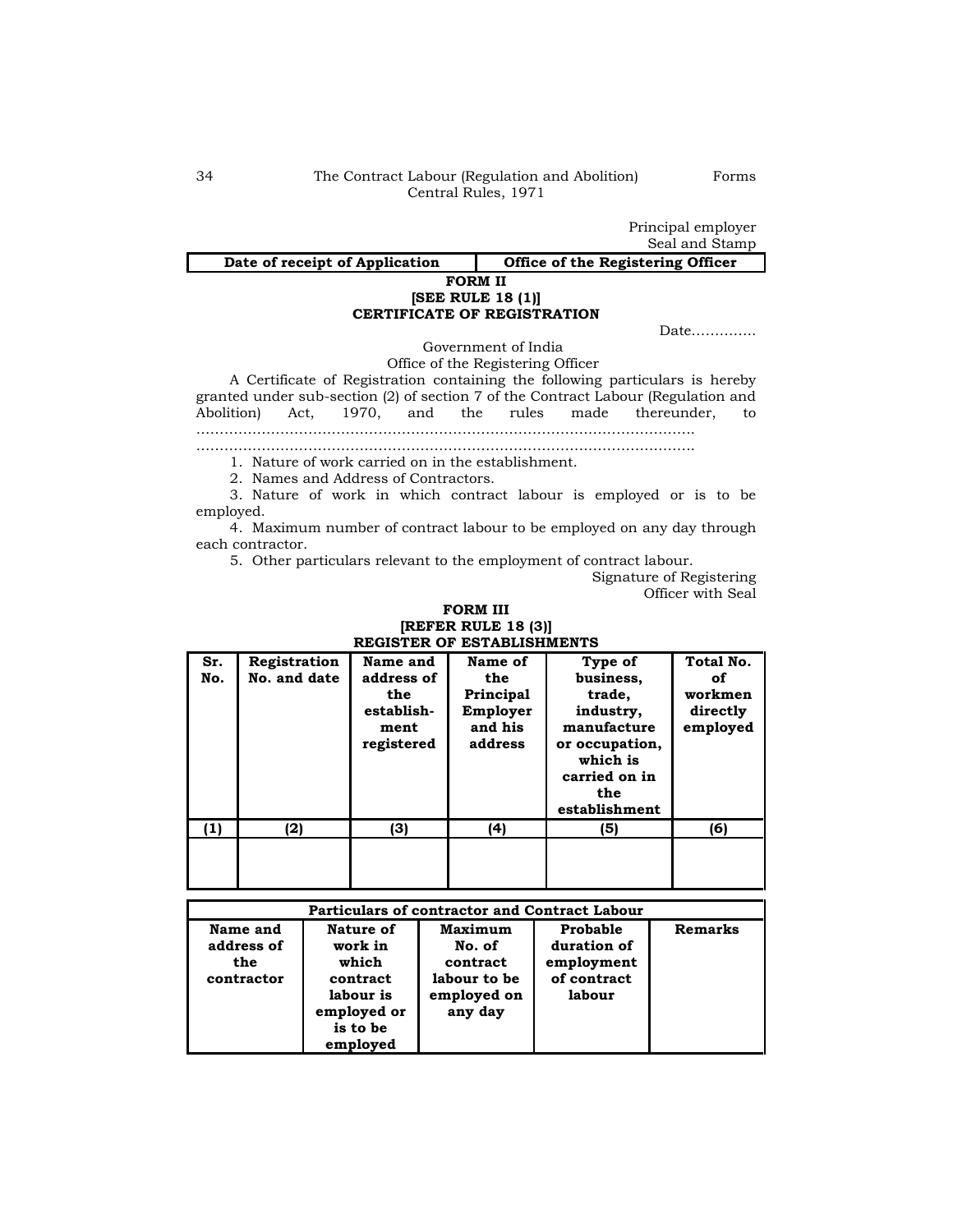Principal employer
Seal and Stamp

| Date of receipt of Application | Office of the Registering Officer |
|---|---|

**FORM II**

**[SEE RULE 18 (1)]**

**CERTIFICATE OF REGISTRATION**

Date.............

Government of India

Office of the Registering Officer

A Certificate of Registration containing the following particulars is hereby granted under sub-section (2) of section 7 of the Contract Labour (Regulation and Abolition) Act, 1970, and the rules made thereunder, to ..........................................................................................................

..........................................................................................................

1. Nature of work carried on in the establishment.
2. Names and Address of Contractors.
3. Nature of work in which contract labour is employed or is to be employed.
4. Maximum number of contract labour to be employed on any day through each contractor.
5. Other particulars relevant to the employment of contract labour.

Signature of Registering
Officer with Seal

**FORM III**

**[REFER RULE 18 (3)]**

**REGISTER OF ESTABLISHMENTS**

| Sr. No. | Registration No. and date | Name and address of the establish-ment registered | Name of the Principal Employer and his address | Type of business, trade, industry, manufacture or occupation, which is carried on in the establishment | Total No. of workmen directly employed |
|---|---|---|---|---|---|
| (1) | (2) | (3) | (4) | (5) | (6) |
| | | | | | |

| Particulars of contractor and Contract Labour | | | | |
|---|---|---|---|---|
| Name and address of the contractor | Nature of work in which contract labour is employed or is to be employed | Maximum No. of contract labour to be employed on any day | Probable duration of employment of contract labour | Remarks |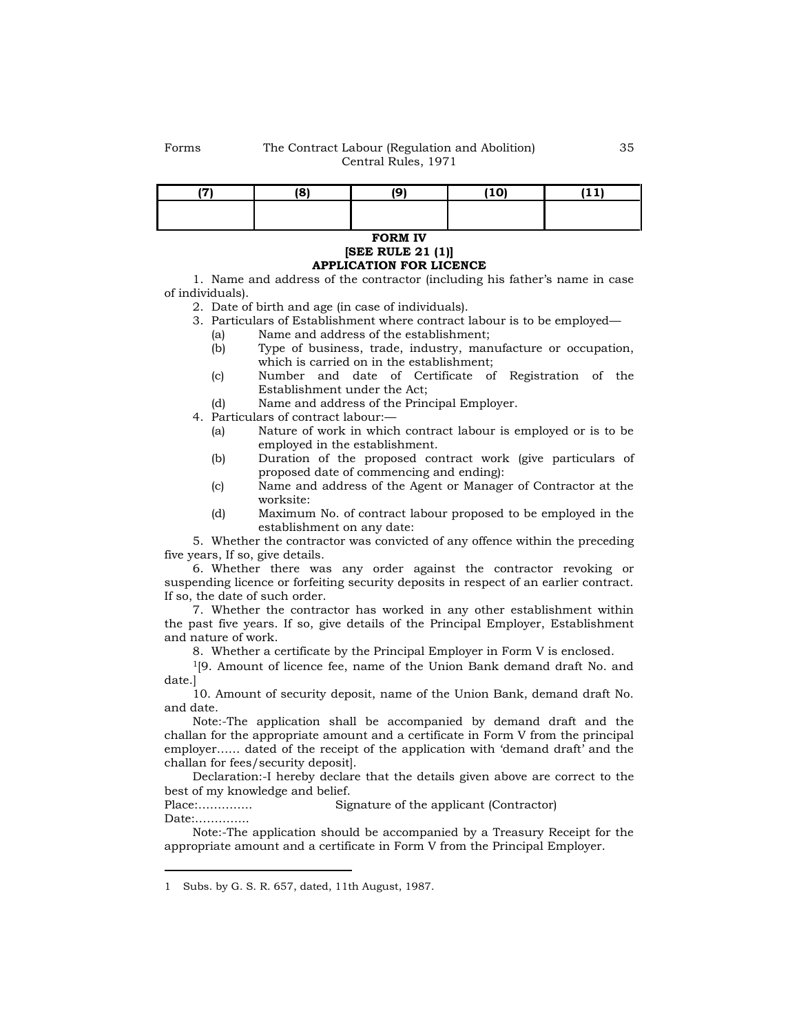| (7) | (8) | (9) | (10) | (11) |
|---|---|---|---|---|
| | | | | |

**FORM IV**
**[SEE RULE 21 (1)]**
**APPLICATION FOR LICENCE**

1. Name and address of the contractor (including his father's name in case of individuals).

2. Date of birth and age (in case of individuals).

3. Particulars of Establishment where contract labour is to be employed—
   - (a) Name and address of the establishment;
   - (b) Type of business, trade, industry, manufacture or occupation, which is carried on in the establishment;
   - (c) Number and date of Certificate of Registration of the Establishment under the Act;
   - (d) Name and address of the Principal Employer.

4. Particulars of contract labour:—
   - (a) Nature of work in which contract labour is employed or is to be employed in the establishment.
   - (b) Duration of the proposed contract work (give particulars of proposed date of commencing and ending):
   - (c) Name and address of the Agent or Manager of Contractor at the worksite:
   - (d) Maximum No. of contract labour proposed to be employed in the establishment on any date:

5. Whether the contractor was convicted of any offence within the preceding five years, If so, give details.

6. Whether there was any order against the contractor revoking or suspending licence or forfeiting security deposits in respect of an earlier contract. If so, the date of such order.

7. Whether the contractor has worked in any other establishment within the past five years. If so, give details of the Principal Employer, Establishment and nature of work.

8. Whether a certificate by the Principal Employer in Form V is enclosed.

[1][9. Amount of licence fee, name of the Union Bank demand draft No. and date.]

10. Amount of security deposit, name of the Union Bank, demand draft No. and date.

Note:-The application shall be accompanied by demand draft and the challan for the appropriate amount and a certificate in Form V from the principal employer…… dated of the receipt of the application with 'demand draft' and the challan for fees/security deposit].

Declaration:-I hereby declare that the details given above are correct to the best of my knowledge and belief.

Place:………….. Signature of the applicant (Contractor)

Date:…………..

Note:-The application should be accompanied by a Treasury Receipt for the appropriate amount and a certificate in Form V from the Principal Employer.

---

1 Subs. by G. S. R. 657, dated, 11th August, 1987.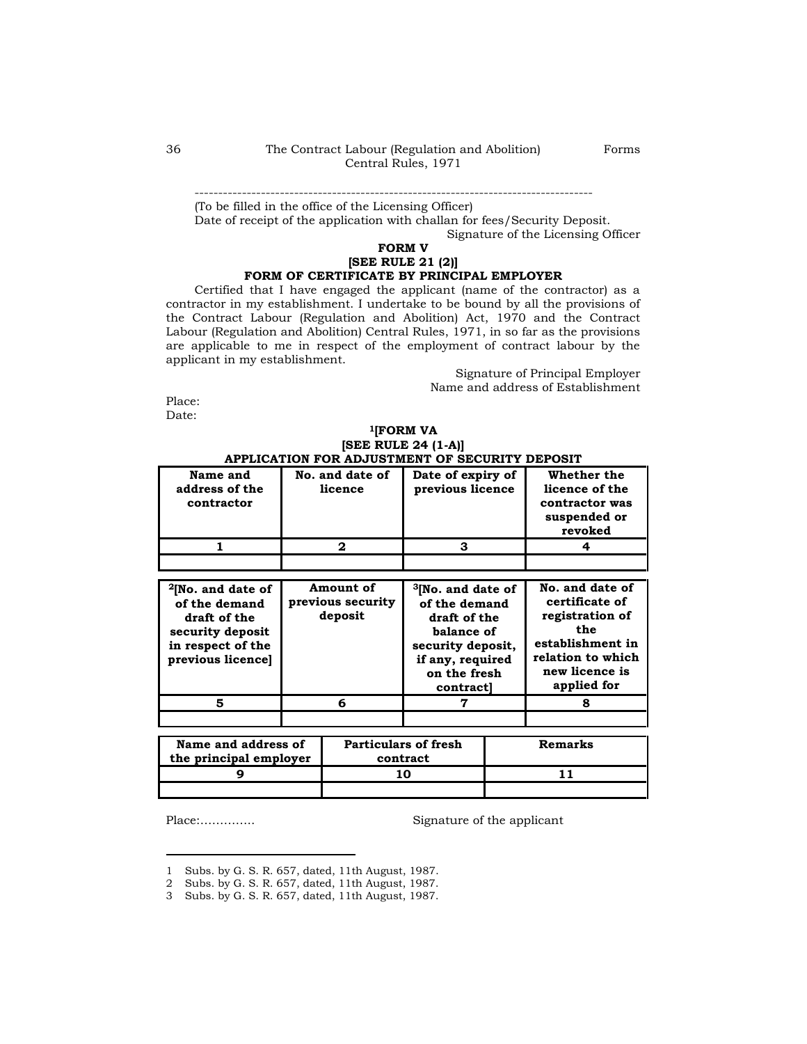-----------------------------------------------------------------------------------

(To be filled in the office of the Licensing Officer)

Date of receipt of the application with challan for fees/Security Deposit.

Signature of the Licensing Officer

**FORM V**

**[SEE RULE 21 (2)]**

**FORM OF CERTIFICATE BY PRINCIPAL EMPLOYER**

Certified that I have engaged the applicant (name of the contractor) as a contractor in my establishment. I undertake to be bound by all the provisions of the Contract Labour (Regulation and Abolition) Act, 1970 and the Contract Labour (Regulation and Abolition) Central Rules, 1971, in so far as the provisions are applicable to me in respect of the employment of contract labour by the applicant in my establishment.

Signature of Principal Employer

Name and address of Establishment

Place:

Date:

**[1][FORM VA**

**[SEE RULE 24 (1-A)]**

**APPLICATION FOR ADJUSTMENT OF SECURITY DEPOSIT**

| Name and address of the contractor | No. and date of licence | Date of expiry of previous licence | Whether the licence of the contractor was suspended or revoked |
|---|---|---|---|
| 1 | 2 | 3 | 4 |
| | | | |

| [2][No. and date of of the demand draft of the security deposit in respect of the previous licence] | Amount of previous security deposit | [3][No. and date of of the demand draft of the balance of security deposit, if any, required on the fresh contract] | No. and date of certificate of registration of the establishment in relation to which new licence is applied for |
|---|---|---|---|
| 5 | 6 | 7 | 8 |
| | | | |

| Name and address of the principal employer | Particulars of fresh contract | Remarks |
|---|---|---|
| 9 | 10 | 11 |
| | | |

Place:…………..

Signature of the applicant

---

1 Subs. by G. S. R. 657, dated, 11th August, 1987.

2 Subs. by G. S. R. 657, dated, 11th August, 1987.

3 Subs. by G. S. R. 657, dated, 11th August, 1987.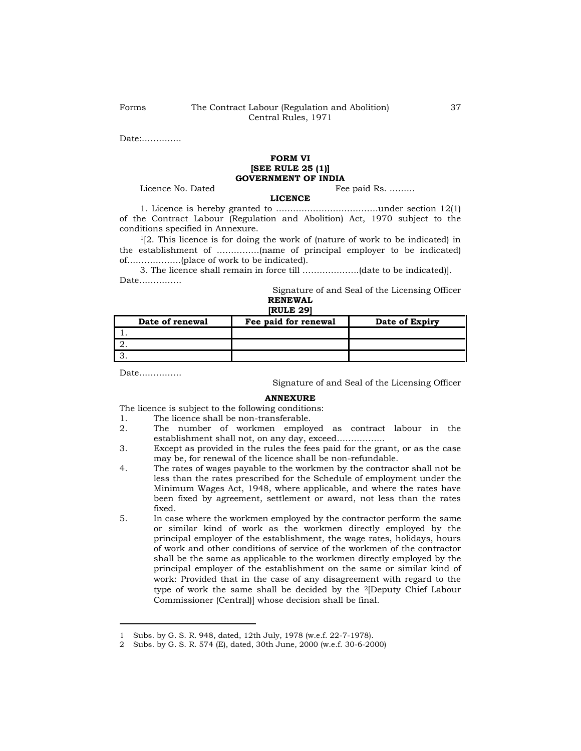Date:…………..

**FORM VI**
**[SEE RULE 25 (1)]**
**GOVERNMENT OF INDIA**

Licence No. Dated                                        Fee paid Rs. ………

**LICENCE**

1. Licence is hereby granted to ………………………………under section 12(1) of the Contract Labour (Regulation and Abolition) Act, 1970 subject to the conditions specified in Annexure.

[1][2. This licence is for doing the work of (nature of work to be indicated) in the establishment of ……………(name of principal employer to be indicated) of………………(place of work to be indicated).

3. The licence shall remain in force till ………………..(date to be indicated)].

Date……………

Signature of and Seal of the Licensing Officer

**RENEWAL**
**[RULE 29]**

| Date of renewal | Fee paid for renewal | Date of Expiry |
|---|---|---|
| 1. | | |
| 2. | | |
| 3. | | |

Date……………

Signature of and Seal of the Licensing Officer

**ANNEXURE**

The licence is subject to the following conditions:

1. The licence shall be non-transferable.
2. The number of workmen employed as contract labour in the establishment shall not, on any day, exceed……………..
3. Except as provided in the rules the fees paid for the grant, or as the case may be, for renewal of the licence shall be non-refundable.
4. The rates of wages payable to the workmen by the contractor shall not be less than the rates prescribed for the Schedule of employment under the Minimum Wages Act, 1948, where applicable, and where the rates have been fixed by agreement, settlement or award, not less than the rates fixed.
5. In case where the workmen employed by the contractor perform the same or similar kind of work as the workmen directly employed by the principal employer of the establishment, the wage rates, holidays, hours of work and other conditions of service of the workmen of the contractor shall be the same as applicable to the workmen directly employed by the principal employer of the establishment on the same or similar kind of work: Provided that in the case of any disagreement with regard to the type of work the same shall be decided by the [2][Deputy Chief Labour Commissioner (Central)] whose decision shall be final.

---

1 Subs. by G. S. R. 948, dated, 12th July, 1978 (w.e.f. 22-7-1978).

2 Subs. by G. S. R. 574 (E), dated, 30th June, 2000 (w.e.f. 30-6-2000)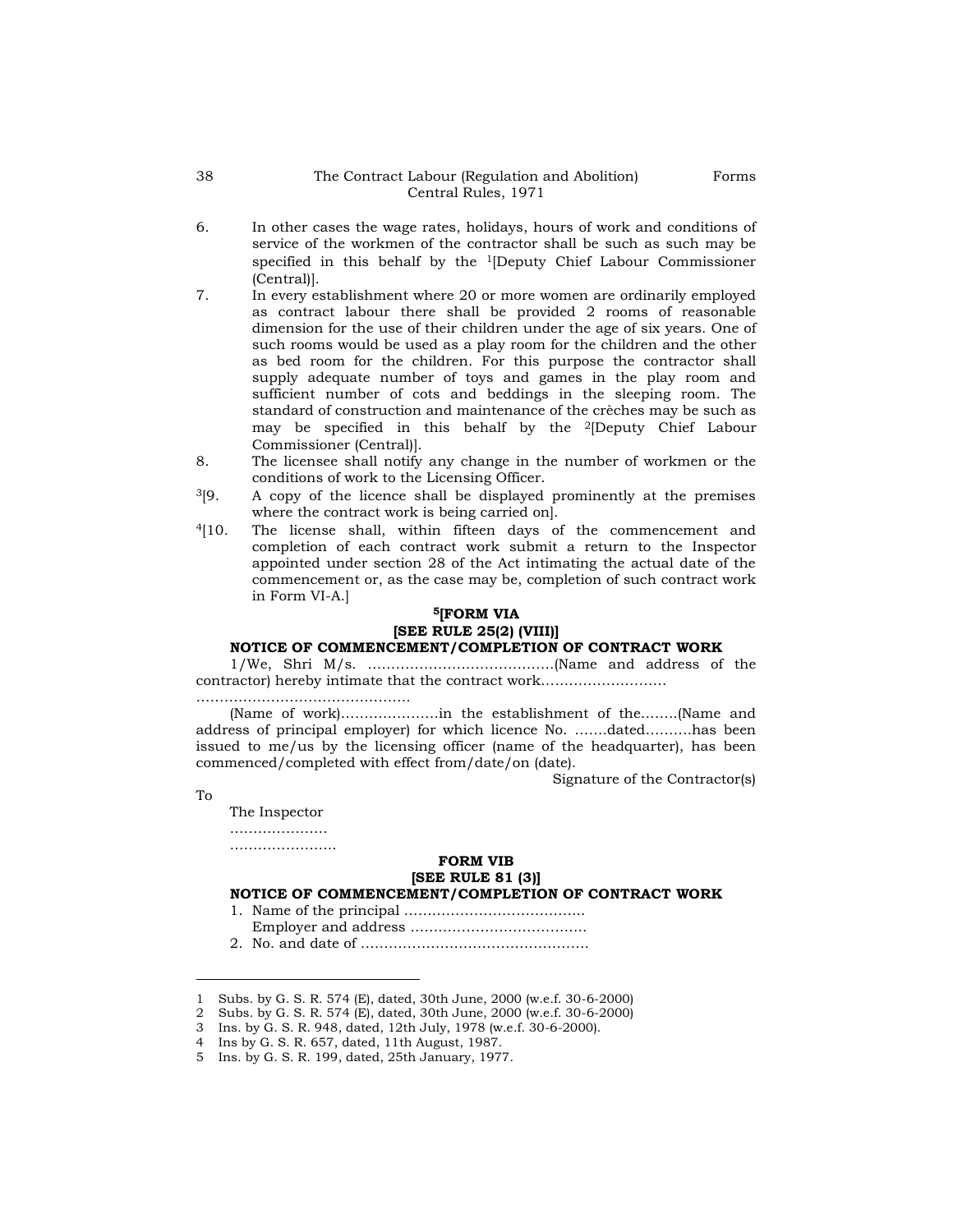6. In other cases the wage rates, holidays, hours of work and conditions of service of the workmen of the contractor shall be such as such may be specified in this behalf by the [1][Deputy Chief Labour Commissioner (Central)].

7. In every establishment where 20 or more women are ordinarily employed as contract labour there shall be provided 2 rooms of reasonable dimension for the use of their children under the age of six years. One of such rooms would be used as a play room for the children and the other as bed room for the children. For this purpose the contractor shall supply adequate number of toys and games in the play room and sufficient number of cots and beddings in the sleeping room. The standard of construction and maintenance of the crèches may be such as may be specified in this behalf by the [2][Deputy Chief Labour Commissioner (Central)].

8. The licensee shall notify any change in the number of workmen or the conditions of work to the Licensing Officer.

[3][9. A copy of the licence shall be displayed prominently at the premises where the contract work is being carried on].

[4][10. The license shall, within fifteen days of the commencement and completion of each contract work submit a return to the Inspector appointed under section 28 of the Act intimating the actual date of the commencement or, as the case may be, completion of such contract work in Form VI-A.]

### [5][FORM VIA
### [SEE RULE 25(2) (VIII)]
### NOTICE OF COMMENCEMENT/COMPLETION OF CONTRACT WORK

1/We, Shri M/s. ………………………………….(Name and address of the contractor) hereby intimate that the contract work………………………
………………………………………

(Name of work)…………………in the establishment of the……..(Name and address of principal employer) for which licence No. …….dated……….has been issued to me/us by the licensing officer (name of the headquarter), has been commenced/completed with effect from/date/on (date).

Signature of the Contractor(s)

To

The Inspector
…………………
…………………..

### FORM VIB
### [SEE RULE 81 (3)]
### NOTICE OF COMMENCEMENT/COMPLETION OF CONTRACT WORK

1. Name of the principal ………………………………..
   Employer and address ………………………………..
2. No. and date of …………………………………………

---

1 Subs. by G. S. R. 574 (E), dated, 30th June, 2000 (w.e.f. 30-6-2000)
2 Subs. by G. S. R. 574 (E), dated, 30th June, 2000 (w.e.f. 30-6-2000)
3 Ins. by G. S. R. 948, dated, 12th July, 1978 (w.e.f. 30-6-2000).
4 Ins by G. S. R. 657, dated, 11th August, 1987.
5 Ins. by G. S. R. 199, dated, 25th January, 1977.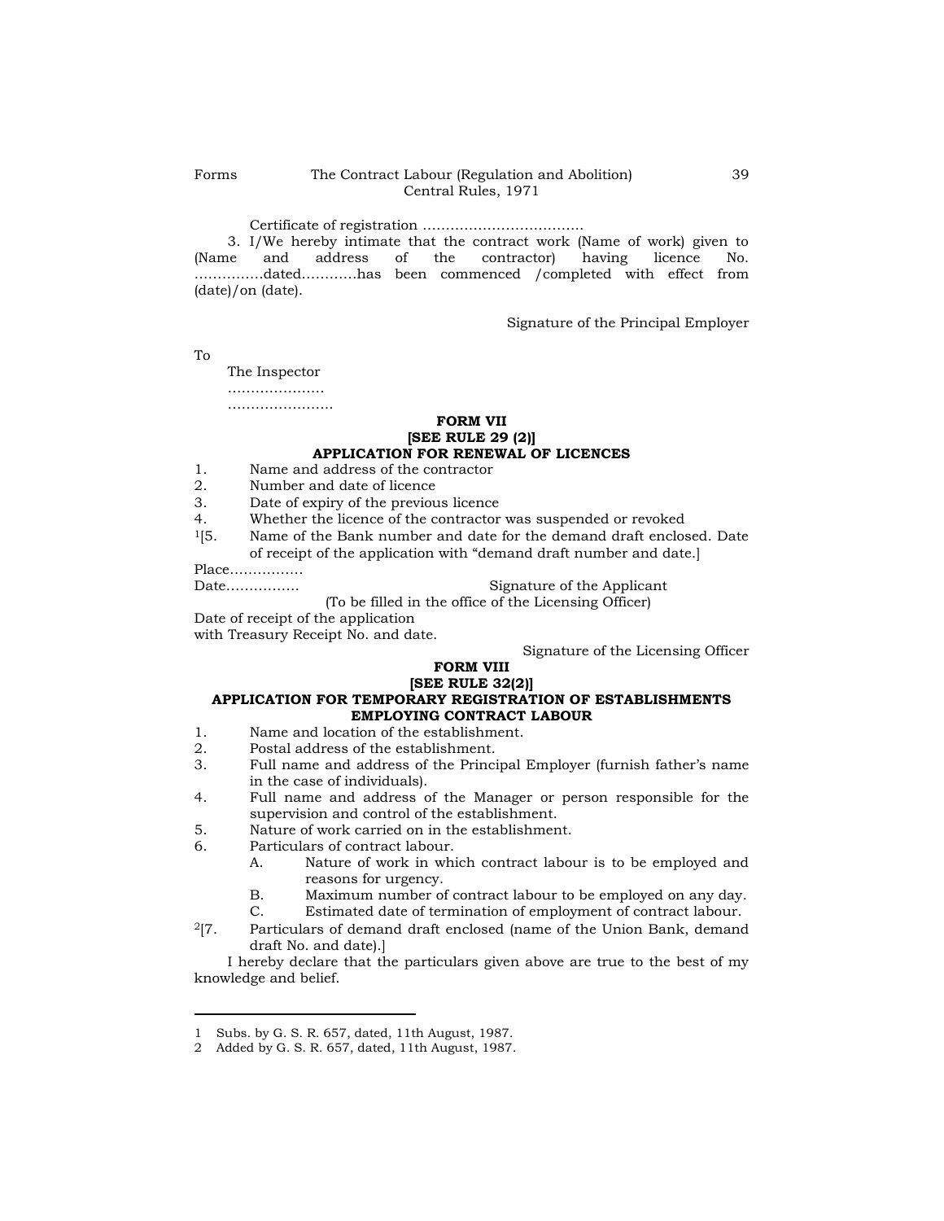Certificate of registration ……………………………..

3. I/We hereby intimate that the contract work (Name of work) given to (Name and address of the contractor) having licence No. ……………dated…………has been commenced /completed with effect from (date)/on (date).

Signature of the Principal Employer

To

The Inspector
…………………
……………………

**FORM VII**
**[SEE RULE 29 (2)]**
**APPLICATION FOR RENEWAL OF LICENCES**

1. Name and address of the contractor
2. Number and date of licence
3. Date of expiry of the previous licence
4. Whether the licence of the contractor was suspended or revoked

[1][5. Name of the Bank number and date for the demand draft enclosed. Date of receipt of the application with "demand draft number and date.]

Place…………….

Date……………. Signature of the Applicant

(To be filled in the office of the Licensing Officer)

Date of receipt of the application
with Treasury Receipt No. and date.

Signature of the Licensing Officer

**FORM VIII**
**[SEE RULE 32(2)]**
**APPLICATION FOR TEMPORARY REGISTRATION OF ESTABLISHMENTS EMPLOYING CONTRACT LABOUR**

1. Name and location of the establishment.
2. Postal address of the establishment.
3. Full name and address of the Principal Employer (furnish father's name in the case of individuals).
4. Full name and address of the Manager or person responsible for the supervision and control of the establishment.
5. Nature of work carried on in the establishment.
6. Particulars of contract labour.
   - A. Nature of work in which contract labour is to be employed and reasons for urgency.
   - B. Maximum number of contract labour to be employed on any day.
   - C. Estimated date of termination of employment of contract labour.

[2][7. Particulars of demand draft enclosed (name of the Union Bank, demand draft No. and date).]

I hereby declare that the particulars given above are true to the best of my knowledge and belief.

---

1 Subs. by G. S. R. 657, dated, 11th August, 1987.

2 Added by G. S. R. 657, dated, 11th August, 1987.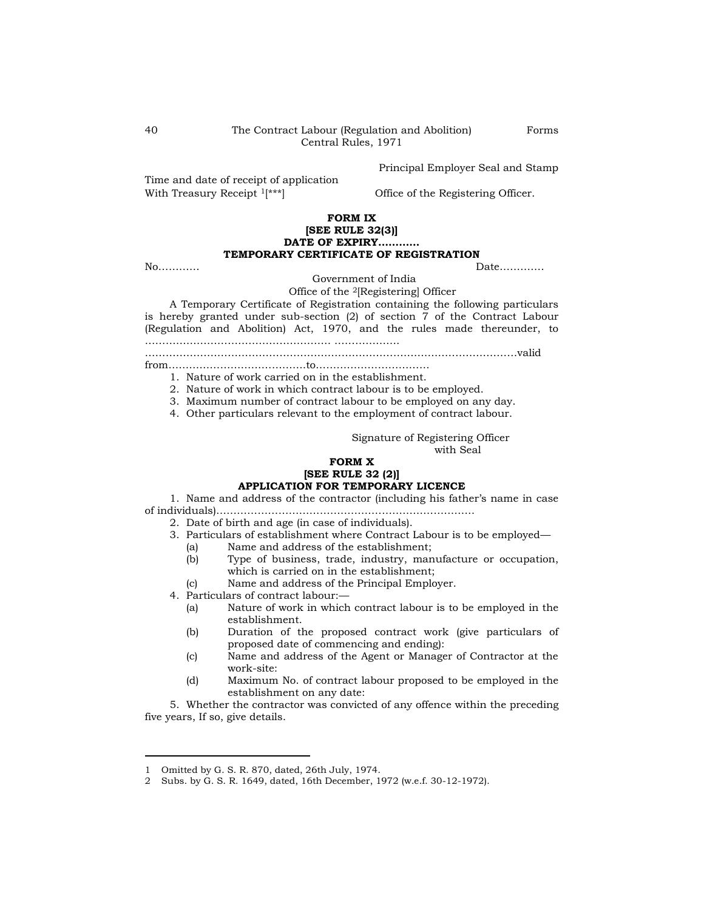Principal Employer Seal and Stamp

Time and date of receipt of application
With Treasury Receipt [1][***]

Office of the Registering Officer.

**FORM IX**
**[SEE RULE 32(3)]**
**DATE OF EXPIRY............**
**TEMPORARY CERTIFICATE OF REGISTRATION**

No............ Date............

Government of India

Office of the [2][Registering] Officer

A Temporary Certificate of Registration containing the following particulars is hereby granted under sub-section (2) of section 7 of the Contract Labour (Regulation and Abolition) Act, 1970, and the rules made thereunder, to ....................................................... ..................

.............................................................................................................valid from.......................................to................................

1. Nature of work carried on in the establishment.
2. Nature of work in which contract labour is to be employed.
3. Maximum number of contract labour to be employed on any day.
4. Other particulars relevant to the employment of contract labour.

Signature of Registering Officer
with Seal

**FORM X**
**[SEE RULE 32 (2)]**
**APPLICATION FOR TEMPORARY LICENCE**

1. Name and address of the contractor (including his father's name in case of individuals).........................................................................
2. Date of birth and age (in case of individuals).
3. Particulars of establishment where Contract Labour is to be employed—
   - (a) Name and address of the establishment;
   - (b) Type of business, trade, industry, manufacture or occupation, which is carried on in the establishment;
   - (c) Name and address of the Principal Employer.
4. Particulars of contract labour:—
   - (a) Nature of work in which contract labour is to be employed in the establishment.
   - (b) Duration of the proposed contract work (give particulars of proposed date of commencing and ending):
   - (c) Name and address of the Agent or Manager of Contractor at the work-site:
   - (d) Maximum No. of contract labour proposed to be employed in the establishment on any date:
5. Whether the contractor was convicted of any offence within the preceding five years, If so, give details.

---

1 Omitted by G. S. R. 870, dated, 26th July, 1974.
2 Subs. by G. S. R. 1649, dated, 16th December, 1972 (w.e.f. 30-12-1972).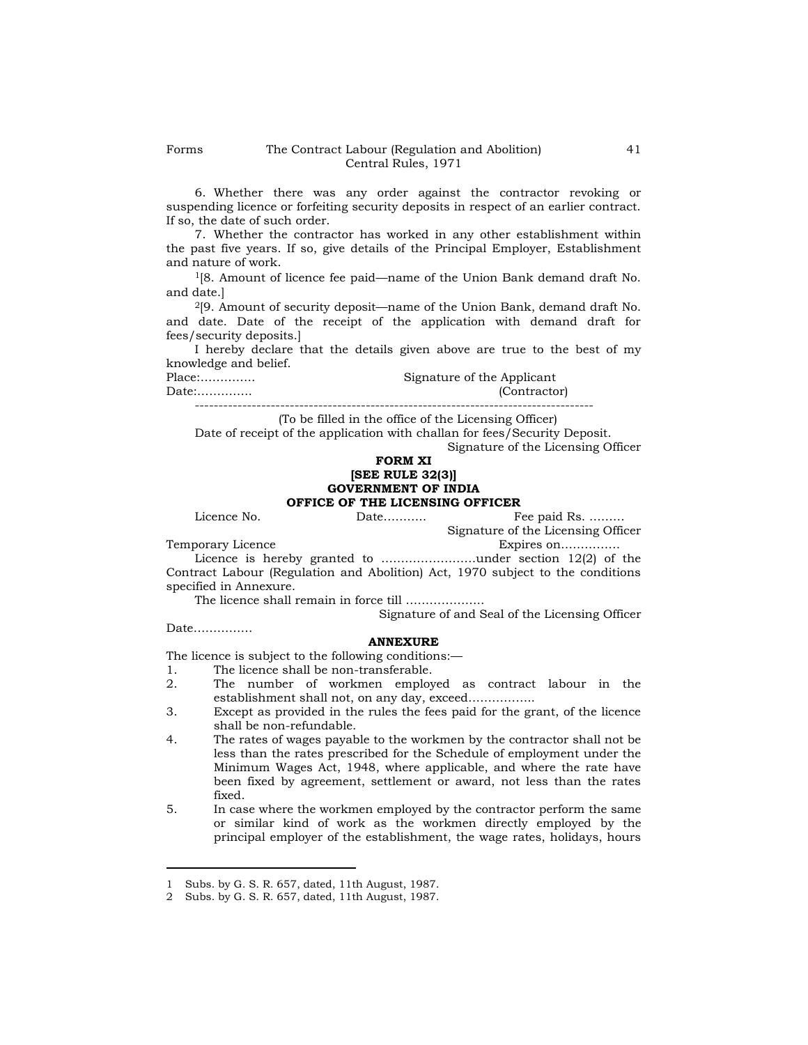6. Whether there was any order against the contractor revoking or suspending licence or forfeiting security deposits in respect of an earlier contract. If so, the date of such order.

7. Whether the contractor has worked in any other establishment within the past five years. If so, give details of the Principal Employer, Establishment and nature of work.

[1][8. Amount of licence fee paid—name of the Union Bank demand draft No. and date.]

[2][9. Amount of security deposit—name of the Union Bank, demand draft No. and date. Date of the receipt of the application with demand draft for fees/security deposits.]

I hereby declare that the details given above are true to the best of my knowledge and belief.

Place:…………..                                        Signature of the Applicant
Date:…………..                                                              (Contractor)

---

(To be filled in the office of the Licensing Officer)

Date of receipt of the application with challan for fees/Security Deposit.

Signature of the Licensing Officer

**FORM XI**
**[SEE RULE 32(3)]**
**GOVERNMENT OF INDIA**
**OFFICE OF THE LICENSING OFFICER**

Licence No.                    Date……….                    Fee paid Rs. ………

Signature of the Licensing Officer

Temporary Licence                                        Expires on……………

Licence is hereby granted to ……………………under section 12(2) of the Contract Labour (Regulation and Abolition) Act, 1970 subject to the conditions specified in Annexure.

The licence shall remain in force till ………………..

Signature of and Seal of the Licensing Officer

Date……………

**ANNEXURE**

The licence is subject to the following conditions:—

1. The licence shall be non-transferable.
2. The number of workmen employed as contract labour in the establishment shall not, on any day, exceed……………..
3. Except as provided in the rules the fees paid for the grant, of the licence shall be non-refundable.
4. The rates of wages payable to the workmen by the contractor shall not be less than the rates prescribed for the Schedule of employment under the Minimum Wages Act, 1948, where applicable, and where the rate have been fixed by agreement, settlement or award, not less than the rates fixed.
5. In case where the workmen employed by the contractor perform the same or similar kind of work as the workmen directly employed by the principal employer of the establishment, the wage rates, holidays, hours

---

1 Subs. by G. S. R. 657, dated, 11th August, 1987.

2 Subs. by G. S. R. 657, dated, 11th August, 1987.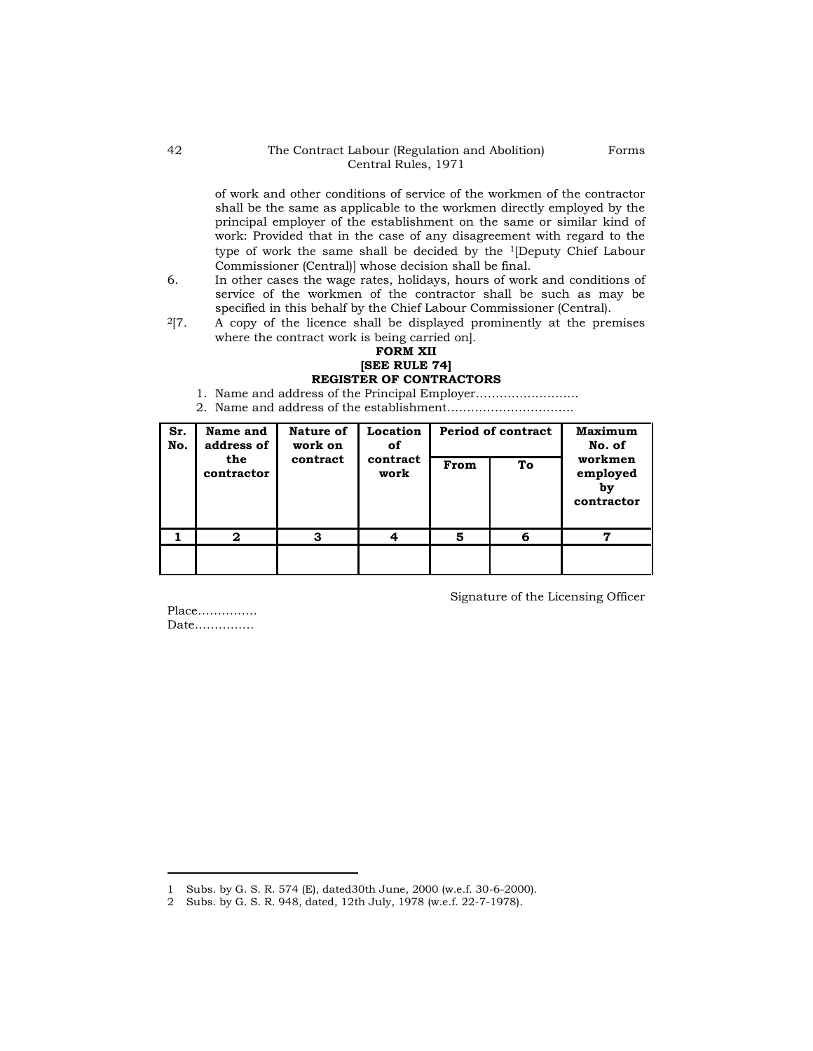of work and other conditions of service of the workmen of the contractor shall be the same as applicable to the workmen directly employed by the principal employer of the establishment on the same or similar kind of work: Provided that in the case of any disagreement with regard to the type of work the same shall be decided by the [1][Deputy Chief Labour Commissioner (Central)] whose decision shall be final.

6. In other cases the wage rates, holidays, hours of work and conditions of service of the workmen of the contractor shall be such as may be specified in this behalf by the Chief Labour Commissioner (Central).

[2][7. A copy of the licence shall be displayed prominently at the premises where the contract work is being carried on].

**FORM XII**

**[SEE RULE 74]**

**REGISTER OF CONTRACTORS**

1. Name and address of the Principal Employer……………………..
2. Name and address of the establishment…………………………..

| Sr. No. | Name and address of the contractor | Nature of work on contract | Location of contract work | Period of contract | | Maximum No. of workmen employed by contractor |
|---|---|---|---|---|---|---|
| | | | | From | To | |
| 1 | 2 | 3 | 4 | 5 | 6 | 7 |
| | | | | | | |

Signature of the Licensing Officer

Place……………

Date……………

1 Subs. by G. S. R. 574 (E), dated30th June, 2000 (w.e.f. 30-6-2000).

2 Subs. by G. S. R. 948, dated, 12th July, 1978 (w.e.f. 22-7-1978).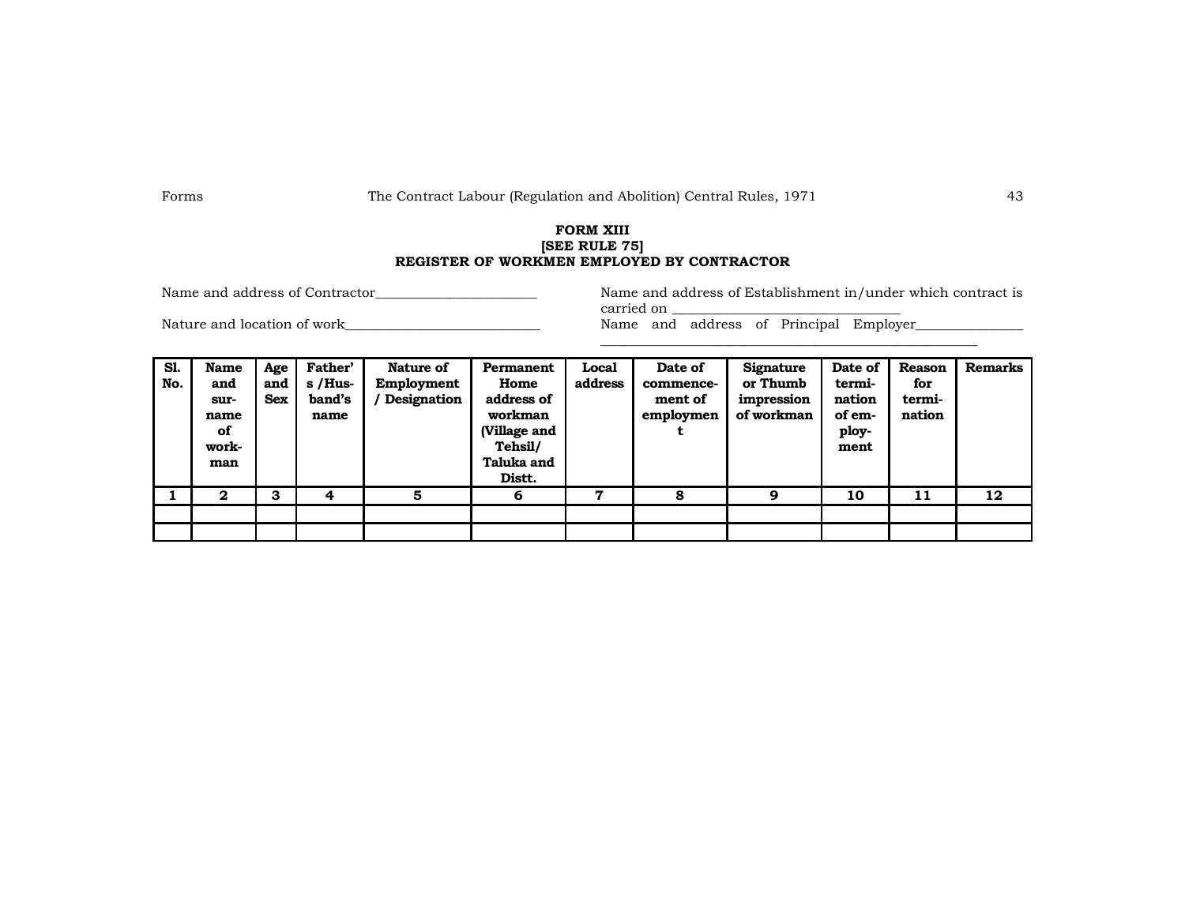**FORM XIII**
**[SEE RULE 75]**
**REGISTER OF WORKMEN EMPLOYED BY CONTRACTOR**

Name and address of Contractor_______________________

Nature and location of work___________________________

Name and address of Establishment in/under which contract is carried on ________________________________

Name and address of Principal Employer_______________
_____________________________________________________

| Sl. No. | Name and surname of workman | Age and Sex | Father's /Husband's name | Nature of Employment / Designation | Permanent Home address of workman (Village and Tehsil/ Taluka and Distt. | Local address | Date of commencement of employment | Signature or Thumb impression of workman | Date of termination of employment | Reason for termination | Remarks |
|---|---|---|---|---|---|---|---|---|---|---|---|
| 1 | 2 | 3 | 4 | 5 | 6 | 7 | 8 | 9 | 10 | 11 | 12 |
| | | | | | | | | | | | |
| | | | | | | | | | | | |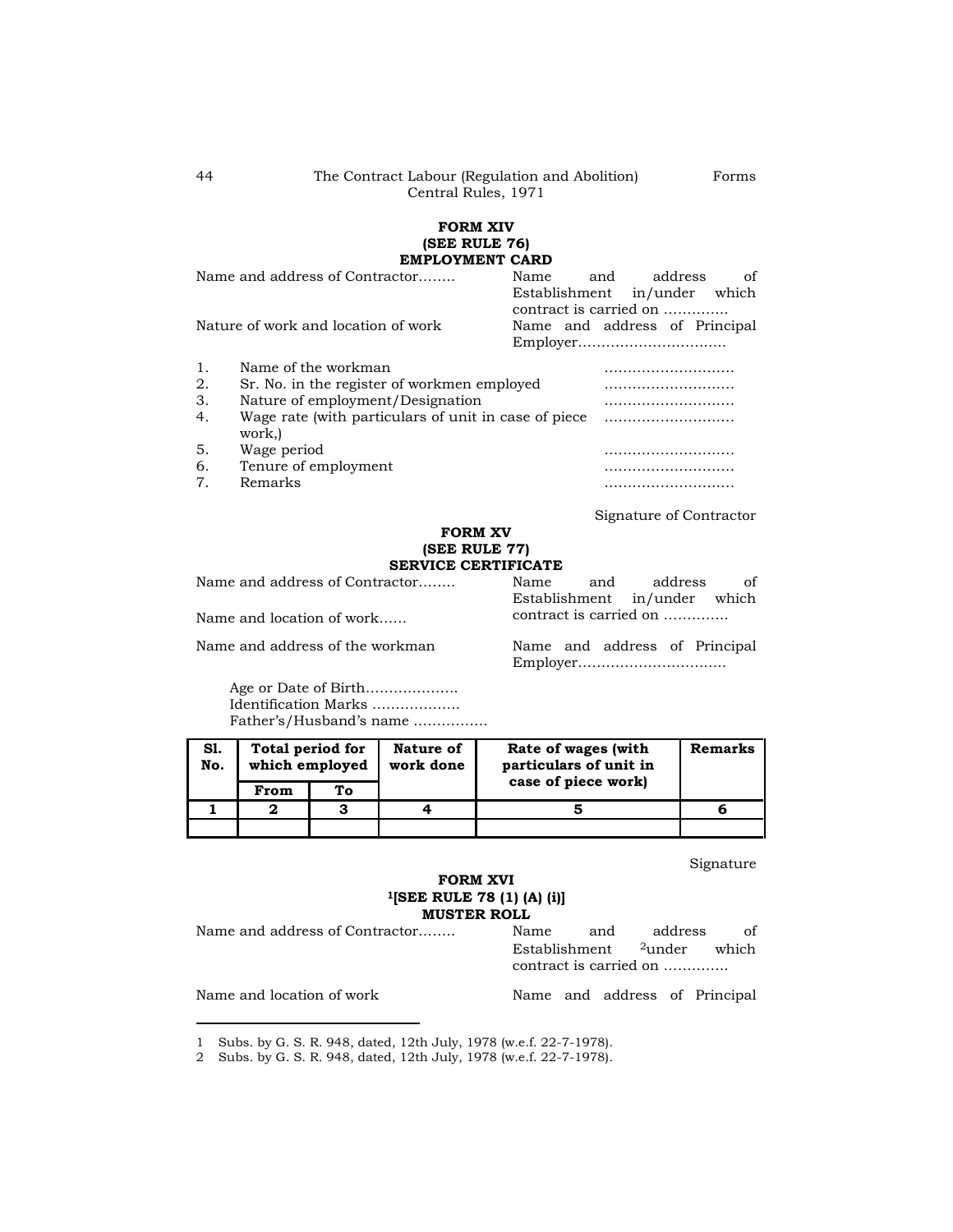## FORM XIV
### (SEE RULE 76)
### EMPLOYMENT CARD

Name and address of Contractor........

Name and address of Establishment in/under which contract is carried on .............

Nature of work and location of work

Name and address of Principal Employer...............................

1. Name of the workman ...........................
2. Sr. No. in the register of workmen employed ...........................
3. Nature of employment/Designation ...........................
4. Wage rate (with particulars of unit in case of piece work,) ...........................
5. Wage period ...........................
6. Tenure of employment ...........................
7. Remarks ...........................

Signature of Contractor

## FORM XV
### (SEE RULE 77)
### SERVICE CERTIFICATE

Name and address of Contractor........

Name and address of Establishment in/under which contract is carried on .............

Name and location of work......

Name and address of the workman

Name and address of Principal Employer...............................

Age or Date of Birth....................
Identification Marks ...................
Father's/Husband's name ................

| Sl. No. | Total period for which employed | | Nature of work done | Rate of wages (with particulars of unit in case of piece work) | Remarks |
|---|---|---|---|---|---|
| | From | To | | | |
| 1 | 2 | 3 | 4 | 5 | 6 |
| | | | | | |

Signature

## FORM XVI
### [1][SEE RULE 78 (1) (A) (i)]
### MUSTER ROLL

Name and address of Contractor........

Name and address of Establishment [2]under which contract is carried on .............

Name and location of work

Name and address of Principal

---

1 Subs. by G. S. R. 948, dated, 12th July, 1978 (w.e.f. 22-7-1978).

2 Subs. by G. S. R. 948, dated, 12th July, 1978 (w.e.f. 22-7-1978).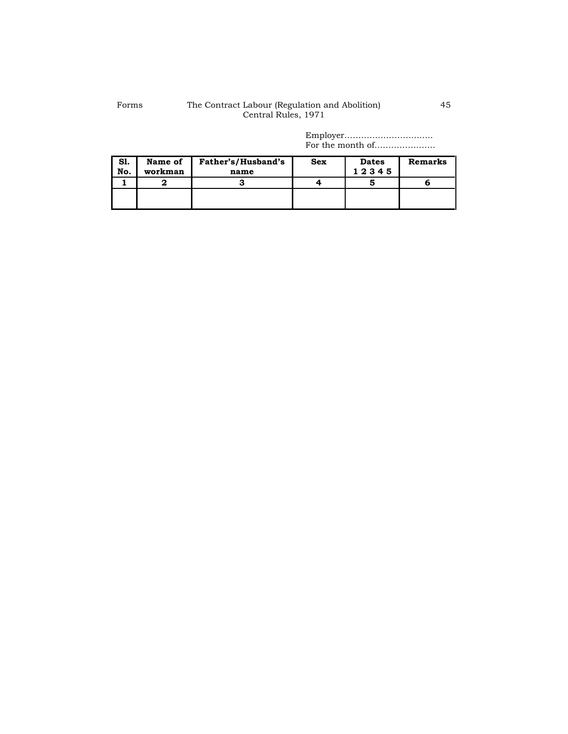Employer................................
For the month of......................

| Sl. No. | Name of workman | Father's/Husband's name | Sex | Dates 1 2 3 4 5 | Remarks |
|---|---|---|---|---|---|
| 1 | 2 | 3 | 4 | 5 | 6 |
| | | | | | |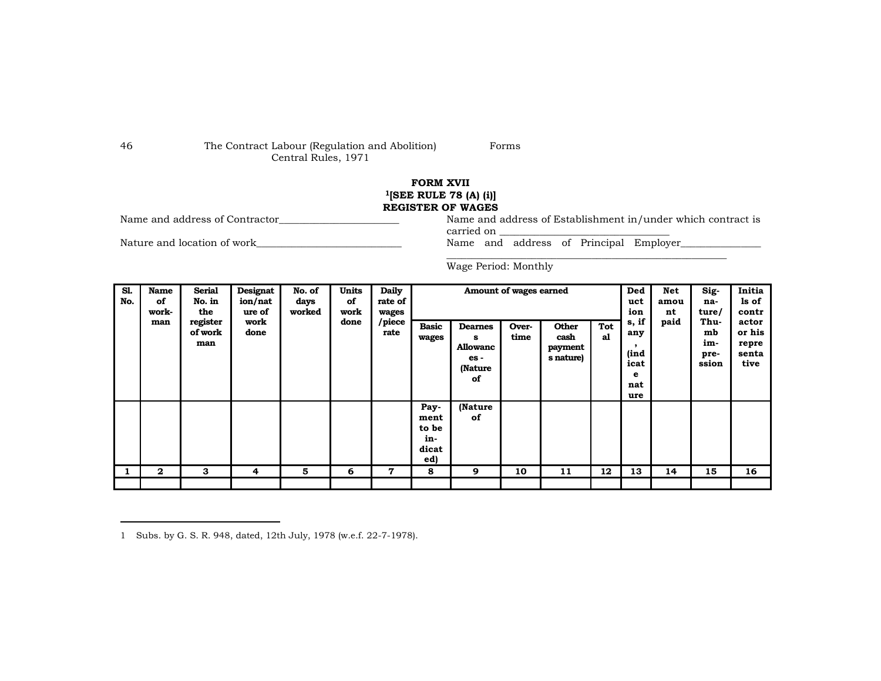# FORM XVII

**[1][SEE RULE 78 (A) (i)]**

**REGISTER OF WAGES**

Name and address of Contractor_______________________

Nature and location of work___________________________

Name and address of Establishment in/under which contract is carried on _______________________________

Name and address of Principal Employer_______________ ________________________________________________________

Wage Period: Monthly

| Sl. No. | Name of work-man | Serial No. in the register of work man | Designation/nature of work done | No. of days worked | Units of work done | Daily rate of wages /piece rate | Amount of wages earned | | | | | Deductions, if any, (indicate nature | Net amount paid | Sig-na-ture/ Thu-mb im-pre-ssion | Initials of contractor or his representative |
|---|---|---|---|---|---|---|---|---|---|---|---|---|---|---|---|
| | | | | | | | Basic wages | Dearness Allowances - (Nature of | Over-time | Other cash payments nature) | Total | | | | |
| | | | | | | | Pay-ment to be in-dicated) | (Nature of | | | | | | | |
| 1 | 2 | 3 | 4 | 5 | 6 | 7 | 8 | 9 | 10 | 11 | 12 | 13 | 14 | 15 | 16 |
| | | | | | | | | | | | | | | | |

1 Subs. by G. S. R. 948, dated, 12th July, 1978 (w.e.f. 22-7-1978).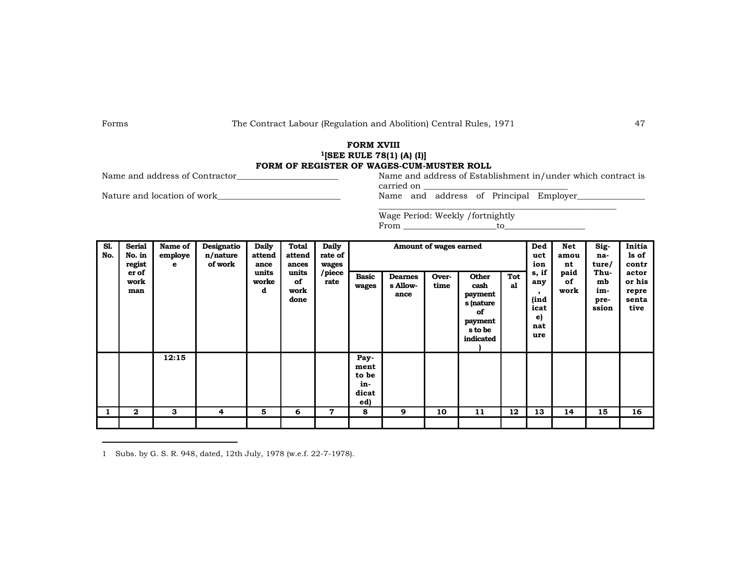**FORM XVIII**

**[1][SEE RULE 78(1) (A) (I)]**

**FORM OF REGISTER OF WAGES-CUM-MUSTER ROLL**

Name and address of Contractor________________________

Nature and location of work____________________________

Name and address of Establishment in/under which contract is carried on ________________________________

Name and address of Principal Employer_______________ ________________________________________________________

Wage Period: Weekly /fortnightly

From _____________________to__________________

| Sl. No. | Serial No. in register of workman | Name of employee | Designation/nature of work | Daily attendance units worked | Total attendances units of work done | Daily rate of wages /piece rate | Amount of wages earned | | | | | Deduction s, if any, (indicate) nature | Net amount paid of work | Sig-na-ture/ Thu-mb im-pre-ssion | Initials of contractor or his representative |
|---|---|---|---|---|---|---|---|---|---|---|---|---|---|---|---|
| | | | | | | | Basic wages | Dearness Allow-ance | Over-time | Other cash payments (nature of payments to be indicated) | Total | | | | |
| | | 12:15 | | | | | Pay-ment to be in-dicated) | | | | | | | | |
| 1 | 2 | 3 | 4 | 5 | 6 | 7 | 8 | 9 | 10 | 11 | 12 | 13 | 14 | 15 | 16 |
| | | | | | | | | | | | | | | | |

1 Subs. by G. S. R. 948, dated, 12th July, 1978 (w.e.f. 22-7-1978).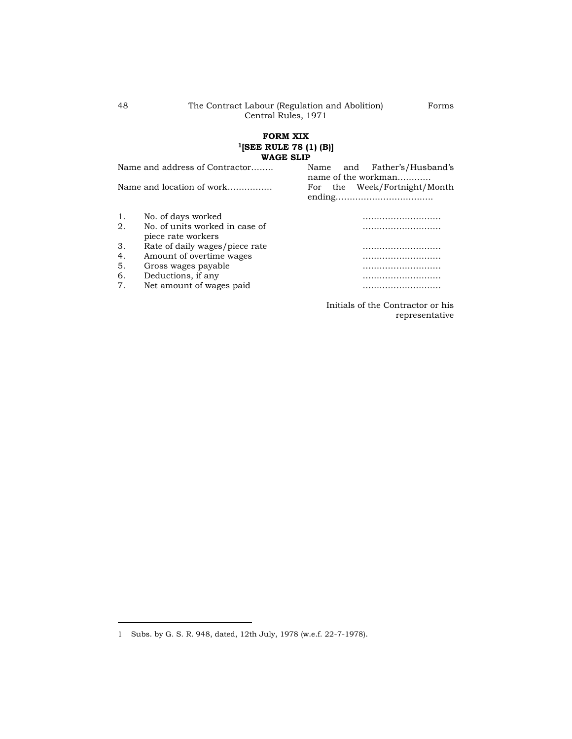## FORM XIX

**[1][SEE RULE 78 (1) (B)]**

**WAGE SLIP**

Name and address of Contractor........

Name and location of work...............

Name and Father's/Husband's name of the workman............

For the Week/Fortnight/Month ending..................................

1. No. of days worked ............................
2. No. of units worked in case of piece rate workers ............................
3. Rate of daily wages/piece rate ............................
4. Amount of overtime wages ............................
5. Gross wages payable ............................
6. Deductions, if any ............................
7. Net amount of wages paid ............................

Initials of the Contractor or his representative

---

1 Subs. by G. S. R. 948, dated, 12th July, 1978 (w.e.f. 22-7-1978).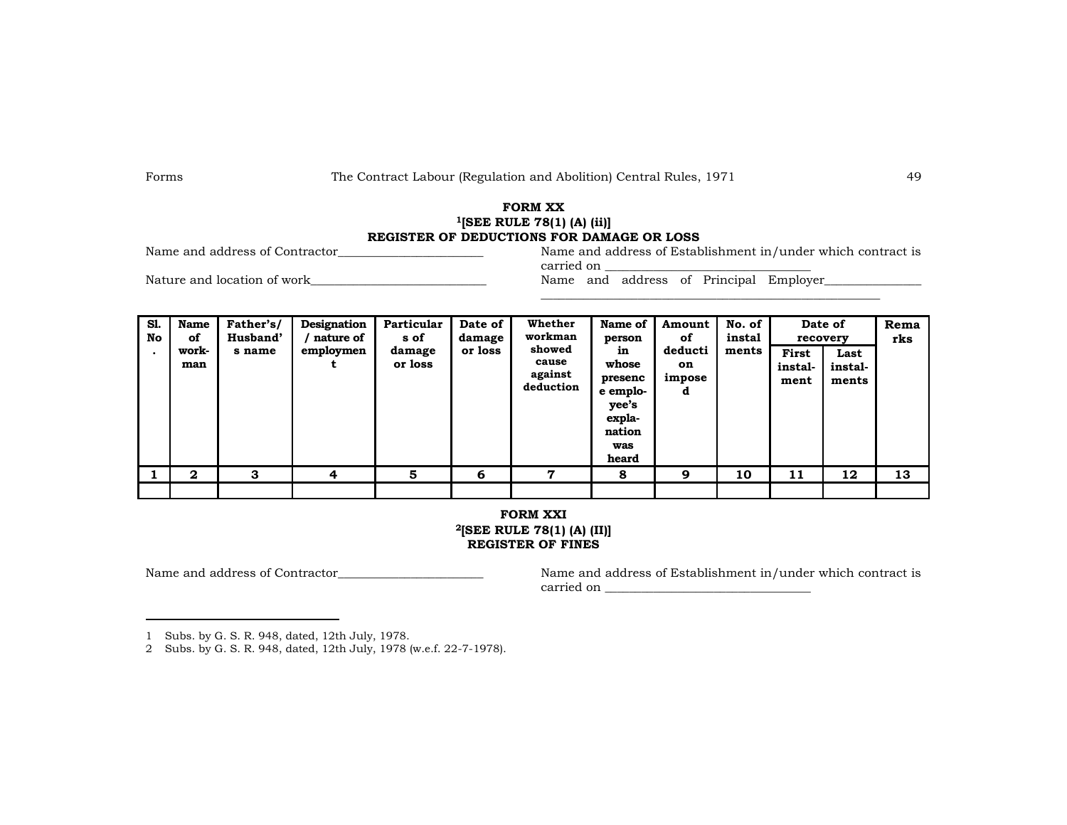## FORM XX

**[1][SEE RULE 78(1) (A) (ii)]**

**REGISTER OF DEDUCTIONS FOR DAMAGE OR LOSS**

Name and address of Contractor_______________________

Nature and location of work___________________________

Name and address of Establishment in/under which contract is carried on ________________________________

Name and address of Principal Employer_______________ ______________________________________________________

| Sl. No. | Name of work-man | Father's/ Husband's name | Designation / nature of employment | Particulars of damage or loss | Date of damage or loss | Whether workman showed cause against deduction | Name of person in whose presence employee's explanation was heard | Amount of deduction imposed | No. of instalments | Date of recovery | | Remarks |
|---|---|---|---|---|---|---|---|---|---|---|---|---|
| | | | | | | | | | | First instal-ment | Last instal-ments | |
| 1 | 2 | 3 | 4 | 5 | 6 | 7 | 8 | 9 | 10 | 11 | 12 | 13 |
| | | | | | | | | | | | | |

## FORM XXI

**[2][SEE RULE 78(1) (A) (II)]**

**REGISTER OF FINES**

Name and address of Contractor_______________________

Name and address of Establishment in/under which contract is carried on ________________________________

---

1 Subs. by G. S. R. 948, dated, 12th July, 1978.

2 Subs. by G. S. R. 948, dated, 12th July, 1978 (w.e.f. 22-7-1978).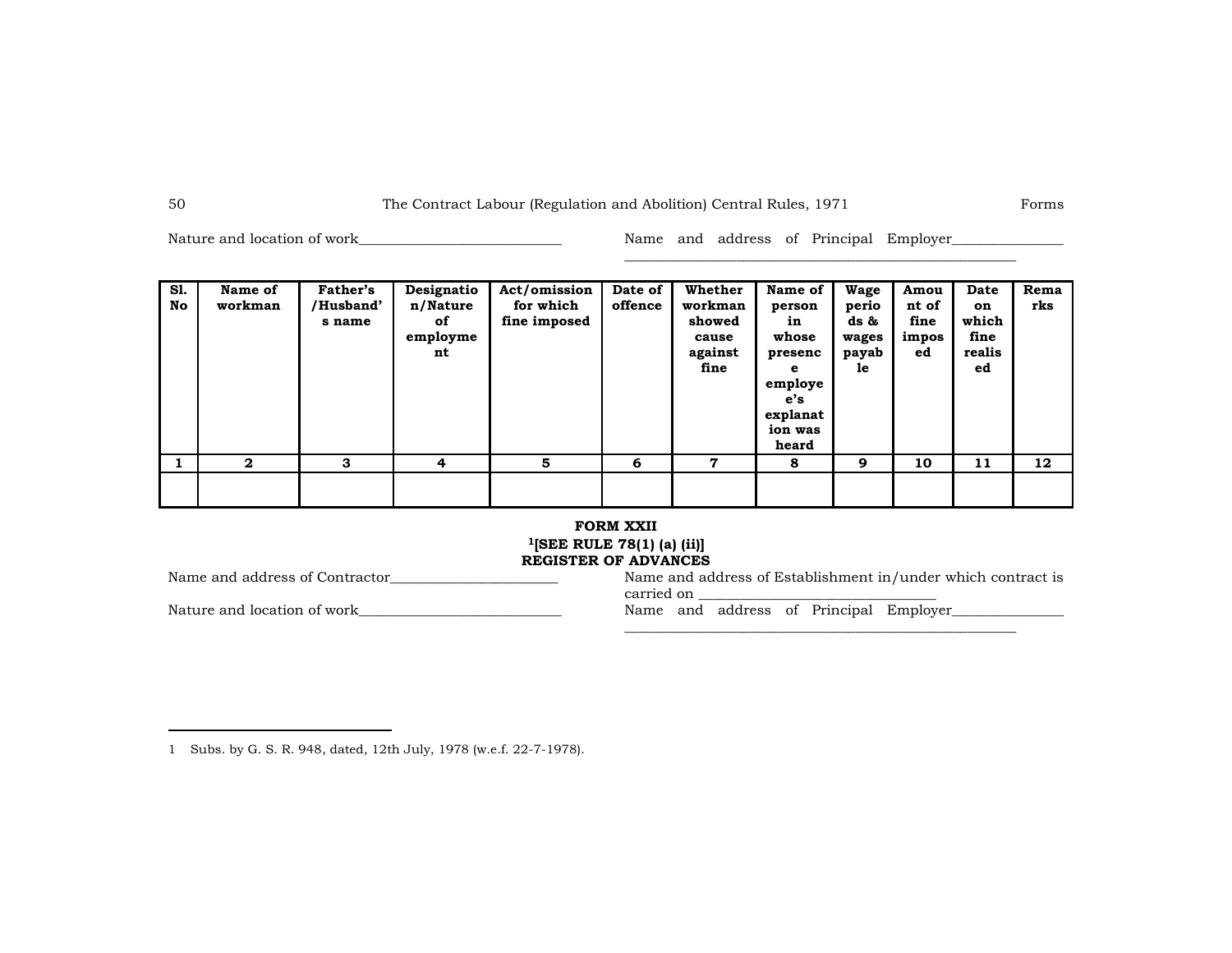Nature and location of work____________________________

Name and address of Principal Employer_______________
_______________________________________________________

| Sl. No | Name of workman | Father's /Husband's name | Designation/Nature of employment | Act/omission for which fine imposed | Date of offence | Whether workman showed cause against fine | Name of person in whose presence employee's explanation was heard | Wage periods & wages payable | Amount of fine imposed | Date on which fine realised | Remarks |
|---|---|---|---|---|---|---|---|---|---|---|---|
| 1 | 2 | 3 | 4 | 5 | 6 | 7 | 8 | 9 | 10 | 11 | 12 |
| | | | | | | | | | | | |

**FORM XXII**

**[1][SEE RULE 78(1) (a) (ii)]**

**REGISTER OF ADVANCES**

Name and address of Contractor_______________________

Name and address of Establishment in/under which contract is carried on _________________________________

Nature and location of work____________________________

Name and address of Principal Employer_______________
_______________________________________________________

---

1 Subs. by G. S. R. 948, dated, 12th July, 1978 (w.e.f. 22-7-1978).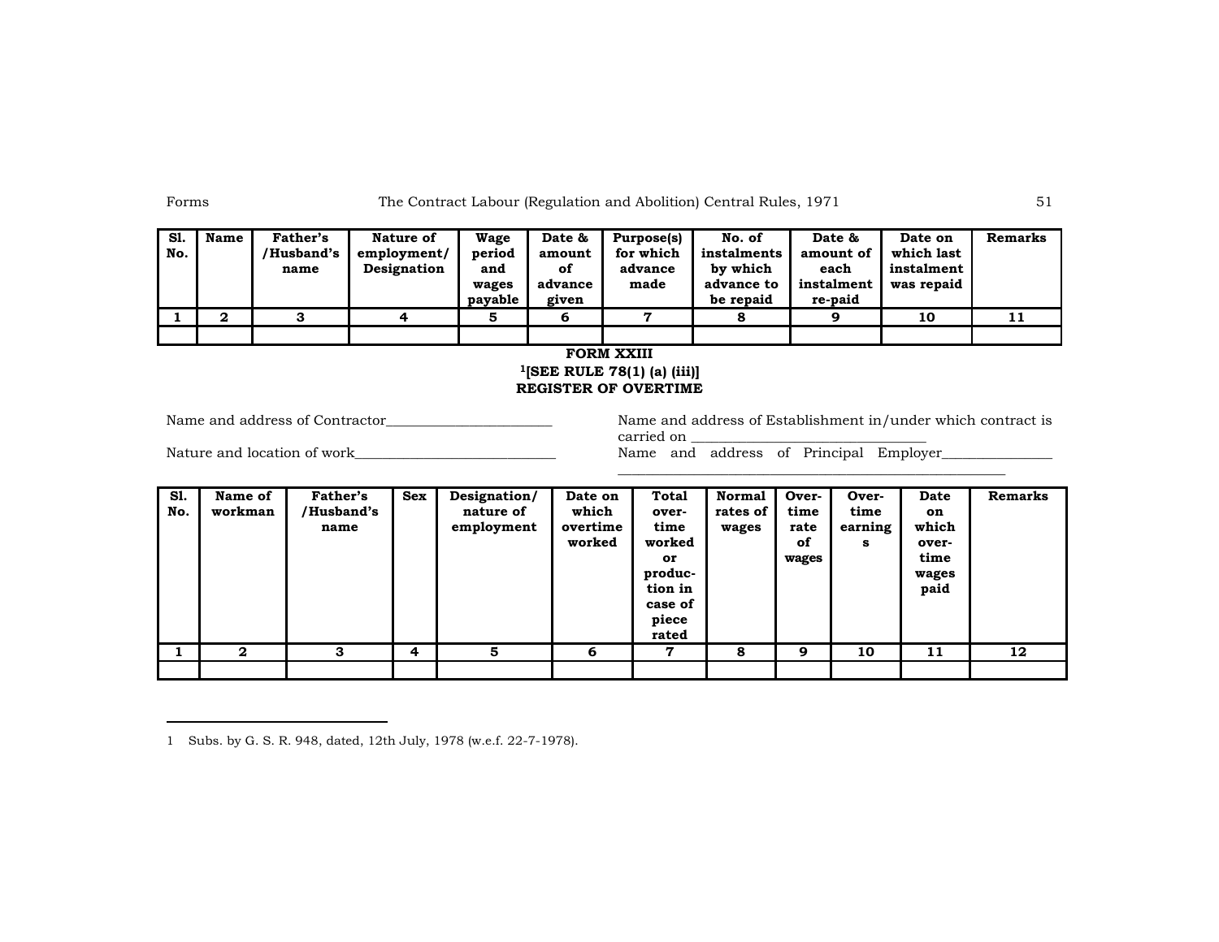| Sl. No. | Name | Father's /Husband's name | Nature of employment/ Designation | Wage period and wages payable | Date & amount of advance given | Purpose(s) for which advance made | No. of instalments by which advance to be repaid | Date & amount of each instalment re-paid | Date on which last instalment was repaid | Remarks |
|---|---|---|---|---|---|---|---|---|---|---|
| 1 | 2 | 3 | 4 | 5 | 6 | 7 | 8 | 9 | 10 | 11 |
| | | | | | | | | | | |

**FORM XXIII**

**[1][SEE RULE 78(1) (a) (iii)]**

**REGISTER OF OVERTIME**

Name and address of Contractor________________________

Nature and location of work____________________________

Name and address of Establishment in/under which contract is carried on ________________________________

Name and address of Principal Employer________________

______________________________________________________

| Sl. No. | Name of workman | Father's /Husband's name | Sex | Designation/ nature of employment | Date on which overtime worked | Total over-time worked or produc-tion in case of piece rated | Normal rates of wages | Over-time rate of wages | Over-time earnings | Date on which over-time wages paid | Remarks |
|---|---|---|---|---|---|---|---|---|---|---|---|
| 1 | 2 | 3 | 4 | 5 | 6 | 7 | 8 | 9 | 10 | 11 | 12 |
| | | | | | | | | | | | |

1 Subs. by G. S. R. 948, dated, 12th July, 1978 (w.e.f. 22-7-1978).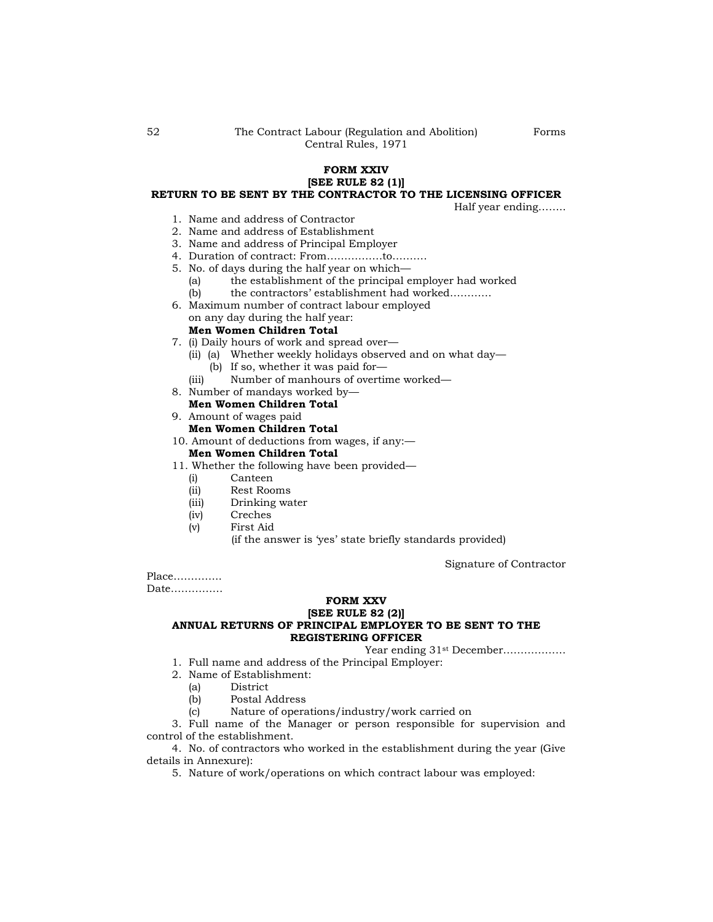## FORM XXIV

### [SEE RULE 82 (1)]

### RETURN TO BE SENT BY THE CONTRACTOR TO THE LICENSING OFFICER

Half year ending……..

1. Name and address of Contractor
2. Name and address of Establishment
3. Name and address of Principal Employer
4. Duration of contract: From…………….to……….
5. No. of days during the half year on which—
   - (a) the establishment of the principal employer had worked
   - (b) the contractors' establishment had worked………..
6. Maximum number of contract labour employed on any day during the half year:
   **Men Women Children Total**
7. (i) Daily hours of work and spread over—
   - (ii) (a) Whether weekly holidays observed and on what day—
     - (b) If so, whether it was paid for—
   - (iii) Number of manhours of overtime worked—
8. Number of mandays worked by—
   **Men Women Children Total**
9. Amount of wages paid
   **Men Women Children Total**
10. Amount of deductions from wages, if any:—
    **Men Women Children Total**
11. Whether the following have been provided—
    - (i) Canteen
    - (ii) Rest Rooms
    - (iii) Drinking water
    - (iv) Creches
    - (v) First Aid

    (if the answer is 'yes' state briefly standards provided)

Signature of Contractor

Place………….

Date……………

## FORM XXV

### [SEE RULE 82 (2)]

### ANNUAL RETURNS OF PRINCIPAL EMPLOYER TO BE SENT TO THE REGISTERING OFFICER

Year ending 31st December………………

1. Full name and address of the Principal Employer:
2. Name of Establishment:
   - (a) District
   - (b) Postal Address
   - (c) Nature of operations/industry/work carried on
3. Full name of the Manager or person responsible for supervision and control of the establishment.
4. No. of contractors who worked in the establishment during the year (Give details in Annexure):
5. Nature of work/operations on which contract labour was employed: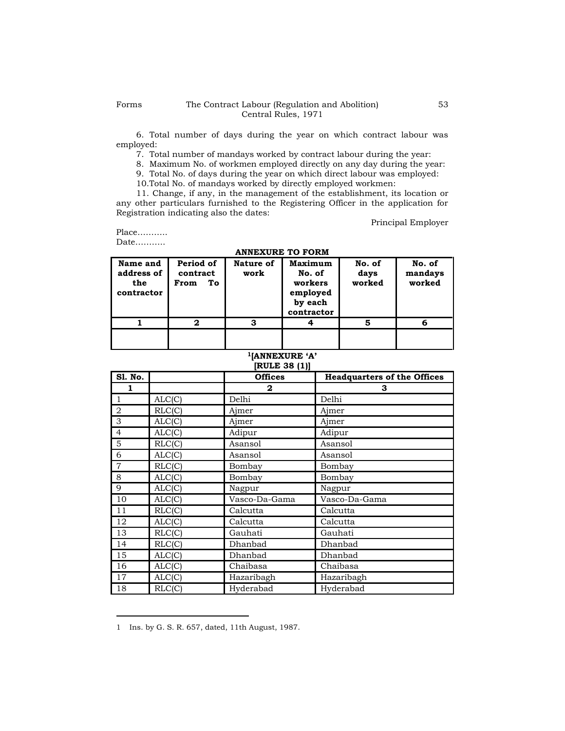6. Total number of days during the year on which contract labour was employed:

7. Total number of mandays worked by contract labour during the year:

8. Maximum No. of workmen employed directly on any day during the year:

9. Total No. of days during the year on which direct labour was employed:

10. Total No. of mandays worked by directly employed workmen:

11. Change, if any, in the management of the establishment, its location or any other particulars furnished to the Registering Officer in the application for Registration indicating also the dates:

Principal Employer

Place...........

Date...........

**ANNEXURE TO FORM**

| Name and address of the contractor | Period of contract From To | Nature of work | Maximum No. of workers employed by each contractor | No. of days worked | No. of mandays worked |
|---|---|---|---|---|---|
| 1 | 2 | 3 | 4 | 5 | 6 |
| | | | | | |

**[1][ANNEXURE 'A'**

**[RULE 38 (1)]**

| Sl. No. | | Offices | Headquarters of the Offices |
|---|---|---|---|
| 1 | | 2 | 3 |
| 1 | ALC(C) | Delhi | Delhi |
| 2 | RLC(C) | Ajmer | Ajmer |
| 3 | ALC(C) | Ajmer | Ajmer |
| 4 | ALC(C) | Adipur | Adipur |
| 5 | RLC(C) | Asansol | Asansol |
| 6 | ALC(C) | Asansol | Asansol |
| 7 | RLC(C) | Bombay | Bombay |
| 8 | ALC(C) | Bombay | Bombay |
| 9 | ALC(C) | Nagpur | Nagpur |
| 10 | ALC(C) | Vasco-Da-Gama | Vasco-Da-Gama |
| 11 | RLC(C) | Calcutta | Calcutta |
| 12 | ALC(C) | Calcutta | Calcutta |
| 13 | RLC(C) | Gauhati | Gauhati |
| 14 | RLC(C) | Dhanbad | Dhanbad |
| 15 | ALC(C) | Dhanbad | Dhanbad |
| 16 | ALC(C) | Chaibasa | Chaibasa |
| 17 | ALC(C) | Hazaribagh | Hazaribagh |
| 18 | RLC(C) | Hyderabad | Hyderabad |

1 Ins. by G. S. R. 657, dated, 11th August, 1987.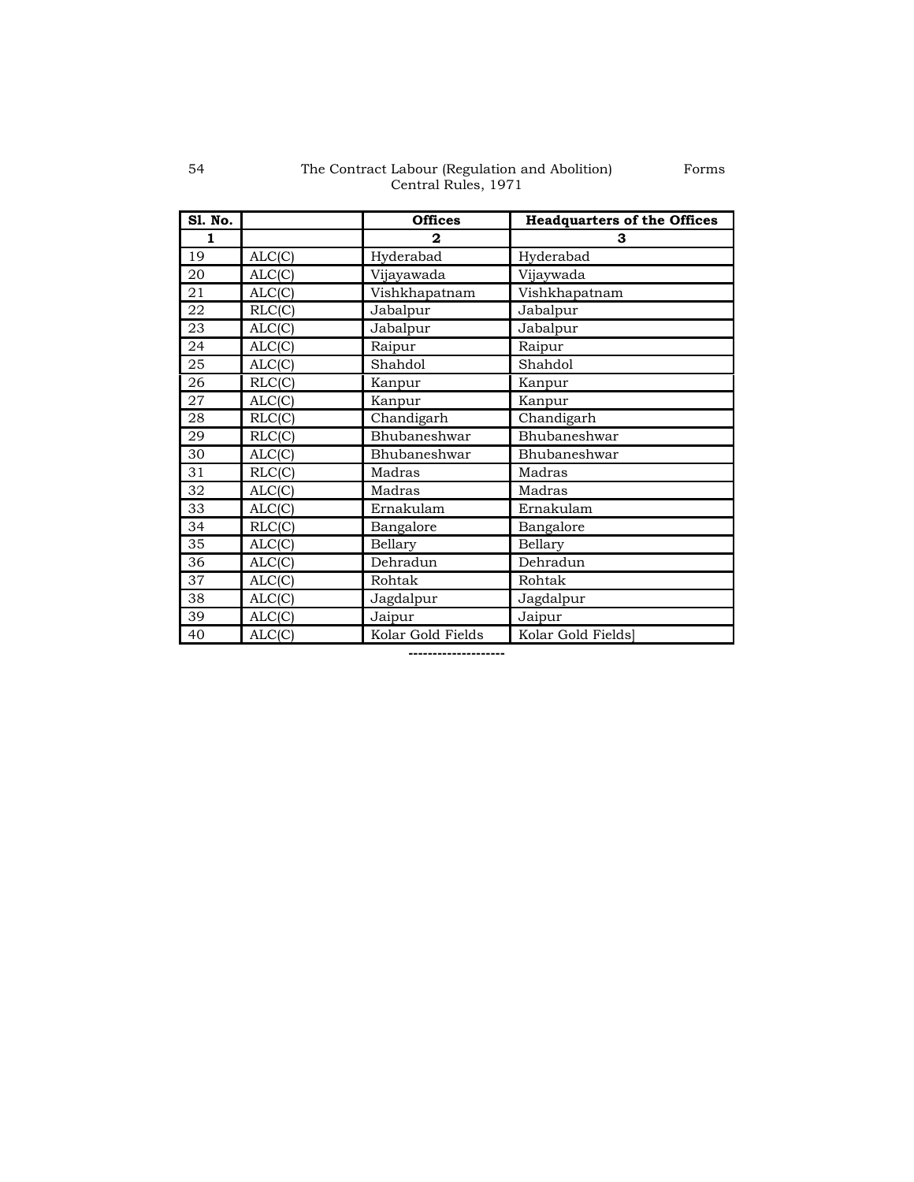| Sl. No. | | Offices | Headquarters of the Offices |
|---|---|---|---|
| 1 | | 2 | 3 |
| 19 | ALC(C) | Hyderabad | Hyderabad |
| 20 | ALC(C) | Vijayawada | Vijaywada |
| 21 | ALC(C) | Vishkhapatnam | Vishkhapatnam |
| 22 | RLC(C) | Jabalpur | Jabalpur |
| 23 | ALC(C) | Jabalpur | Jabalpur |
| 24 | ALC(C) | Raipur | Raipur |
| 25 | ALC(C) | Shahdol | Shahdol |
| 26 | RLC(C) | Kanpur | Kanpur |
| 27 | ALC(C) | Kanpur | Kanpur |
| 28 | RLC(C) | Chandigarh | Chandigarh |
| 29 | RLC(C) | Bhubaneshwar | Bhubaneshwar |
| 30 | ALC(C) | Bhubaneshwar | Bhubaneshwar |
| 31 | RLC(C) | Madras | Madras |
| 32 | ALC(C) | Madras | Madras |
| 33 | ALC(C) | Ernakulam | Ernakulam |
| 34 | RLC(C) | Bangalore | Bangalore |
| 35 | ALC(C) | Bellary | Bellary |
| 36 | ALC(C) | Dehradun | Dehradun |
| 37 | ALC(C) | Rohtak | Rohtak |
| 38 | ALC(C) | Jagdalpur | Jagdalpur |
| 39 | ALC(C) | Jaipur | Jaipur |
| 40 | ALC(C) | Kolar Gold Fields | Kolar Gold Fields] |

--------------------